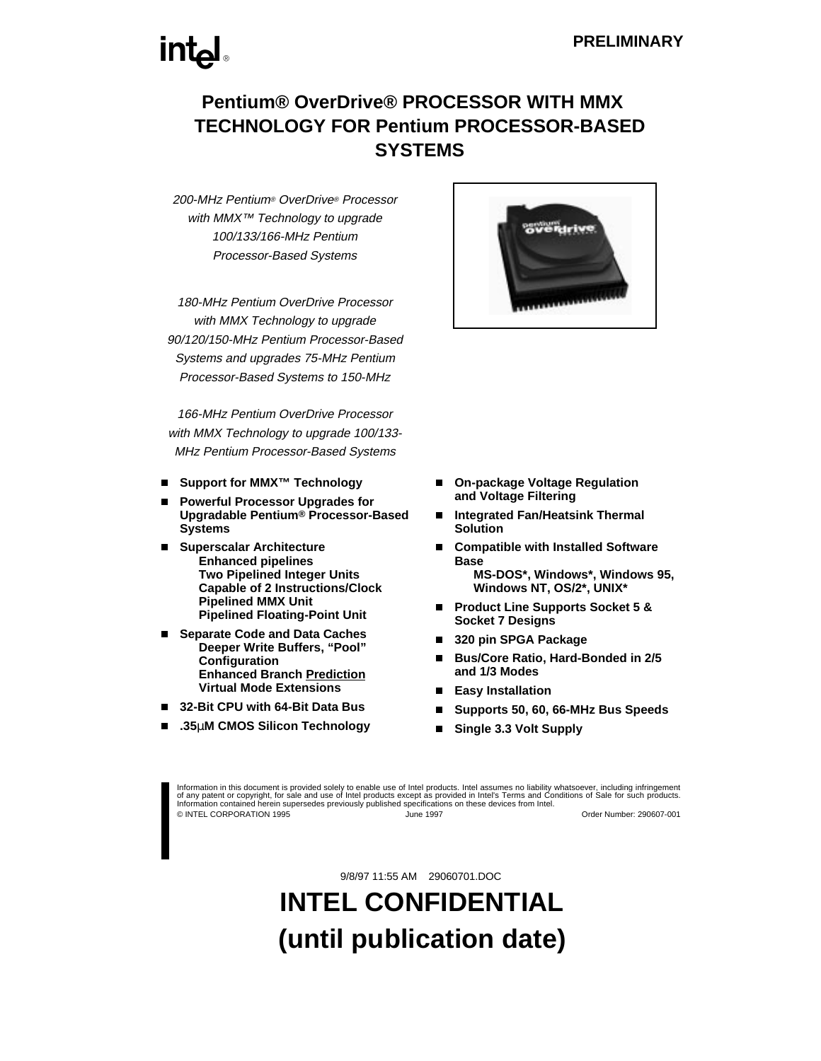PRELIMINARY

# Pentium® OverDrive® PROCESSOR WITH MMX TECHNOLOGY FOR Pentium PROCESSOR-BASED SYSTEMS

*200-MHz Pentium® OverDrive® Processor with MMX™ Technology to upgrade 100/133/166-MHz Pentium Processor-Based Systems*

*180-MHz Pentium OverDrive Processor with MMX Technology to upgrade 90/120/150-MHz Pentium Processor-Based Systems and upgrades 75-MHz Pentium Processor-Based Systems to 150-MHz*

*166-MHz Pentium OverDrive Processor with MMX Technology to upgrade 100/133-MHz Pentium Processor-Based Systems*

- **Support for MMX™ Technology**
- **Powerful Processor Upgrades for Upgradable Pentium® Processor-Based Systems**
- **Superscalar Architecture**
  - **Enhanced pipelines**
  - **Two Pipelined Integer Units**
  - **Capable of 2 Instructions/Clock**
  - **Pipelined MMX Unit**
  - **Pipelined Floating-Point Unit**
- **Separate Code and Data Caches**
  - **Deeper Write Buffers, "Pool" Configuration**
  - **Enhanced Branch Prediction**
  - **Virtual Mode Extensions**
- **32-Bit CPU with 64-Bit Data Bus**
- **.35μM CMOS Silicon Technology**
- **On-package Voltage Regulation and Voltage Filtering**
- **Integrated Fan/Heatsink Thermal Solution**
- **Compatible with Installed Software Base**
  - **MS-DOS\*, Windows\*, Windows 95, Windows NT, OS/2\*, UNIX\***
- **Product Line Supports Socket 5 & Socket 7 Designs**
- **320 pin SPGA Package**
- **Bus/Core Ratio, Hard-Bonded in 2/5 and 1/3 Modes**
- **Easy Installation**
- **Supports 50, 60, 66-MHz Bus Speeds**
- **Single 3.3 Volt Supply**

Information in this document is provided solely to enable use of Intel products. Intel assumes no liability whatsoever, including infringement of any patent or copyright, for sale and use of Intel products except as provided in Intel's Terms and Conditions of Sale for such products. Information contained herein supersedes previously published specifications on these devices from Intel.

© INTEL CORPORATION 1995 June 1997 Order Number: 290607-001

9/8/97 11:55 AM 29060701.DOC

**INTEL CONFIDENTIAL (until publication date)**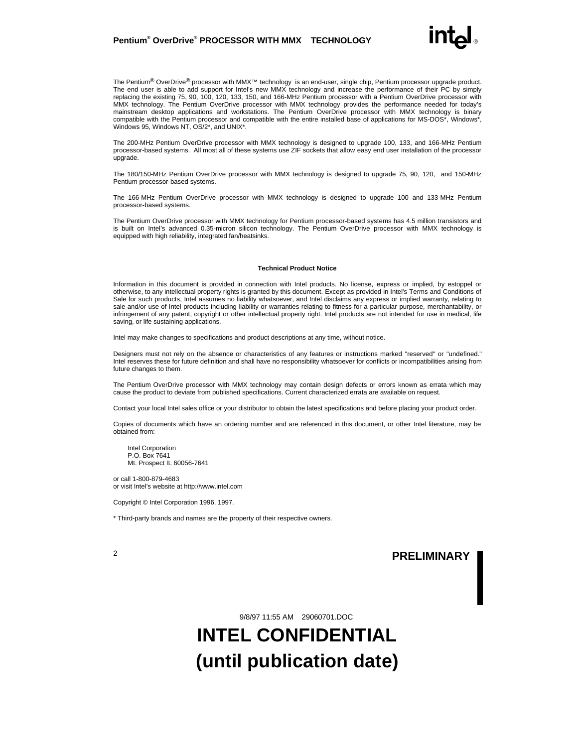The Pentium® OverDrive® processor with MMX™ technology is an end-user, single chip, Pentium processor upgrade product. The end user is able to add support for Intel's new MMX technology and increase the performance of their PC by simply replacing the existing 75, 90, 100, 120, 133, 150, and 166-MHz Pentium processor with a Pentium OverDrive processor with MMX technology. The Pentium OverDrive processor with MMX technology provides the performance needed for today's mainstream desktop applications and workstations. The Pentium OverDrive processor with MMX technology is binary compatible with the Pentium processor and compatible with the entire installed base of applications for MS-DOS*, Windows*, Windows 95, Windows NT, OS/2*, and UNIX*.

The 200-MHz Pentium OverDrive processor with MMX technology is designed to upgrade 100, 133, and 166-MHz Pentium processor-based systems. All most all of these systems use ZIF sockets that allow easy end user installation of the processor upgrade.

The 180/150-MHz Pentium OverDrive processor with MMX technology is designed to upgrade 75, 90, 120, and 150-MHz Pentium processor-based systems.

The 166-MHz Pentium OverDrive processor with MMX technology is designed to upgrade 100 and 133-MHz Pentium processor-based systems.

The Pentium OverDrive processor with MMX technology for Pentium processor-based systems has 4.5 million transistors and is built on Intel's advanced 0.35-micron silicon technology. The Pentium OverDrive processor with MMX technology is equipped with high reliability, integrated fan/heatsinks.

**Technical Product Notice**

Information in this document is provided in connection with Intel products. No license, express or implied, by estoppel or otherwise, to any intellectual property rights is granted by this document. Except as provided in Intel's Terms and Conditions of Sale for such products, Intel assumes no liability whatsoever, and Intel disclaims any express or implied warranty, relating to sale and/or use of Intel products including liability or warranties relating to fitness for a particular purpose, merchantability, or infringement of any patent, copyright or other intellectual property right. Intel products are not intended for use in medical, life saving, or life sustaining applications.

Intel may make changes to specifications and product descriptions at any time, without notice.

Designers must not rely on the absence or characteristics of any features or instructions marked "reserved" or "undefined." Intel reserves these for future definition and shall have no responsibility whatsoever for conflicts or incompatibilities arising from future changes to them.

The Pentium OverDrive processor with MMX technology may contain design defects or errors known as errata which may cause the product to deviate from published specifications. Current characterized errata are available on request.

Contact your local Intel sales office or your distributor to obtain the latest specifications and before placing your product order.

Copies of documents which have an ordering number and are referenced in this document, or other Intel literature, may be obtained from:

Intel Corporation
P.O. Box 7641
Mt. Prospect IL 60056-7641

or call 1-800-879-4683
or visit Intel's website at http://www.intel.com

Copyright © Intel Corporation 1996, 1997.

* Third-party brands and names are the property of their respective owners.

**PRELIMINARY**

9/8/97 11:55 AM 29060701.DOC

**INTEL CONFIDENTIAL**
**(until publication date)**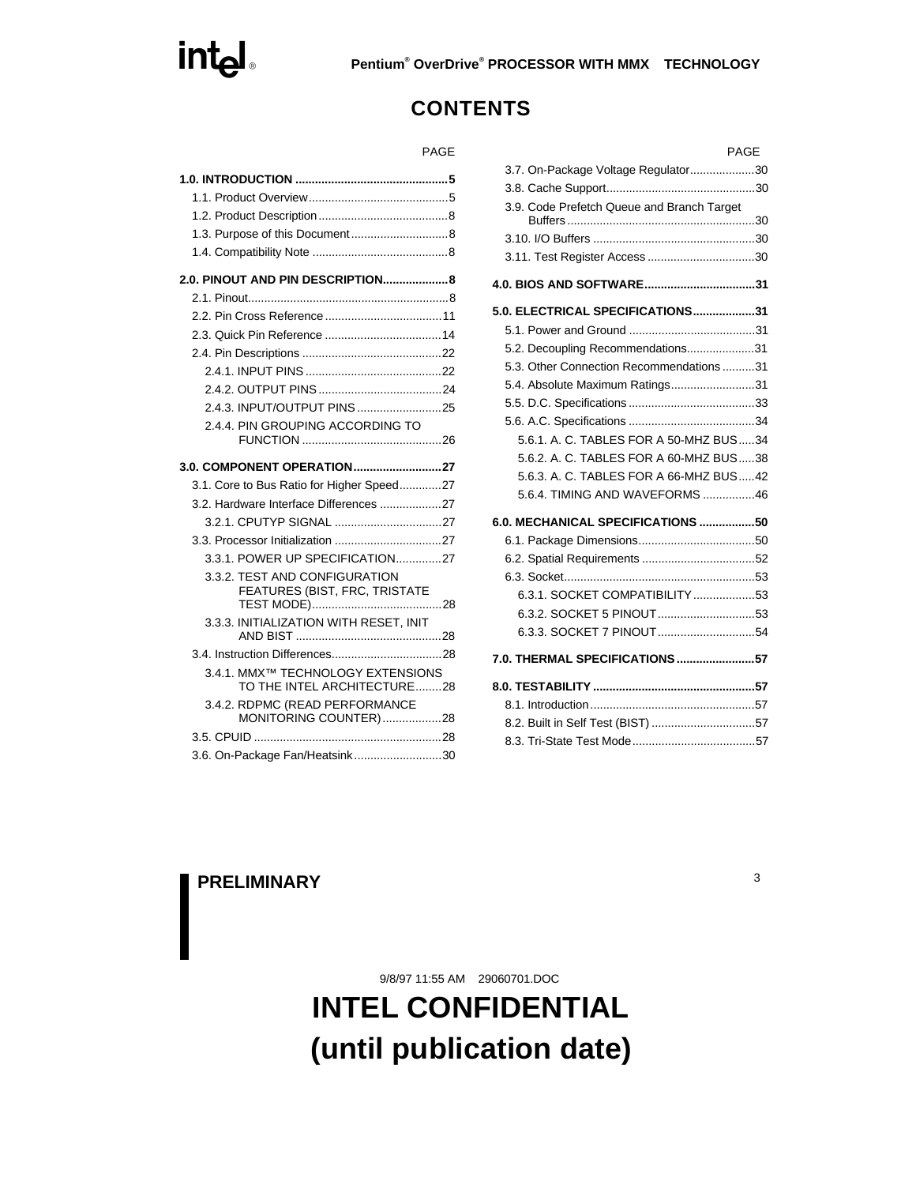# CONTENTS

| | PAGE |
|---|---|
| **1.0. INTRODUCTION** | **5** |
| 1.1. Product Overview | 5 |
| 1.2. Product Description | 8 |
| 1.3. Purpose of this Document | 8 |
| 1.4. Compatibility Note | 8 |
| **2.0. PINOUT AND PIN DESCRIPTION** | **8** |
| 2.1. Pinout | 8 |
| 2.2. Pin Cross Reference | 11 |
| 2.3. Quick Pin Reference | 14 |
| 2.4. Pin Descriptions | 22 |
| 2.4.1. INPUT PINS | 22 |
| 2.4.2. OUTPUT PINS | 24 |
| 2.4.3. INPUT/OUTPUT PINS | 25 |
| 2.4.4. PIN GROUPING ACCORDING TO FUNCTION | 26 |
| **3.0. COMPONENT OPERATION** | **27** |
| 3.1. Core to Bus Ratio for Higher Speed | 27 |
| 3.2. Hardware Interface Differences | 27 |
| 3.2.1. CPUTYP SIGNAL | 27 |
| 3.3. Processor Initialization | 27 |
| 3.3.1. POWER UP SPECIFICATION | 27 |
| 3.3.2. TEST AND CONFIGURATION FEATURES (BIST, FRC, TRISTATE TEST MODE) | 28 |
| 3.3.3. INITIALIZATION WITH RESET, INIT AND BIST | 28 |
| 3.4. Instruction Differences | 28 |
| 3.4.1. MMX™ TECHNOLOGY EXTENSIONS TO THE INTEL ARCHITECTURE | 28 |
| 3.4.2. RDPMC (READ PERFORMANCE MONITORING COUNTER) | 28 |
| 3.5. CPUID | 28 |
| 3.6. On-Package Fan/Heatsink | 30 |
| 3.7. On-Package Voltage Regulator | 30 |
| 3.8. Cache Support | 30 |
| 3.9. Code Prefetch Queue and Branch Target Buffers | 30 |
| 3.10. I/O Buffers | 30 |
| 3.11. Test Register Access | 30 |
| **4.0. BIOS AND SOFTWARE** | **31** |
| **5.0. ELECTRICAL SPECIFICATIONS** | **31** |
| 5.1. Power and Ground | 31 |
| 5.2. Decoupling Recommendations | 31 |
| 5.3. Other Connection Recommendations | 31 |
| 5.4. Absolute Maximum Ratings | 31 |
| 5.5. D.C. Specifications | 33 |
| 5.6. A.C. Specifications | 34 |
| 5.6.1. A. C. TABLES FOR A 50-MHZ BUS | 34 |
| 5.6.2. A. C. TABLES FOR A 60-MHZ BUS | 38 |
| 5.6.3. A. C. TABLES FOR A 66-MHZ BUS | 42 |
| 5.6.4. TIMING AND WAVEFORMS | 46 |
| **6.0. MECHANICAL SPECIFICATIONS** | **50** |
| 6.1. Package Dimensions | 50 |
| 6.2. Spatial Requirements | 52 |
| 6.3. Socket | 53 |
| 6.3.1. SOCKET COMPATIBILITY | 53 |
| 6.3.2. SOCKET 5 PINOUT | 53 |
| 6.3.3. SOCKET 7 PINOUT | 54 |
| **7.0. THERMAL SPECIFICATIONS** | **57** |
| **8.0. TESTABILITY** | **57** |
| 8.1. Introduction | 57 |
| 8.2. Built in Self Test (BIST) | 57 |
| 8.3. Tri-State Test Mode | 57 |

**PRELIMINARY**

9/8/97 11:55 AM 29060701.DOC

**INTEL CONFIDENTIAL (until publication date)**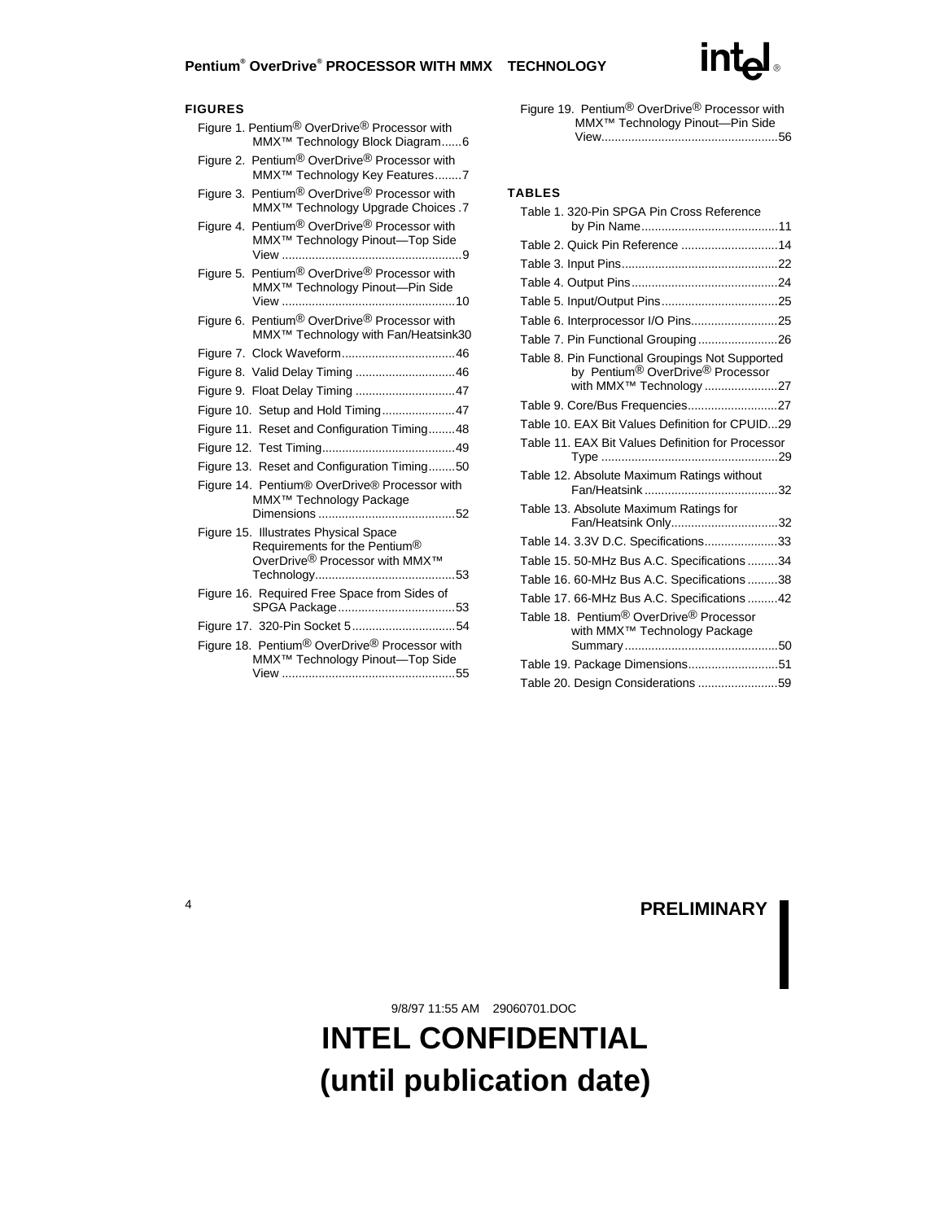## FIGURES

- Figure 1. Pentium® OverDrive® Processor with MMX™ Technology Block Diagram......6
- Figure 2. Pentium® OverDrive® Processor with MMX™ Technology Key Features........7
- Figure 3. Pentium® OverDrive® Processor with MMX™ Technology Upgrade Choices .7
- Figure 4. Pentium® OverDrive® Processor with MMX™ Technology Pinout—Top Side View ......................................................9
- Figure 5. Pentium® OverDrive® Processor with MMX™ Technology Pinout—Pin Side View ....................................................10
- Figure 6. Pentium® OverDrive® Processor with MMX™ Technology with Fan/Heatsink30
- Figure 7. Clock Waveform..................................46
- Figure 8. Valid Delay Timing ..............................46
- Figure 9. Float Delay Timing ..............................47
- Figure 10. Setup and Hold Timing......................47
- Figure 11. Reset and Configuration Timing........48
- Figure 12. Test Timing........................................49
- Figure 13. Reset and Configuration Timing........50
- Figure 14. Pentium® OverDrive® Processor with MMX™ Technology Package Dimensions .........................................52
- Figure 15. Illustrates Physical Space Requirements for the Pentium® OverDrive® Processor with MMX™ Technology..........................................53
- Figure 16. Required Free Space from Sides of SPGA Package...................................53
- Figure 17. 320-Pin Socket 5...............................54
- Figure 18. Pentium® OverDrive® Processor with MMX™ Technology Pinout—Top Side View ....................................................55
- Figure 19. Pentium® OverDrive® Processor with MMX™ Technology Pinout—Pin Side View.....................................................56

## TABLES

- Table 1. 320-Pin SPGA Pin Cross Reference by Pin Name.........................................11
- Table 2. Quick Pin Reference .............................14
- Table 3. Input Pins...............................................22
- Table 4. Output Pins............................................24
- Table 5. Input/Output Pins...................................25
- Table 6. Interprocessor I/O Pins..........................25
- Table 7. Pin Functional Grouping........................26
- Table 8. Pin Functional Groupings Not Supported by Pentium® OverDrive® Processor with MMX™ Technology ......................27
- Table 9. Core/Bus Frequencies...........................27
- Table 10. EAX Bit Values Definition for CPUID...29
- Table 11. EAX Bit Values Definition for Processor Type .....................................................29
- Table 12. Absolute Maximum Ratings without Fan/Heatsink ........................................32
- Table 13. Absolute Maximum Ratings for Fan/Heatsink Only................................32
- Table 14. 3.3V D.C. Specifications......................33
- Table 15. 50-MHz Bus A.C. Specifications .........34
- Table 16. 60-MHz Bus A.C. Specifications .........38
- Table 17. 66-MHz Bus A.C. Specifications .........42
- Table 18. Pentium® OverDrive® Processor with MMX™ Technology Package Summary..............................................50
- Table 19. Package Dimensions...........................51
- Table 20. Design Considerations ........................59

PRELIMINARY

9/8/97 11:55 AM 29060701.DOC

**INTEL CONFIDENTIAL (until publication date)**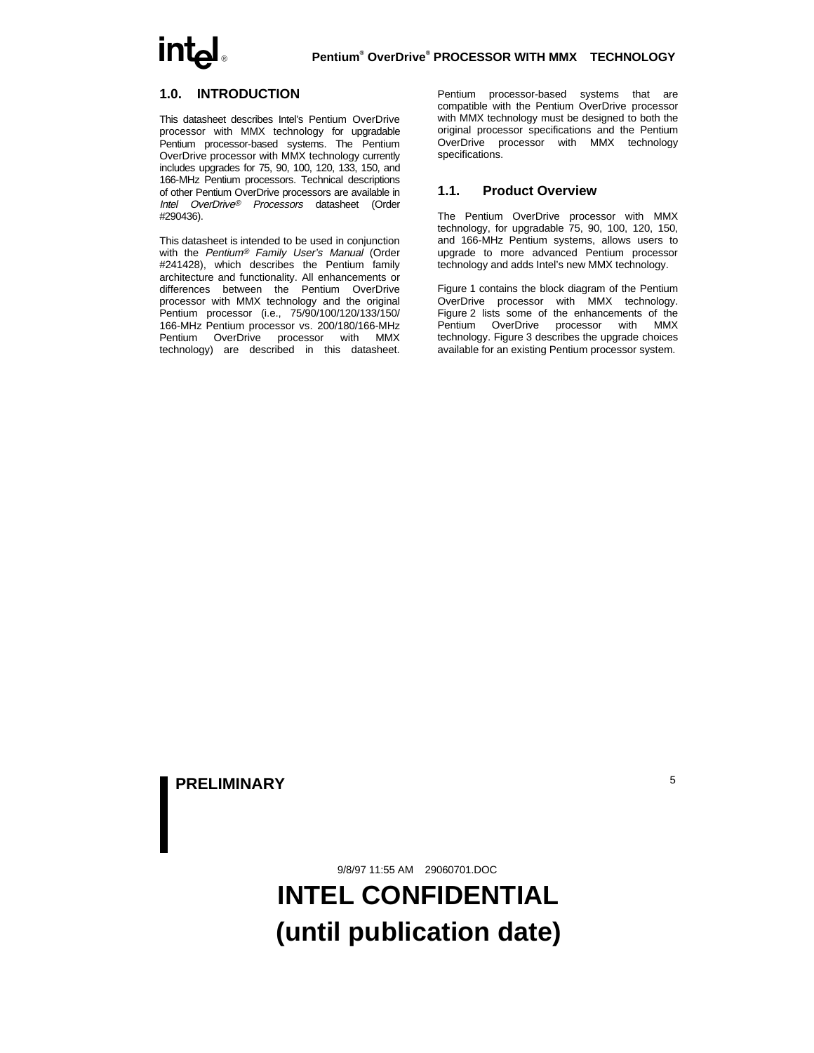## 1.0. INTRODUCTION

This datasheet describes Intel's Pentium OverDrive processor with MMX technology for upgradable Pentium processor-based systems. The Pentium OverDrive processor with MMX technology currently includes upgrades for 75, 90, 100, 120, 133, 150, and 166-MHz Pentium processors. Technical descriptions of other Pentium OverDrive processors are available in *Intel OverDrive® Processors* datasheet (Order #290436).

This datasheet is intended to be used in conjunction with the *Pentium® Family User's Manual* (Order #241428), which describes the Pentium family architecture and functionality. All enhancements or differences between the Pentium OverDrive processor with MMX technology and the original Pentium processor (i.e., 75/90/100/120/133/150/166-MHz Pentium processor vs. 200/180/166-MHz Pentium OverDrive processor with MMX technology) are described in this datasheet. Pentium processor-based systems that are compatible with the Pentium OverDrive processor with MMX technology must be designed to both the original processor specifications and the Pentium OverDrive processor with MMX technology specifications.

### 1.1. Product Overview

The Pentium OverDrive processor with MMX technology, for upgradable 75, 90, 100, 120, 150, and 166-MHz Pentium systems, allows users to upgrade to more advanced Pentium processor technology and adds Intel's new MMX technology.

Figure 1 contains the block diagram of the Pentium OverDrive processor with MMX technology. Figure 2 lists some of the enhancements of the Pentium OverDrive processor with MMX technology. Figure 3 describes the upgrade choices available for an existing Pentium processor system.

PRELIMINARY

9/8/97 11:55 AM 29060701.DOC

INTEL CONFIDENTIAL
(until publication date)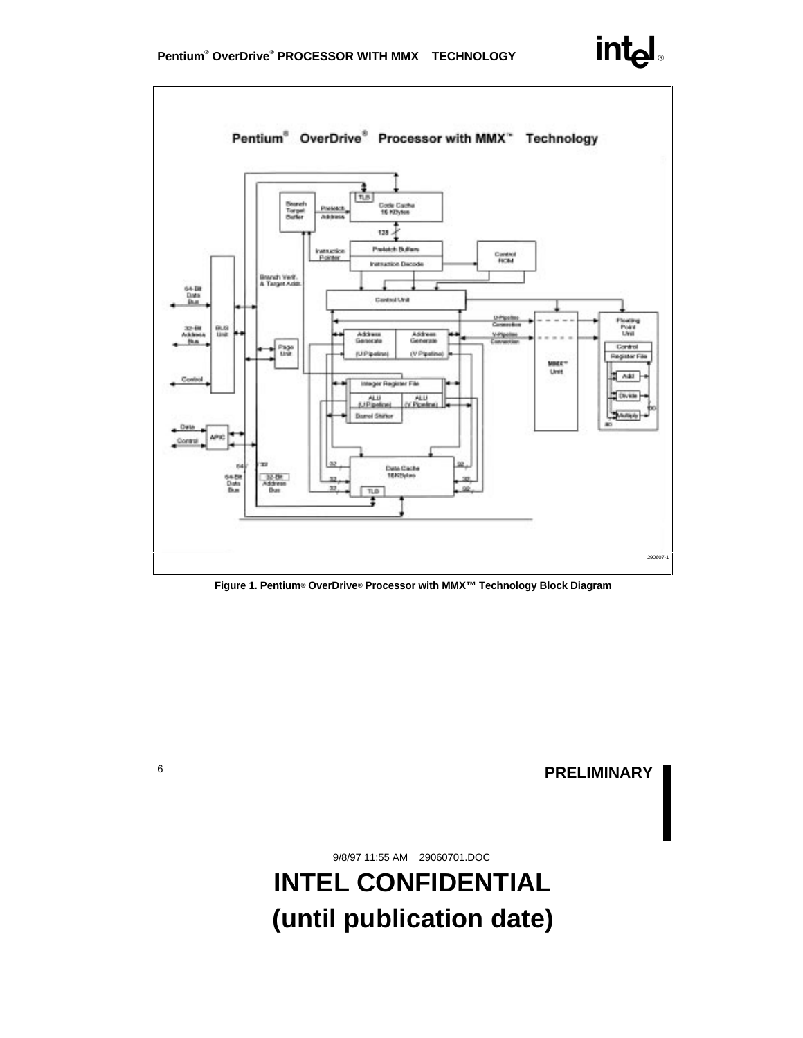Pentium® OverDrive® Processor with MMX™ Technology

TLB

Code Cache
16 KBytes

Branch
Target
Buffer

Prefetch
Address

128

Instruction
Pointer

Prefetch Buffers

Instruction Decode

Control
ROM

Branch Verif.
& Target Addr.

64-Bit
Data
Bus

32-Bit
Address
Bus

BUS
Unit

Control

Control Unit

U-Pipeline
Connection

V-Pipeline
Connection

Address
Generate
(U Pipeline)

Address
Generate
(V Pipeline)

Page
Unit

MMX™
Unit

Floating
Point
Unit

Control

Register File

Add

Divide

Multiply

80

80

Integer Register File

ALU
(U Pipeline)

ALU
(V Pipeline)

Barrel Shifter

Data

Control

APIC

64

32

64-Bit
Data
Bus

32-Bit
Address
Bus

32

32

32

Data Cache
16KBytes

TLB

32

32

32

290607-1

Figure 1. Pentium® OverDrive® Processor with MMX™ Technology Block Diagram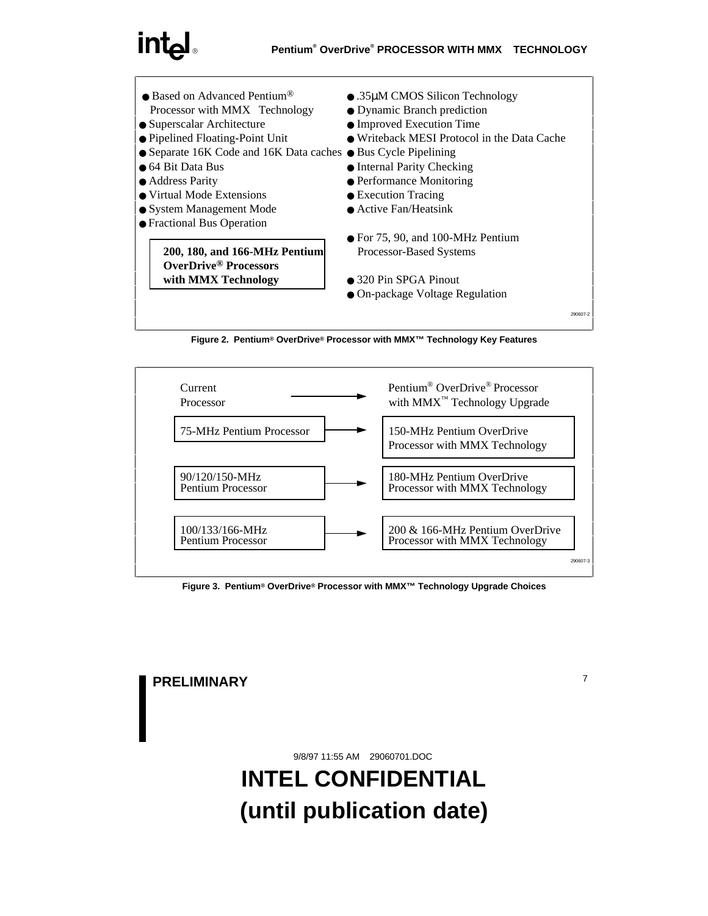- Based on Advanced Pentium® Processor with MMX Technology
- Superscalar Architecture
- Pipelined Floating-Point Unit
- Separate 16K Code and 16K Data caches
- 64 Bit Data Bus
- Address Parity
- Virtual Mode Extensions
- System Management Mode
- Fractional Bus Operation

**200, 180, and 166-MHz Pentium OverDrive® Processors with MMX Technology**

- .35μM CMOS Silicon Technology
- Dynamic Branch prediction
- Improved Execution Time
- Writeback MESI Protocol in the Data Cache
- Bus Cycle Pipelining
- Internal Parity Checking
- Performance Monitoring
- Execution Tracing
- Active Fan/Heatsink
- For 75, 90, and 100-MHz Pentium Processor-Based Systems
- 320 Pin SPGA Pinout
- On-package Voltage Regulation

290607-2

**Figure 2. Pentium® OverDrive® Processor with MMX™ Technology Key Features**

Current Processor

Pentium® OverDrive® Processor with MMX™ Technology Upgrade

75-MHz Pentium Processor

150-MHz Pentium OverDrive Processor with MMX Technology

90/120/150-MHz Pentium Processor

180-MHz Pentium OverDrive Processor with MMX Technology

100/133/166-MHz Pentium Processor

200 & 166-MHz Pentium OverDrive Processor with MMX Technology

290607-3

**Figure 3. Pentium® OverDrive® Processor with MMX™ Technology Upgrade Choices**

**PRELIMINARY**

9/8/97 11:55 AM 29060701.DOC

**INTEL CONFIDENTIAL**
**(until publication date)**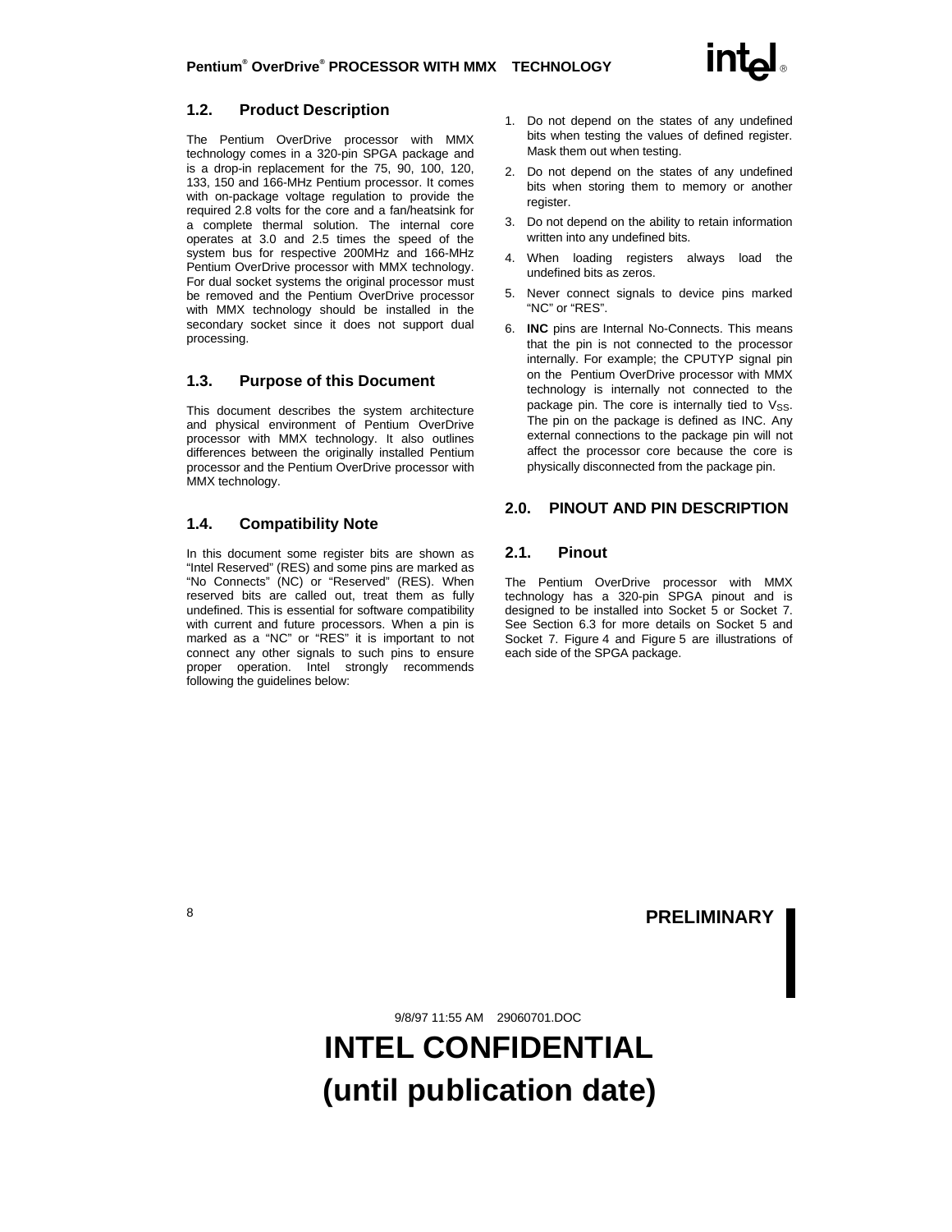## 1.2. Product Description

The Pentium OverDrive processor with MMX technology comes in a 320-pin SPGA package and is a drop-in replacement for the 75, 90, 100, 120, 133, 150 and 166-MHz Pentium processor. It comes with on-package voltage regulation to provide the required 2.8 volts for the core and a fan/heatsink for a complete thermal solution. The internal core operates at 3.0 and 2.5 times the speed of the system bus for respective 200MHz and 166-MHz Pentium OverDrive processor with MMX technology. For dual socket systems the original processor must be removed and the Pentium OverDrive processor with MMX technology should be installed in the secondary socket since it does not support dual processing.

## 1.3. Purpose of this Document

This document describes the system architecture and physical environment of Pentium OverDrive processor with MMX technology. It also outlines differences between the originally installed Pentium processor and the Pentium OverDrive processor with MMX technology.

## 1.4. Compatibility Note

In this document some register bits are shown as "Intel Reserved" (RES) and some pins are marked as "No Connects" (NC) or "Reserved" (RES). When reserved bits are called out, treat them as fully undefined. This is essential for software compatibility with current and future processors. When a pin is marked as a "NC" or "RES" it is important to not connect any other signals to such pins to ensure proper operation. Intel strongly recommends following the guidelines below:

1. Do not depend on the states of any undefined bits when testing the values of defined register. Mask them out when testing.
2. Do not depend on the states of any undefined bits when storing them to memory or another register.
3. Do not depend on the ability to retain information written into any undefined bits.
4. When loading registers always load the undefined bits as zeros.
5. Never connect signals to device pins marked "NC" or "RES".
6. **INC** pins are Internal No-Connects. This means that the pin is not connected to the processor internally. For example; the CPUTYP signal pin on the Pentium OverDrive processor with MMX technology is internally not connected to the package pin. The core is internally tied to $V_{SS}$. The pin on the package is defined as INC. Any external connections to the package pin will not affect the processor core because the core is physically disconnected from the package pin.

# 2.0. PINOUT AND PIN DESCRIPTION

## 2.1. Pinout

The Pentium OverDrive processor with MMX technology has a 320-pin SPGA pinout and is designed to be installed into Socket 5 or Socket 7. See Section 6.3 for more details on Socket 5 and Socket 7. Figure 4 and Figure 5 are illustrations of each side of the SPGA package.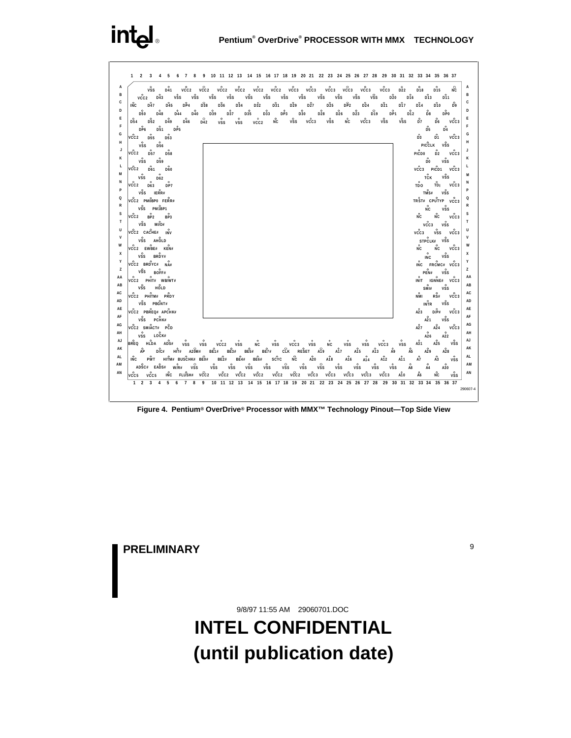Figure 4. Pentium® OverDrive® Processor with MMX™ Technology Pinout—Top Side View

PRELIMINARY

9/8/97 11:55 AM 29060701.DOC

# INTEL CONFIDENTIAL
# (until publication date)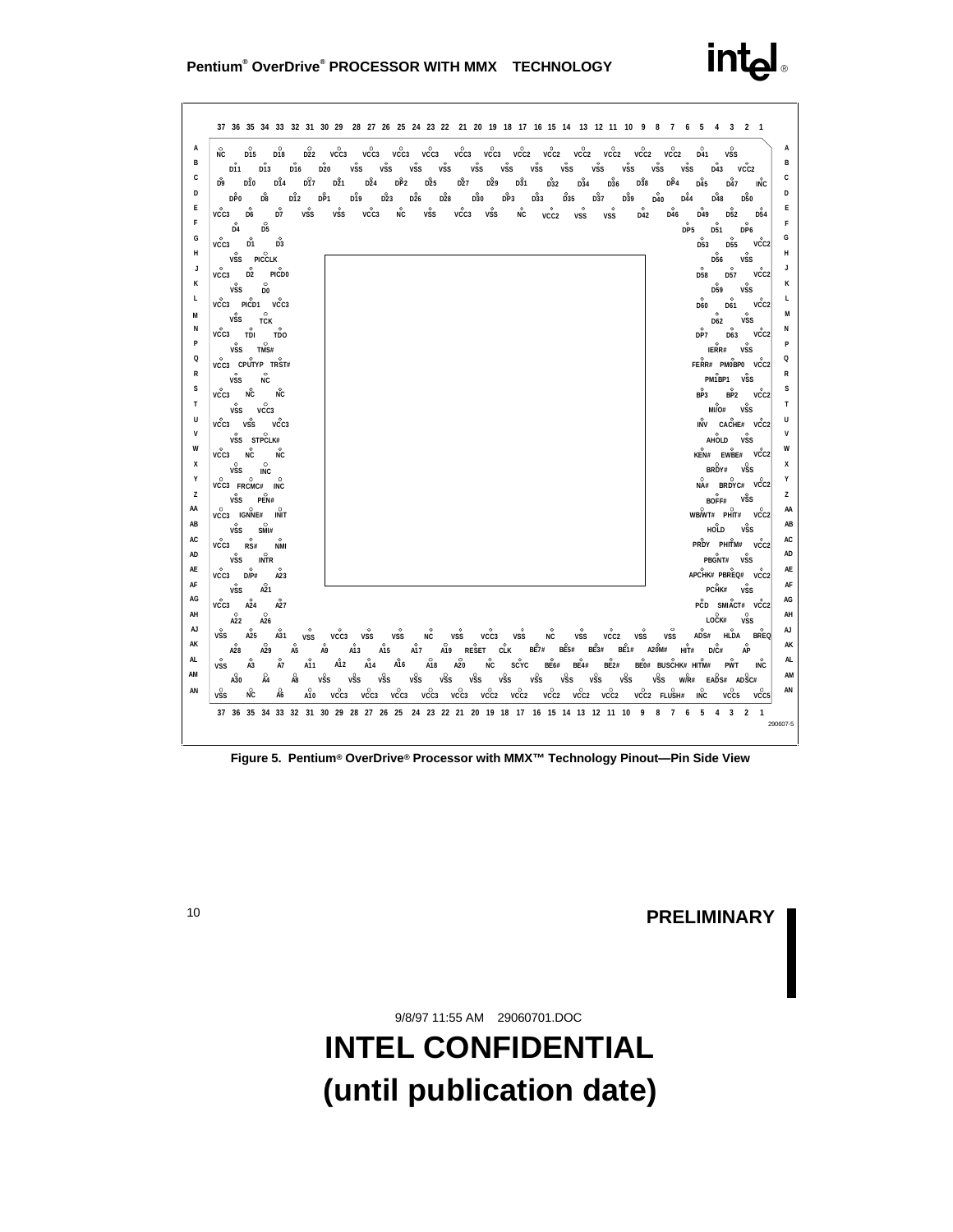37 36 35 34 33 32 31 30 29 28 27 26 25 24 23 22 21 20 19 18 17 16 15 14 13 12 11 10 9 8 7 6 5 4 3 2 1

A NC D15 D18 D22 VCC3 VCC3 VCC3 VCC3 VCC3 VCC3 VCC2 VCC2 VCC2 VCC2 VCC2 VCC2 D41 VSS

B D11 D13 D16 D20 VSS VSS VSS VSS VSS VSS VSS VSS VSS VSS VSS VSS D43 VCC2

C D9 D10 D14 D17 D21 D24 DP2 D25 D27 D29 D31 D32 D34 D36 D38 DP4 D45 D47 INC

D DP0 D8 D12 DP1 D19 D23 D26 D28 D30 DP3 D33 D35 D37 D39 D40 D44 D48 D50

E VCC3 D6 D7 VSS VSS VCC3 NC VSS VCC3 VSS NC VCC2 VSS VSS D42 D46 D49 D52 D54

F D4 D5 DP5 D51 DP6

G VCC3 D1 D3 D53 D55 VCC2

H VSS PICCLK D56 VSS

J VCC3 D2 PICD0 D58 D57 VCC2

K VSS D0 D59 VSS

L VCC3 PICD1 VCC3 D60 D61 VCC2

M VSS TCK D62 VSS

N VCC3 TDI TDO DP7 D63 VCC2

P VSS TMS# IERR# VSS

Q VCC3 CPUTYP TRST# FERR# PM0BP0 VCC2

R VSS NC PM1BP1 VSS

S VCC3 NC NC BP3 BP2 VCC2

T VSS VCC3 MI/O# VSS

U VCC3 VSS VCC3 INV CACHE# VCC2

V VSS STPCLK# AHOLD VSS

W VCC3 NC NC KEN# EWBE# VCC2

X VSS INC BRDY# VSS

Y VCC3 FRCMC# INC NA# BRDYC# VCC2

Z VSS PEN# BOFF# VSS

AA VCC3 IGNNE# INIT WB/WT# PHIT# VCC2

AB VSS SMI# HOLD VSS

AC VCC3 RS# NMI PRDY PHITM# VCC2

AD VSS INTR PBGNT# VSS

AE VCC3 D/P# A23 APCHK# PBREQ# VCC2

AF VSS A21 PCHK# VSS

AG VCC3 A24 A27 PCD SMIACT# VCC2

AH A22 A26 LOCK# VSS

AJ VSS A25 A31 VSS VCC3 VSS VSS NC VSS VCC3 VSS NC VSS VCC2 VSS VSS ADS# HLDA BREQ

AK A28 A29 A5 A9 A13 A15 A17 A19 RESET CLK BE7# BE5# BE3# BE1# A20M# HIT# D/C# AP

AL VSS A3 A7 A11 A12 A14 A16 A18 A20 NC SCYC BE6# BE4# BE2# BE0# BUSCHK# HITM# PWT INC

AM A30 A4 A8 VSS VSS VSS VSS VSS VSS VSS VSS VSS VSS VSS VSS W/R# EADS# ADSC#

AN VSS NC A6 A10 VCC3 VCC3 VCC3 VCC3 VCC3 VCC2 VCC2 VCC2 VCC2 VCC2 VCC2 FLUSH# INC VCC5 VCC5

37 36 35 34 33 32 31 30 29 28 27 26 25 24 23 22 21 20 19 18 17 16 15 14 13 12 11 10 9 8 7 6 5 4 3 2 1

290607-5

**Figure 5. Pentium® OverDrive® Processor with MMX™ Technology Pinout—Pin Side View**

**PRELIMINARY**

9/8/97 11:55 AM 29060701.DOC

# INTEL CONFIDENTIAL
# (until publication date)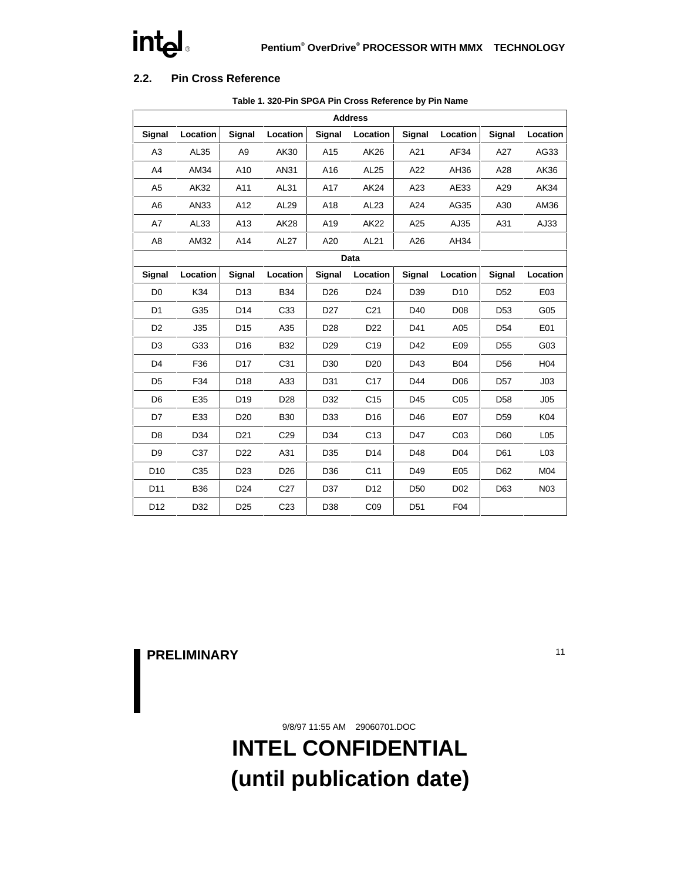## 2.2. Pin Cross Reference

**Table 1. 320-Pin SPGA Pin Cross Reference by Pin Name**

| Address | | | | | | | | | |
|---|---|---|---|---|---|---|---|---|---|
| **Signal** | **Location** | **Signal** | **Location** | **Signal** | **Location** | **Signal** | **Location** | **Signal** | **Location** |
| A3 | AL35 | A9 | AK30 | A15 | AK26 | A21 | AF34 | A27 | AG33 |
| A4 | AM34 | A10 | AN31 | A16 | AL25 | A22 | AH36 | A28 | AK36 |
| A5 | AK32 | A11 | AL31 | A17 | AK24 | A23 | AE33 | A29 | AK34 |
| A6 | AN33 | A12 | AL29 | A18 | AL23 | A24 | AG35 | A30 | AM36 |
| A7 | AL33 | A13 | AK28 | A19 | AK22 | A25 | AJ35 | A31 | AJ33 |
| A8 | AM32 | A14 | AL27 | A20 | AL21 | A26 | AH34 | | |
| **Data** | | | | | | | | | |
| **Signal** | **Location** | **Signal** | **Location** | **Signal** | **Location** | **Signal** | **Location** | **Signal** | **Location** |
| D0 | K34 | D13 | B34 | D26 | D24 | D39 | D10 | D52 | E03 |
| D1 | G35 | D14 | C33 | D27 | C21 | D40 | D08 | D53 | G05 |
| D2 | J35 | D15 | A35 | D28 | D22 | D41 | A05 | D54 | E01 |
| D3 | G33 | D16 | B32 | D29 | C19 | D42 | E09 | D55 | G03 |
| D4 | F36 | D17 | C31 | D30 | D20 | D43 | B04 | D56 | H04 |
| D5 | F34 | D18 | A33 | D31 | C17 | D44 | D06 | D57 | J03 |
| D6 | E35 | D19 | D28 | D32 | C15 | D45 | C05 | D58 | J05 |
| D7 | E33 | D20 | B30 | D33 | D16 | D46 | E07 | D59 | K04 |
| D8 | D34 | D21 | C29 | D34 | C13 | D47 | C03 | D60 | L05 |
| D9 | C37 | D22 | A31 | D35 | D14 | D48 | D04 | D61 | L03 |
| D10 | C35 | D23 | D26 | D36 | C11 | D49 | E05 | D62 | M04 |
| D11 | B36 | D24 | C27 | D37 | D12 | D50 | D02 | D63 | N03 |
| D12 | D32 | D25 | C23 | D38 | C09 | D51 | F04 | | |

**PRELIMINARY**

9/8/97 11:55 AM 29060701.DOC

**INTEL CONFIDENTIAL**
**(until publication date)**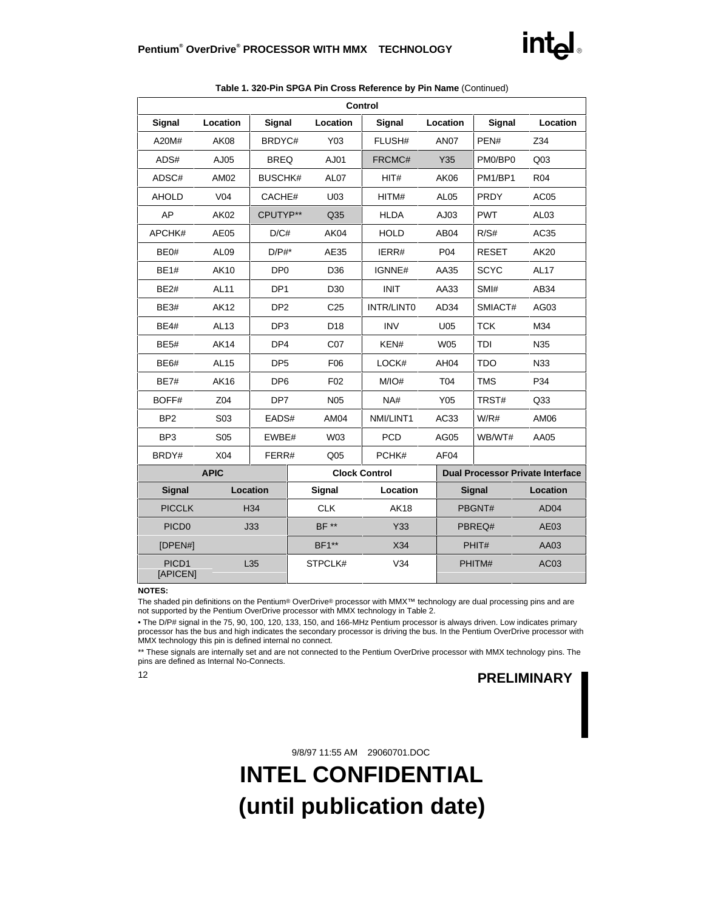**Table 1. 320-Pin SPGA Pin Cross Reference by Pin Name** (Continued)

| Control | | | | | | | |
|---|---|---|---|---|---|---|---|
| **Signal** | **Location** | **Signal** | **Location** | **Signal** | **Location** | **Signal** | **Location** |
| A20M# | AK08 | BRDYC# | Y03 | FLUSH# | AN07 | PEN# | Z34 |
| ADS# | AJ05 | BREQ | AJ01 | FRCMC# | Y35 | PM0/BP0 | Q03 |
| ADSC# | AM02 | BUSCHK# | AL07 | HIT# | AK06 | PM1/BP1 | R04 |
| AHOLD | V04 | CACHE# | U03 | HITM# | AL05 | PRDY | AC05 |
| AP | AK02 | CPUTYP** | Q35 | HLDA | AJ03 | PWT | AL03 |
| APCHK# | AE05 | D/C# | AK04 | HOLD | AB04 | R/S# | AC35 |
| BE0# | AL09 | D/P#* | AE35 | IERR# | P04 | RESET | AK20 |
| BE1# | AK10 | DP0 | D36 | IGNNE# | AA35 | SCYC | AL17 |
| BE2# | AL11 | DP1 | D30 | INIT | AA33 | SMI# | AB34 |
| BE3# | AK12 | DP2 | C25 | INTR/LINT0 | AD34 | SMIACT# | AG03 |
| BE4# | AL13 | DP3 | D18 | INV | U05 | TCK | M34 |
| BE5# | AK14 | DP4 | C07 | KEN# | W05 | TDI | N35 |
| BE6# | AL15 | DP5 | F06 | LOCK# | AH04 | TDO | N33 |
| BE7# | AK16 | DP6 | F02 | M/IO# | T04 | TMS | P34 |
| BOFF# | Z04 | DP7 | N05 | NA# | Y05 | TRST# | Q33 |
| BP2 | S03 | EADS# | AM04 | NMI/LINT1 | AC33 | W/R# | AM06 |
| BP3 | S05 | EWBE# | W03 | PCD | AG05 | WB/WT# | AA05 |
| BRDY# | X04 | FERR# | Q05 | PCHK# | AF04 | | |

| APIC | | Clock Control | | Dual Processor Private Interface | |
|---|---|---|---|---|---|
| **Signal** | **Location** | **Signal** | **Location** | **Signal** | **Location** |
| PICCLK | H34 | CLK | AK18 | PBGNT# | AD04 |
| PICD0 [DPEN#] | J33 | BF ** | Y33 | PBREQ# | AE03 |
| | | BF1** | X34 | PHIT# | AA03 |
| PICD1 [APICEN] | L35 | STPCLK# | V34 | PHITM# | AC03 |

**NOTES:**

The shaded pin definitions on the Pentium® OverDrive® processor with MMX™ technology are dual processing pins and are not supported by the Pentium OverDrive processor with MMX technology in Table 2.

• The D/P# signal in the 75, 90, 100, 120, 133, 150, and 166-MHz Pentium processor is always driven. Low indicates primary processor has the bus and high indicates the secondary processor is driving the bus. In the Pentium OverDrive processor with MMX technology this pin is defined internal no connect.

** These signals are internally set and are not connected to the Pentium OverDrive processor with MMX technology pins. The pins are defined as Internal No-Connects.

**PRELIMINARY**

9/8/97 11:55 AM 29060701.DOC

**INTEL CONFIDENTIAL**
**(until publication date)**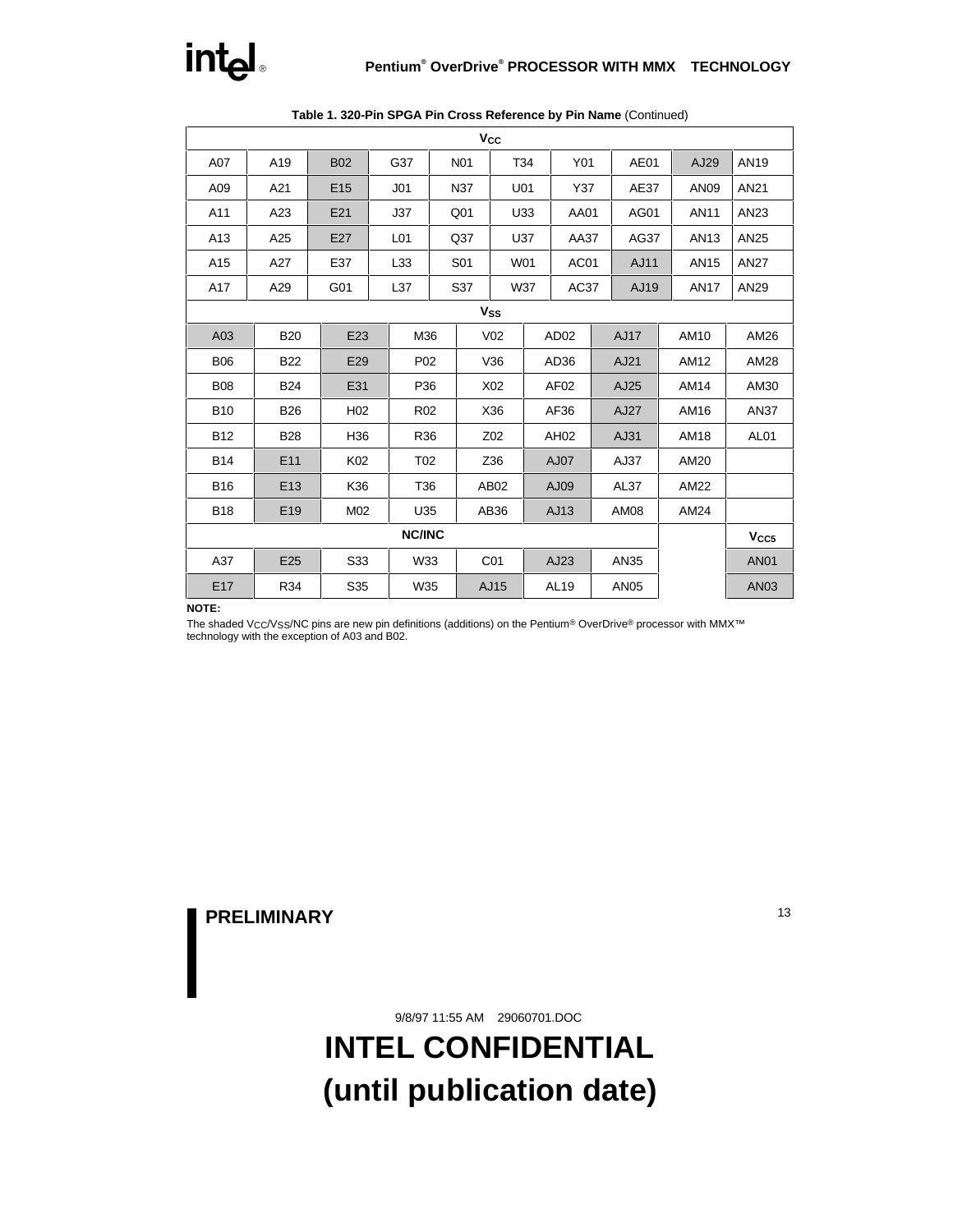**Table 1. 320-Pin SPGA Pin Cross Reference by Pin Name** (Continued)

| | | | | | | | | | |
|---|---|---|---|---|---|---|---|---|---|
| **$V_{CC}$** | | | | | | | | | |
| A07 | A19 | B02 | G37 | N01 | T34 | Y01 | AE01 | AJ29 | AN19 |
| A09 | A21 | E15 | J01 | N37 | U01 | Y37 | AE37 | AN09 | AN21 |
| A11 | A23 | E21 | J37 | Q01 | U33 | AA01 | AG01 | AN11 | AN23 |
| A13 | A25 | E27 | L01 | Q37 | U37 | AA37 | AG37 | AN13 | AN25 |
| A15 | A27 | E37 | L33 | S01 | W01 | AC01 | AJ11 | AN15 | AN27 |
| A17 | A29 | G01 | L37 | S37 | W37 | AC37 | AJ19 | AN17 | AN29 |
| **$V_{SS}$** | | | | | | | | | |
| A03 | B20 | E23 | M36 | V02 | AD02 | AJ17 | AM10 | AM26 | |
| B06 | B22 | E29 | P02 | V36 | AD36 | AJ21 | AM12 | AM28 | |
| B08 | B24 | E31 | P36 | X02 | AF02 | AJ25 | AM14 | AM30 | |
| B10 | B26 | H02 | R02 | X36 | AF36 | AJ27 | AM16 | AN37 | |
| B12 | B28 | H36 | R36 | Z02 | AH02 | AJ31 | AM18 | AL01 | |
| B14 | E11 | K02 | T02 | Z36 | AJ07 | AJ37 | AM20 | | |
| B16 | E13 | K36 | T36 | AB02 | AJ09 | AL37 | AM22 | | |
| B18 | E19 | M02 | U35 | AB36 | AJ13 | AM08 | AM24 | | |
| **NC/INC** | | | | | | | | **$V_{CC5}$** | |
| A37 | E25 | S33 | W33 | C01 | AJ23 | AN35 | | AN01 | |
| E17 | R34 | S35 | W35 | AJ15 | AL19 | AN05 | | AN03 | |

**NOTE:**

The shaded $V_{CC}$/$V_{SS}$/NC pins are new pin definitions (additions) on the Pentium® OverDrive® processor with MMX™ technology with the exception of A03 and B02.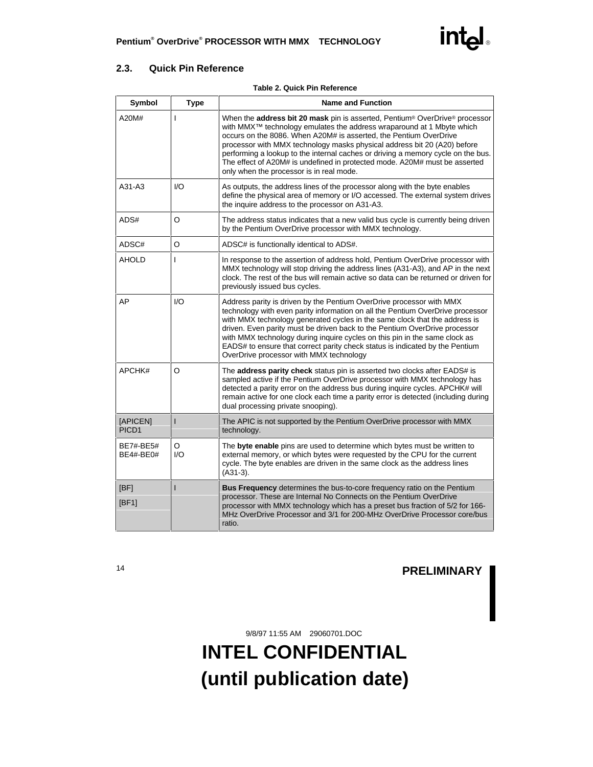## 2.3. Quick Pin Reference

**Table 2. Quick Pin Reference**

| Symbol | Type | Name and Function |
|---|---|---|
| A20M# | I | When the **address bit 20 mask** pin is asserted, Pentium® OverDrive® processor with MMX™ technology emulates the address wraparound at 1 Mbyte which occurs on the 8086. When A20M# is asserted, the Pentium OverDrive processor with MMX technology masks physical address bit 20 (A20) before performing a lookup to the internal caches or driving a memory cycle on the bus. The effect of A20M# is undefined in protected mode. A20M# must be asserted only when the processor is in real mode. |
| A31-A3 | I/O | As outputs, the address lines of the processor along with the byte enables define the physical area of memory or I/O accessed. The external system drives the inquire address to the processor on A31-A3. |
| ADS# | O | The address status indicates that a new valid bus cycle is currently being driven by the Pentium OverDrive processor with MMX technology. |
| ADSC# | O | ADSC# is functionally identical to ADS#. |
| AHOLD | I | In response to the assertion of address hold, Pentium OverDrive processor with MMX technology will stop driving the address lines (A31-A3), and AP in the next clock. The rest of the bus will remain active so data can be returned or driven for previously issued bus cycles. |
| AP | I/O | Address parity is driven by the Pentium OverDrive processor with MMX technology with even parity information on all the Pentium OverDrive processor with MMX technology generated cycles in the same clock that the address is driven. Even parity must be driven back to the Pentium OverDrive processor with MMX technology during inquire cycles on this pin in the same clock as EADS# to ensure that correct parity check status is indicated by the Pentium OverDrive processor with MMX technology |
| APCHK# | O | The **address parity check** status pin is asserted two clocks after EADS# is sampled active if the Pentium OverDrive processor with MMX technology has detected a parity error on the address bus during inquire cycles. APCHK# will remain active for one clock each time a parity error is detected (including during dual processing private snooping). |
| [APICEN] PICD1 | I | The APIC is not supported by the Pentium OverDrive processor with MMX technology. |
| BE7#-BE5# BE4#-BE0# | O I/O | The **byte enable** pins are used to determine which bytes must be written to external memory, or which bytes were requested by the CPU for the current cycle. The byte enables are driven in the same clock as the address lines (A31-3). |
| [BF] [BF1] | I | **Bus Frequency** determines the bus-to-core frequency ratio on the Pentium processor. These are Internal No Connects on the Pentium OverDrive processor with MMX technology which has a preset bus fraction of 5/2 for 166-MHz OverDrive Processor and 3/1 for 200-MHz OverDrive Processor core/bus ratio. |

PRELIMINARY

9/8/97 11:55 AM 29060701.DOC

INTEL CONFIDENTIAL
(until publication date)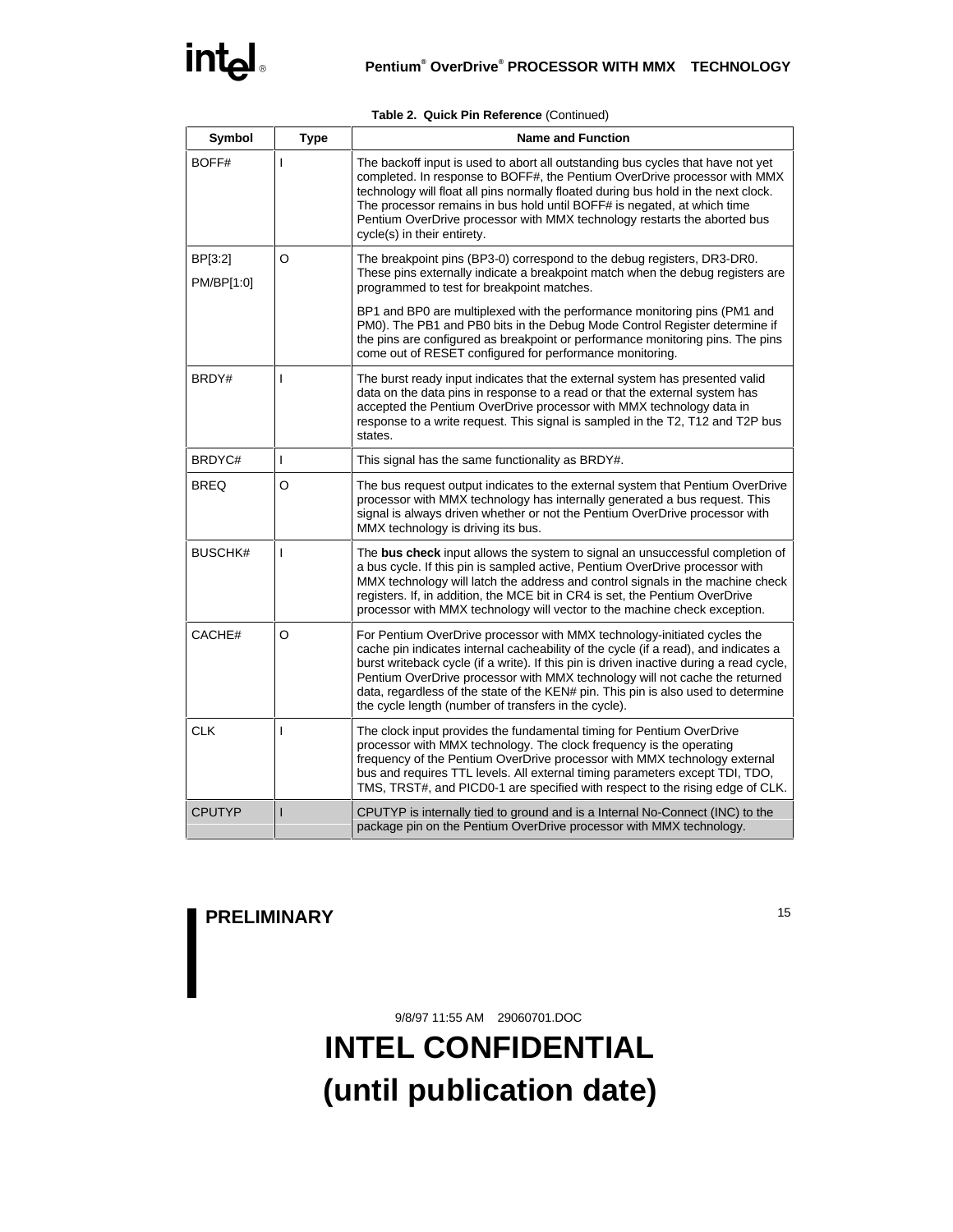**Table 2. Quick Pin Reference** (Continued)

| Symbol | Type | Name and Function |
|---|---|---|
| BOFF# | I | The backoff input is used to abort all outstanding bus cycles that have not yet completed. In response to BOFF#, the Pentium OverDrive processor with MMX technology will float all pins normally floated during bus hold in the next clock. The processor remains in bus hold until BOFF# is negated, at which time Pentium OverDrive processor with MMX technology restarts the aborted bus cycle(s) in their entirety. |
| BP[3:2]<br>PM/BP[1:0] | O | The breakpoint pins (BP3-0) correspond to the debug registers, DR3-DR0. These pins externally indicate a breakpoint match when the debug registers are programmed to test for breakpoint matches.<br><br>BP1 and BP0 are multiplexed with the performance monitoring pins (PM1 and PM0). The PB1 and PB0 bits in the Debug Mode Control Register determine if the pins are configured as breakpoint or performance monitoring pins. The pins come out of RESET configured for performance monitoring. |
| BRDY# | I | The burst ready input indicates that the external system has presented valid data on the data pins in response to a read or that the external system has accepted the Pentium OverDrive processor with MMX technology data in response to a write request. This signal is sampled in the T2, T12 and T2P bus states. |
| BRDYC# | I | This signal has the same functionality as BRDY#. |
| BREQ | O | The bus request output indicates to the external system that Pentium OverDrive processor with MMX technology has internally generated a bus request. This signal is always driven whether or not the Pentium OverDrive processor with MMX technology is driving its bus. |
| BUSCHK# | I | The **bus check** input allows the system to signal an unsuccessful completion of a bus cycle. If this pin is sampled active, Pentium OverDrive processor with MMX technology will latch the address and control signals in the machine check registers. If, in addition, the MCE bit in CR4 is set, the Pentium OverDrive processor with MMX technology will vector to the machine check exception. |
| CACHE# | O | For Pentium OverDrive processor with MMX technology-initiated cycles the cache pin indicates internal cacheability of the cycle (if a read), and indicates a burst writeback cycle (if a write). If this pin is driven inactive during a read cycle, Pentium OverDrive processor with MMX technology will not cache the returned data, regardless of the state of the KEN# pin. This pin is also used to determine the cycle length (number of transfers in the cycle). |
| CLK | I | The clock input provides the fundamental timing for Pentium OverDrive processor with MMX technology. The clock frequency is the operating frequency of the Pentium OverDrive processor with MMX technology external bus and requires TTL levels. All external timing parameters except TDI, TDO, TMS, TRST#, and PICD0-1 are specified with respect to the rising edge of CLK. |
| CPUTYP | I | CPUTYP is internally tied to ground and is a Internal No-Connect (INC) to the package pin on the Pentium OverDrive processor with MMX technology. |

**PRELIMINARY**

9/8/97 11:55 AM 29060701.DOC

**INTEL CONFIDENTIAL**
**(until publication date)**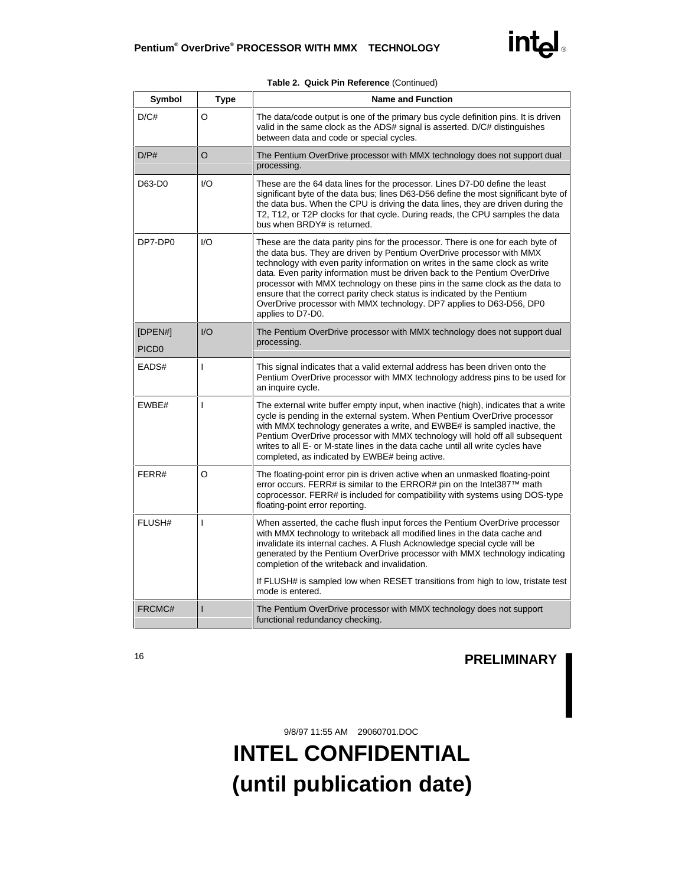**Table 2. Quick Pin Reference** (Continued)

| Symbol | Type | Name and Function |
|---|---|---|
| D/C# | O | The data/code output is one of the primary bus cycle definition pins. It is driven valid in the same clock as the ADS# signal is asserted. D/C# distinguishes between data and code or special cycles. |
| D/P# | O | The Pentium OverDrive processor with MMX technology does not support dual processing. |
| D63-D0 | I/O | These are the 64 data lines for the processor. Lines D7-D0 define the least significant byte of the data bus; lines D63-D56 define the most significant byte of the data bus. When the CPU is driving the data lines, they are driven during the T2, T12, or T2P clocks for that cycle. During reads, the CPU samples the data bus when BRDY# is returned. |
| DP7-DP0 | I/O | These are the data parity pins for the processor. There is one for each byte of the data bus. They are driven by Pentium OverDrive processor with MMX technology with even parity information on writes in the same clock as write data. Even parity information must be driven back to the Pentium OverDrive processor with MMX technology on these pins in the same clock as the data to ensure that the correct parity check status is indicated by the Pentium OverDrive processor with MMX technology. DP7 applies to D63-D56, DP0 applies to D7-D0. |
| [DPEN#] PICD0 | I/O | The Pentium OverDrive processor with MMX technology does not support dual processing. |
| EADS# | I | This signal indicates that a valid external address has been driven onto the Pentium OverDrive processor with MMX technology address pins to be used for an inquire cycle. |
| EWBE# | I | The external write buffer empty input, when inactive (high), indicates that a write cycle is pending in the external system. When Pentium OverDrive processor with MMX technology generates a write, and EWBE# is sampled inactive, the Pentium OverDrive processor with MMX technology will hold off all subsequent writes to all E- or M-state lines in the data cache until all write cycles have completed, as indicated by EWBE# being active. |
| FERR# | O | The floating-point error pin is driven active when an unmasked floating-point error occurs. FERR# is similar to the ERROR# pin on the Intel387™ math coprocessor. FERR# is included for compatibility with systems using DOS-type floating-point error reporting. |
| FLUSH# | I | When asserted, the cache flush input forces the Pentium OverDrive processor with MMX technology to writeback all modified lines in the data cache and invalidate its internal caches. A Flush Acknowledge special cycle will be generated by the Pentium OverDrive processor with MMX technology indicating completion of the writeback and invalidation. If FLUSH# is sampled low when RESET transitions from high to low, tristate test mode is entered. |
| FRCMC# | I | The Pentium OverDrive processor with MMX technology does not support functional redundancy checking. |

**PRELIMINARY**

9/8/97 11:55 AM 29060701.DOC

**INTEL CONFIDENTIAL**
**(until publication date)**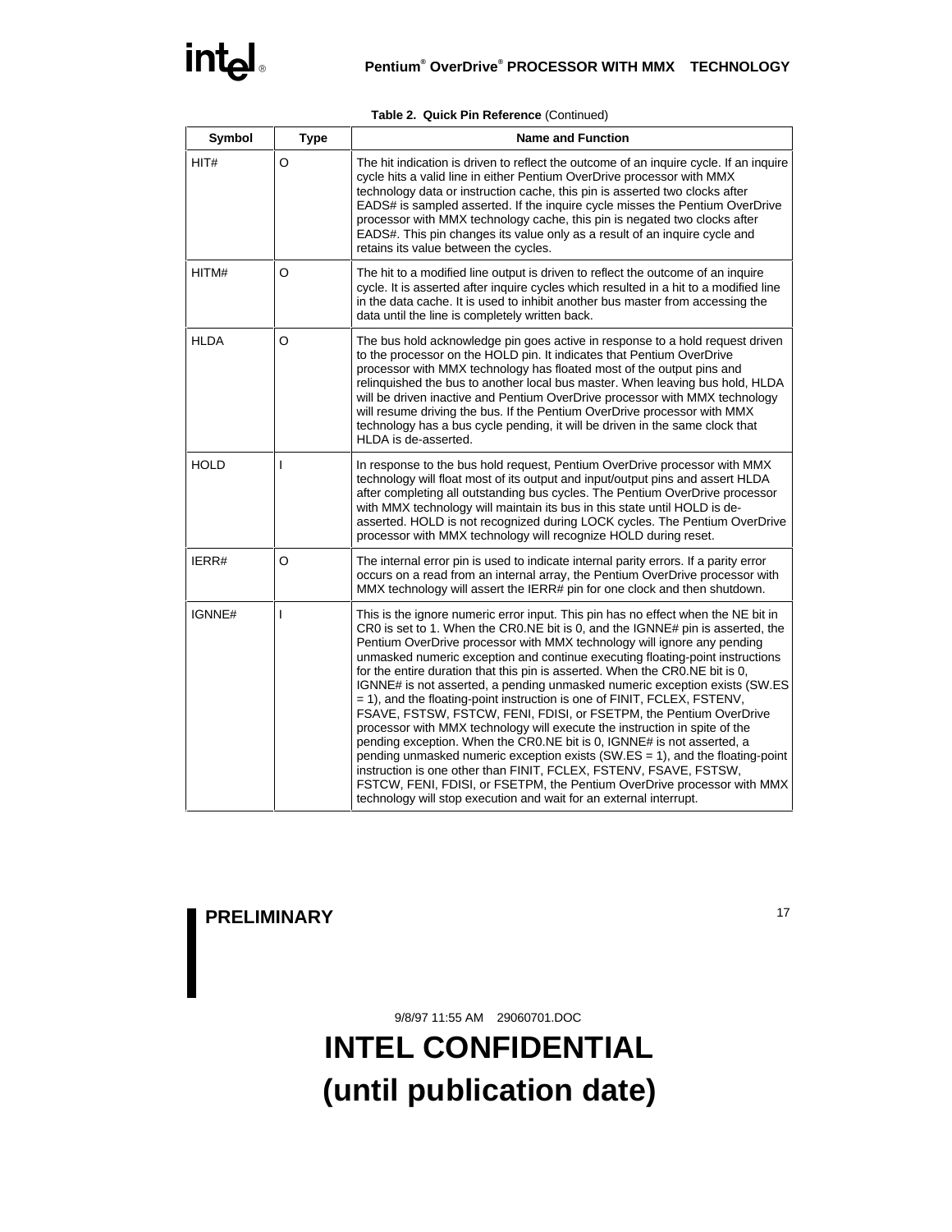**Table 2. Quick Pin Reference** (Continued)

| Symbol | Type | Name and Function |
|---|---|---|
| HIT# | O | The hit indication is driven to reflect the outcome of an inquire cycle. If an inquire cycle hits a valid line in either Pentium OverDrive processor with MMX technology data or instruction cache, this pin is asserted two clocks after EADS# is sampled asserted. If the inquire cycle misses the Pentium OverDrive processor with MMX technology cache, this pin is negated two clocks after EADS#. This pin changes its value only as a result of an inquire cycle and retains its value between the cycles. |
| HITM# | O | The hit to a modified line output is driven to reflect the outcome of an inquire cycle. It is asserted after inquire cycles which resulted in a hit to a modified line in the data cache. It is used to inhibit another bus master from accessing the data until the line is completely written back. |
| HLDA | O | The bus hold acknowledge pin goes active in response to a hold request driven to the processor on the HOLD pin. It indicates that Pentium OverDrive processor with MMX technology has floated most of the output pins and relinquished the bus to another local bus master. When leaving bus hold, HLDA will be driven inactive and Pentium OverDrive processor with MMX technology will resume driving the bus. If the Pentium OverDrive processor with MMX technology has a bus cycle pending, it will be driven in the same clock that HLDA is de-asserted. |
| HOLD | I | In response to the bus hold request, Pentium OverDrive processor with MMX technology will float most of its output and input/output pins and assert HLDA after completing all outstanding bus cycles. The Pentium OverDrive processor with MMX technology will maintain its bus in this state until HOLD is de-asserted. HOLD is not recognized during LOCK cycles. The Pentium OverDrive processor with MMX technology will recognize HOLD during reset. |
| IERR# | O | The internal error pin is used to indicate internal parity errors. If a parity error occurs on a read from an internal array, the Pentium OverDrive processor with MMX technology will assert the IERR# pin for one clock and then shutdown. |
| IGNNE# | I | This is the ignore numeric error input. This pin has no effect when the NE bit in CR0 is set to 1. When the CR0.NE bit is 0, and the IGNNE# pin is asserted, the Pentium OverDrive processor with MMX technology will ignore any pending unmasked numeric exception and continue executing floating-point instructions for the entire duration that this pin is asserted. When the CR0.NE bit is 0, IGNNE# is not asserted, a pending unmasked numeric exception exists (SW.ES = 1), and the floating-point instruction is one of FINIT, FCLEX, FSTENV, FSAVE, FSTSW, FSTCW, FENI, FDISI, or FSETPM, the Pentium OverDrive processor with MMX technology will execute the instruction in spite of the pending exception. When the CR0.NE bit is 0, IGNNE# is not asserted, a pending unmasked numeric exception exists (SW.ES = 1), and the floating-point instruction is one other than FINIT, FCLEX, FSTENV, FSAVE, FSTSW, FSTCW, FENI, FDISI, or FSETPM, the Pentium OverDrive processor with MMX technology will stop execution and wait for an external interrupt. |

**PRELIMINARY**

9/8/97 11:55 AM 29060701.DOC

# INTEL CONFIDENTIAL
# (until publication date)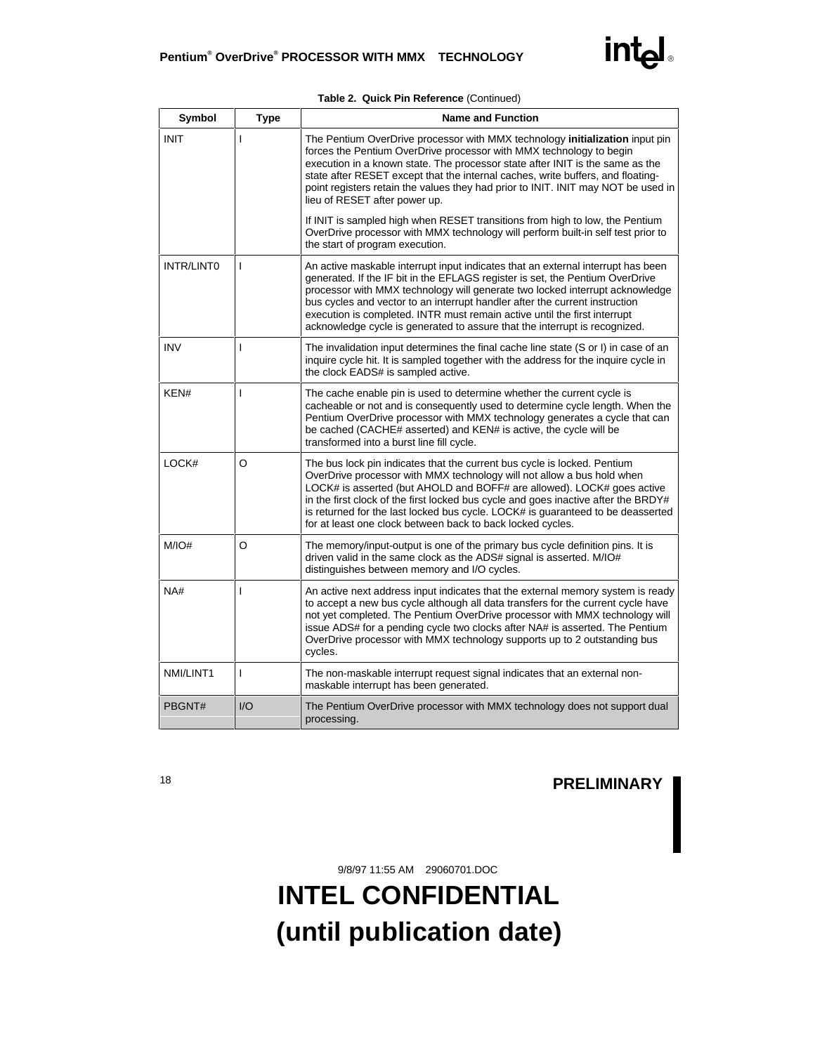**Table 2. Quick Pin Reference** (Continued)

| Symbol | Type | Name and Function |
|---|---|---|
| INIT | I | The Pentium OverDrive processor with MMX technology **initialization** input pin forces the Pentium OverDrive processor with MMX technology to begin execution in a known state. The processor state after INIT is the same as the state after RESET except that the internal caches, write buffers, and floating-point registers retain the values they had prior to INIT. INIT may NOT be used in lieu of RESET after power up.<br><br>If INIT is sampled high when RESET transitions from high to low, the Pentium OverDrive processor with MMX technology will perform built-in self test prior to the start of program execution. |
| INTR/LINT0 | I | An active maskable interrupt input indicates that an external interrupt has been generated. If the IF bit in the EFLAGS register is set, the Pentium OverDrive processor with MMX technology will generate two locked interrupt acknowledge bus cycles and vector to an interrupt handler after the current instruction execution is completed. INTR must remain active until the first interrupt acknowledge cycle is generated to assure that the interrupt is recognized. |
| INV | I | The invalidation input determines the final cache line state (S or I) in case of an inquire cycle hit. It is sampled together with the address for the inquire cycle in the clock EADS# is sampled active. |
| KEN# | I | The cache enable pin is used to determine whether the current cycle is cacheable or not and is consequently used to determine cycle length. When the Pentium OverDrive processor with MMX technology generates a cycle that can be cached (CACHE# asserted) and KEN# is active, the cycle will be transformed into a burst line fill cycle. |
| LOCK# | O | The bus lock pin indicates that the current bus cycle is locked. Pentium OverDrive processor with MMX technology will not allow a bus hold when LOCK# is asserted (but AHOLD and BOFF# are allowed). LOCK# goes active in the first clock of the first locked bus cycle and goes inactive after the BRDY# is returned for the last locked bus cycle. LOCK# is guaranteed to be deasserted for at least one clock between back to back locked cycles. |
| M/IO# | O | The memory/input-output is one of the primary bus cycle definition pins. It is driven valid in the same clock as the ADS# signal is asserted. M/IO# distinguishes between memory and I/O cycles. |
| NA# | I | An active next address input indicates that the external memory system is ready to accept a new bus cycle although all data transfers for the current cycle have not yet completed. The Pentium OverDrive processor with MMX technology will issue ADS# for a pending cycle two clocks after NA# is asserted. The Pentium OverDrive processor with MMX technology supports up to 2 outstanding bus cycles. |
| NMI/LINT1 | I | The non-maskable interrupt request signal indicates that an external non-maskable interrupt has been generated. |
| PBGNT# | I/O | The Pentium OverDrive processor with MMX technology does not support dual processing. |

PRELIMINARY

9/8/97 11:55 AM 29060701.DOC

**INTEL CONFIDENTIAL**
**(until publication date)**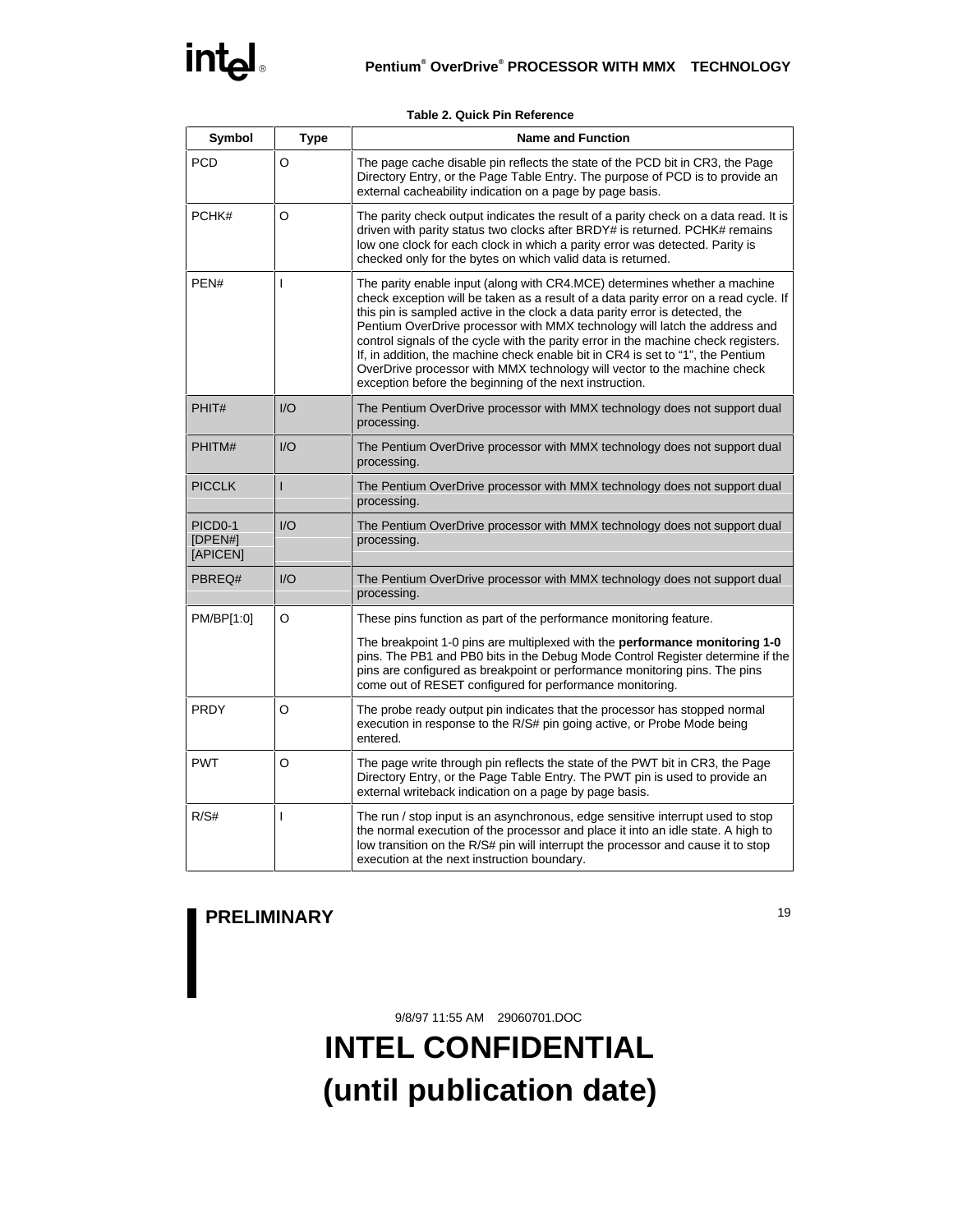**Table 2. Quick Pin Reference**

| Symbol | Type | Name and Function |
|---|---|---|
| PCD | O | The page cache disable pin reflects the state of the PCD bit in CR3, the Page Directory Entry, or the Page Table Entry. The purpose of PCD is to provide an external cacheability indication on a page by page basis. |
| PCHK# | O | The parity check output indicates the result of a parity check on a data read. It is driven with parity status two clocks after BRDY# is returned. PCHK# remains low one clock for each clock in which a parity error was detected. Parity is checked only for the bytes on which valid data is returned. |
| PEN# | I | The parity enable input (along with CR4.MCE) determines whether a machine check exception will be taken as a result of a data parity error on a read cycle. If this pin is sampled active in the clock a data parity error is detected, the Pentium OverDrive processor with MMX technology will latch the address and control signals of the cycle with the parity error in the machine check registers. If, in addition, the machine check enable bit in CR4 is set to "1", the Pentium OverDrive processor with MMX technology will vector to the machine check exception before the beginning of the next instruction. |
| PHIT# | I/O | The Pentium OverDrive processor with MMX technology does not support dual processing. |
| PHITM# | I/O | The Pentium OverDrive processor with MMX technology does not support dual processing. |
| PICCLK | I | The Pentium OverDrive processor with MMX technology does not support dual processing. |
| PICD0-1 [DPEN#] [APICEN] | I/O | The Pentium OverDrive processor with MMX technology does not support dual processing. |
| PBREQ# | I/O | The Pentium OverDrive processor with MMX technology does not support dual processing. |
| PM/BP[1:0] | O | These pins function as part of the performance monitoring feature.<br><br>The breakpoint 1-0 pins are multiplexed with the **performance monitoring 1-0** pins. The PB1 and PB0 bits in the Debug Mode Control Register determine if the pins are configured as breakpoint or performance monitoring pins. The pins come out of RESET configured for performance monitoring. |
| PRDY | O | The probe ready output pin indicates that the processor has stopped normal execution in response to the R/S# pin going active, or Probe Mode being entered. |
| PWT | O | The page write through pin reflects the state of the PWT bit in CR3, the Page Directory Entry, or the Page Table Entry. The PWT pin is used to provide an external writeback indication on a page by page basis. |
| R/S# | I | The run / stop input is an asynchronous, edge sensitive interrupt used to stop the normal execution of the processor and place it into an idle state. A high to low transition on the R/S# pin will interrupt the processor and cause it to stop execution at the next instruction boundary. |

**PRELIMINARY**

9/8/97 11:55 AM 29060701.DOC

**INTEL CONFIDENTIAL**
**(until publication date)**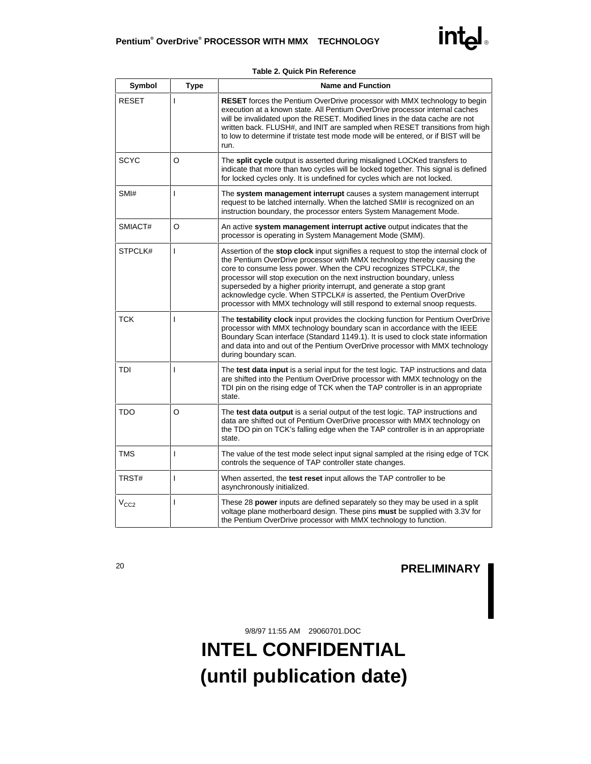**Table 2. Quick Pin Reference**

| Symbol | Type | Name and Function |
|---|---|---|
| RESET | I | **RESET** forces the Pentium OverDrive processor with MMX technology to begin execution at a known state. All Pentium OverDrive processor internal caches will be invalidated upon the RESET. Modified lines in the data cache are not written back. FLUSH#, and INIT are sampled when RESET transitions from high to low to determine if tristate test mode mode will be entered, or if BIST will be run. |
| SCYC | O | The **split cycle** output is asserted during misaligned LOCKed transfers to indicate that more than two cycles will be locked together. This signal is defined for locked cycles only. It is undefined for cycles which are not locked. |
| SMI# | I | The **system management interrupt** causes a system management interrupt request to be latched internally. When the latched SMI# is recognized on an instruction boundary, the processor enters System Management Mode. |
| SMIACT# | O | An active **system management interrupt active** output indicates that the processor is operating in System Management Mode (SMM). |
| STPCLK# | I | Assertion of the **stop clock** input signifies a request to stop the internal clock of the Pentium OverDrive processor with MMX technology thereby causing the core to consume less power. When the CPU recognizes STPCLK#, the processor will stop execution on the next instruction boundary, unless superseded by a higher priority interrupt, and generate a stop grant acknowledge cycle. When STPCLK# is asserted, the Pentium OverDrive processor with MMX technology will still respond to external snoop requests. |
| TCK | I | The **testability clock** input provides the clocking function for Pentium OverDrive processor with MMX technology boundary scan in accordance with the IEEE Boundary Scan interface (Standard 1149.1). It is used to clock state information and data into and out of the Pentium OverDrive processor with MMX technology during boundary scan. |
| TDI | I | The **test data input** is a serial input for the test logic. TAP instructions and data are shifted into the Pentium OverDrive processor with MMX technology on the TDI pin on the rising edge of TCK when the TAP controller is in an appropriate state. |
| TDO | O | The **test data output** is a serial output of the test logic. TAP instructions and data are shifted out of Pentium OverDrive processor with MMX technology on the TDO pin on TCK's falling edge when the TAP controller is in an appropriate state. |
| TMS | I | The value of the test mode select input signal sampled at the rising edge of TCK controls the sequence of TAP controller state changes. |
| TRST# | I | When asserted, the **test reset** input allows the TAP controller to be asynchronously initialized. |
| $V_{CC2}$ | I | These 28 **power** inputs are defined separately so they may be used in a split voltage plane motherboard design. These pins **must** be supplied with 3.3V for the Pentium OverDrive processor with MMX technology to function. |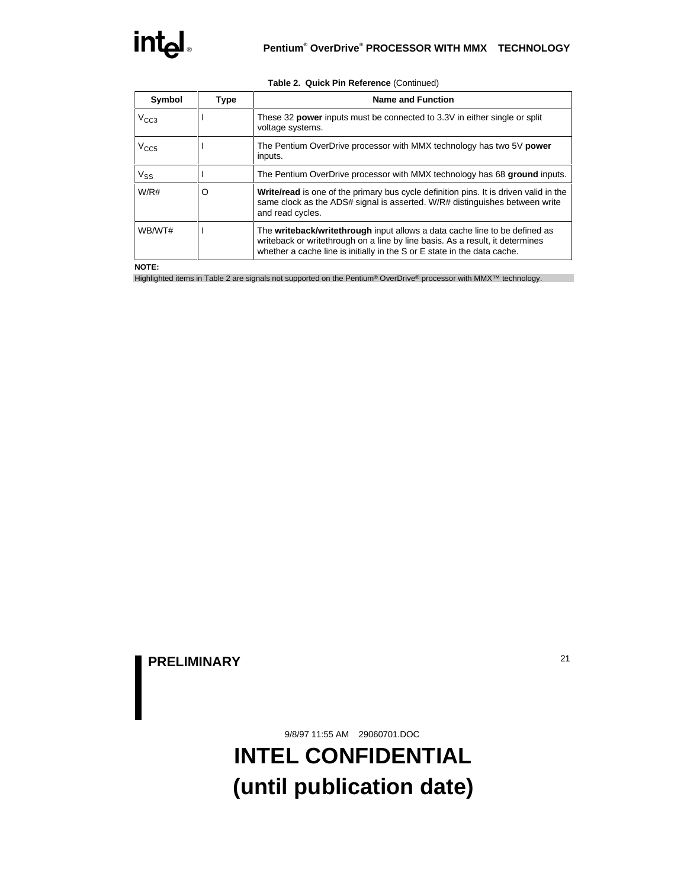**Table 2. Quick Pin Reference** (Continued)

| Symbol | Type | Name and Function |
| --- | --- | --- |
| $V_{CC3}$ | I | These 32 **power** inputs must be connected to 3.3V in either single or split voltage systems. |
| $V_{CC5}$ | I | The Pentium OverDrive processor with MMX technology has two 5V **power** inputs. |
| $V_{SS}$ | I | The Pentium OverDrive processor with MMX technology has 68 **ground** inputs. |
| W/R# | O | **Write/read** is one of the primary bus cycle definition pins. It is driven valid in the same clock as the ADS# signal is asserted. W/R# distinguishes between write and read cycles. |
| WB/WT# | I | The **writeback/writethrough** input allows a data cache line to be defined as writeback or writethrough on a line by line basis. As a result, it determines whether a cache line is initially in the S or E state in the data cache. |

**NOTE:**

Highlighted items in Table 2 are signals not supported on the Pentium® OverDrive® processor with MMX™ technology.

**PRELIMINARY**

9/8/97 11:55 AM 29060701.DOC

**INTEL CONFIDENTIAL**
**(until publication date)**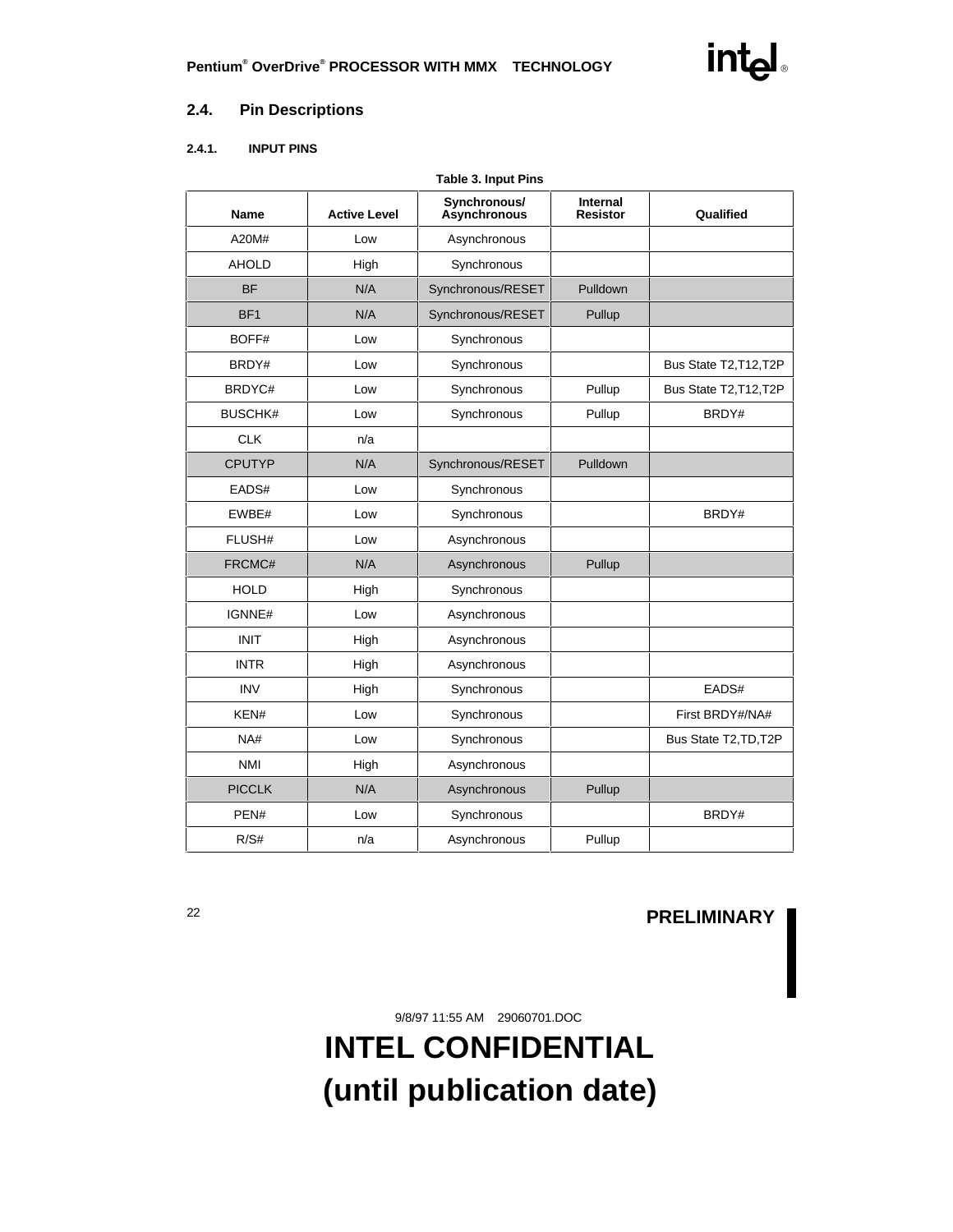## 2.4. Pin Descriptions

### 2.4.1. INPUT PINS

**Table 3. Input Pins**

| Name | Active Level | Synchronous/ Asynchronous | Internal Resistor | Qualified |
|---|---|---|---|---|
| A20M# | Low | Asynchronous | | |
| AHOLD | High | Synchronous | | |
| BF | N/A | Synchronous/RESET | Pulldown | |
| BF1 | N/A | Synchronous/RESET | Pullup | |
| BOFF# | Low | Synchronous | | |
| BRDY# | Low | Synchronous | | Bus State T2,T12,T2P |
| BRDYC# | Low | Synchronous | Pullup | Bus State T2,T12,T2P |
| BUSCHK# | Low | Synchronous | Pullup | BRDY# |
| CLK | n/a | | | |
| CPUTYP | N/A | Synchronous/RESET | Pulldown | |
| EADS# | Low | Synchronous | | |
| EWBE# | Low | Synchronous | | BRDY# |
| FLUSH# | Low | Asynchronous | | |
| FRCMC# | N/A | Asynchronous | Pullup | |
| HOLD | High | Synchronous | | |
| IGNNE# | Low | Asynchronous | | |
| INIT | High | Asynchronous | | |
| INTR | High | Asynchronous | | |
| INV | High | Synchronous | | EADS# |
| KEN# | Low | Synchronous | | First BRDY#/NA# |
| NA# | Low | Synchronous | | Bus State T2,TD,T2P |
| NMI | High | Asynchronous | | |
| PICCLK | N/A | Asynchronous | Pullup | |
| PEN# | Low | Synchronous | | BRDY# |
| R/S# | n/a | Asynchronous | Pullup | |

PRELIMINARY

9/8/97 11:55 AM 29060701.DOC

**INTEL CONFIDENTIAL (until publication date)**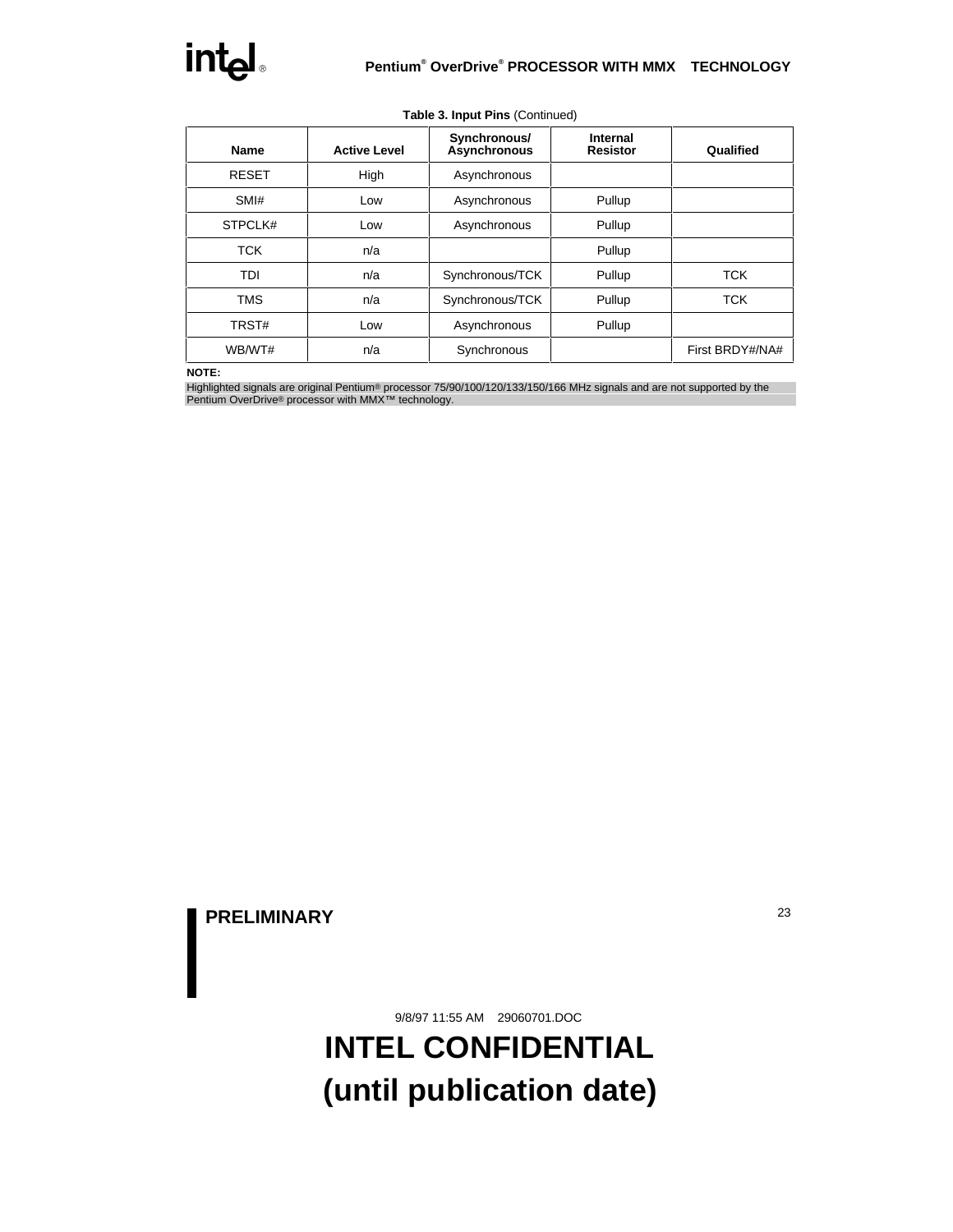**Table 3. Input Pins** (Continued)

| Name | Active Level | Synchronous/ Asynchronous | Internal Resistor | Qualified |
|---|---|---|---|---|
| RESET | High | Asynchronous | | |
| SMI# | Low | Asynchronous | Pullup | |
| STPCLK# | Low | Asynchronous | Pullup | |
| TCK | n/a | | Pullup | |
| TDI | n/a | Synchronous/TCK | Pullup | TCK |
| TMS | n/a | Synchronous/TCK | Pullup | TCK |
| TRST# | Low | Asynchronous | Pullup | |
| WB/WT# | n/a | Synchronous | | First BRDY#/NA# |

**NOTE:**

Highlighted signals are original Pentium® processor 75/90/100/120/133/150/166 MHz signals and are not supported by the Pentium OverDrive® processor with MMX™ technology.

**PRELIMINARY**

9/8/97 11:55 AM 29060701.DOC

**INTEL CONFIDENTIAL**
**(until publication date)**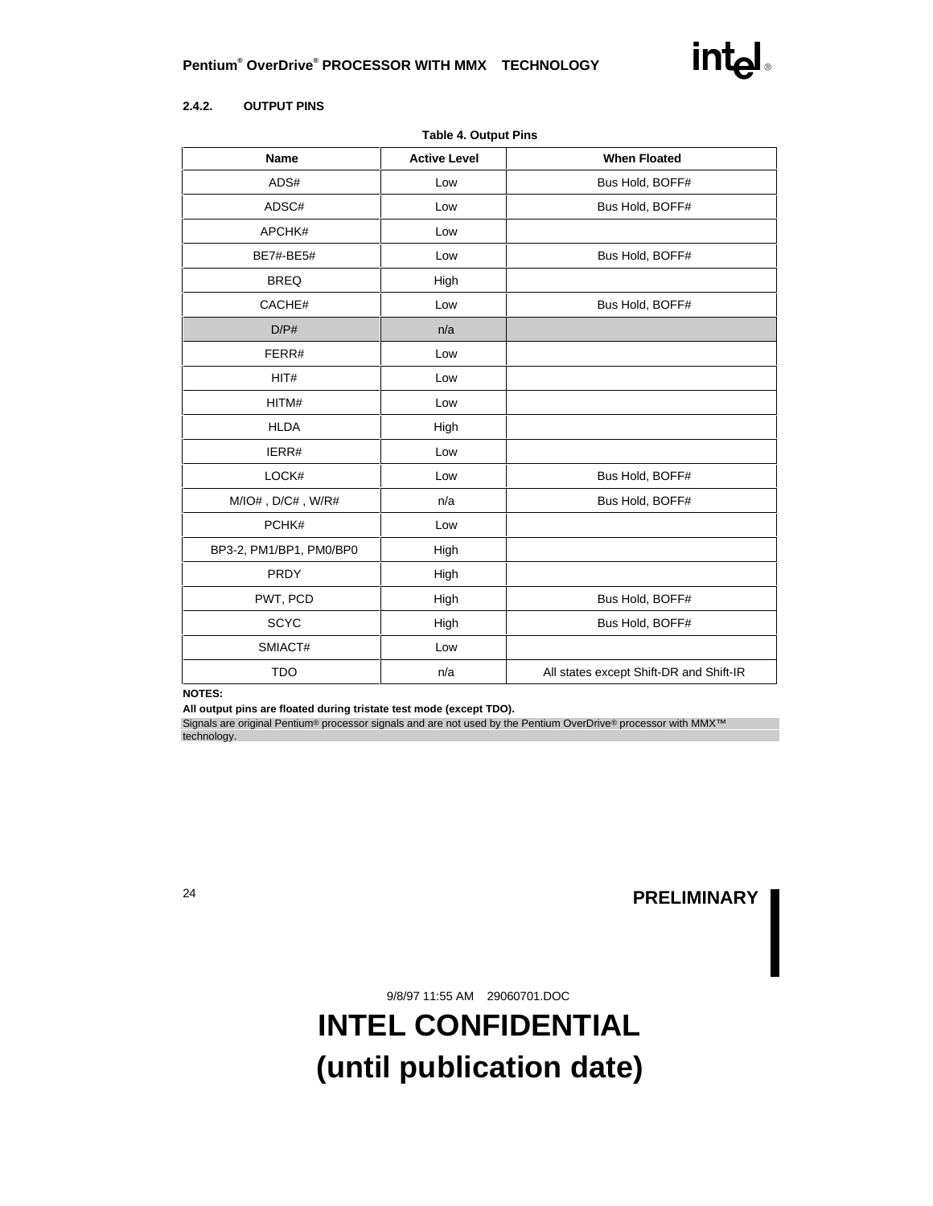### 2.4.2. OUTPUT PINS

**Table 4. Output Pins**

| Name | Active Level | When Floated |
|---|---|---|
| ADS# | Low | Bus Hold, BOFF# |
| ADSC# | Low | Bus Hold, BOFF# |
| APCHK# | Low | |
| BE7#-BE5# | Low | Bus Hold, BOFF# |
| BREQ | High | |
| CACHE# | Low | Bus Hold, BOFF# |
| D/P# | n/a | |
| FERR# | Low | |
| HIT# | Low | |
| HITM# | Low | |
| HLDA | High | |
| IERR# | Low | |
| LOCK# | Low | Bus Hold, BOFF# |
| M/IO# , D/C# , W/R# | n/a | Bus Hold, BOFF# |
| PCHK# | Low | |
| BP3-2, PM1/BP1, PM0/BP0 | High | |
| PRDY | High | |
| PWT, PCD | High | Bus Hold, BOFF# |
| SCYC | High | Bus Hold, BOFF# |
| SMIACT# | Low | |
| TDO | n/a | All states except Shift-DR and Shift-IR |

**NOTES:**

**All output pins are floated during tristate test mode (except TDO).**

Signals are original Pentium® processor signals and are not used by the Pentium OverDrive® processor with MMX™ technology.

9/8/97 11:55 AM 29060701.DOC

**INTEL CONFIDENTIAL**
**(until publication date)**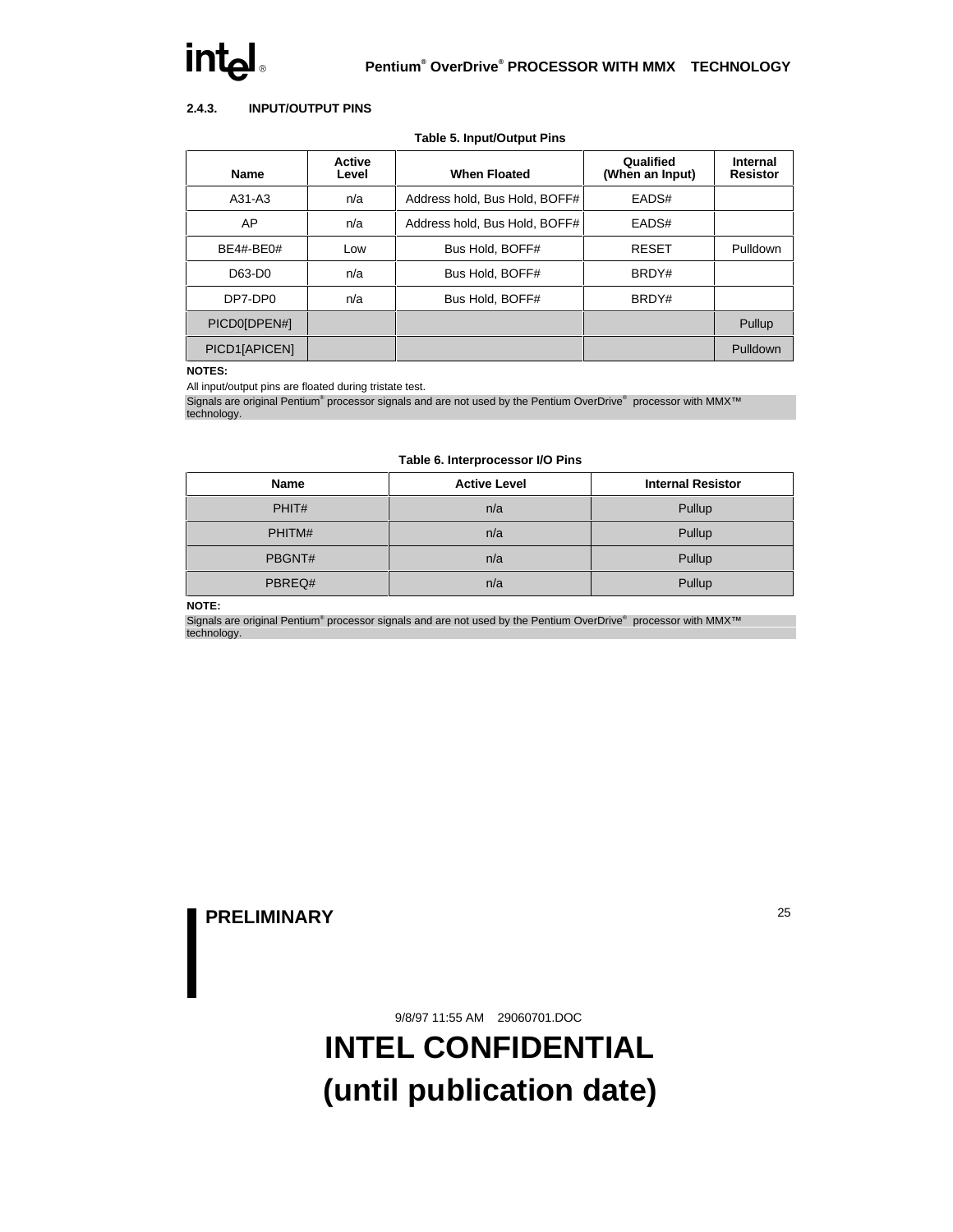### 2.4.3. INPUT/OUTPUT PINS

**Table 5. Input/Output Pins**

| Name | Active Level | When Floated | Qualified (When an Input) | Internal Resistor |
|---|---|---|---|---|
| A31-A3 | n/a | Address hold, Bus Hold, BOFF# | EADS# | |
| AP | n/a | Address hold, Bus Hold, BOFF# | EADS# | |
| BE4#-BE0# | Low | Bus Hold, BOFF# | RESET | Pulldown |
| D63-D0 | n/a | Bus Hold, BOFF# | BRDY# | |
| DP7-DP0 | n/a | Bus Hold, BOFF# | BRDY# | |
| PICD0[DPEN#] | | | | Pullup |
| PICD1[APICEN] | | | | Pulldown |

**NOTES:**

All input/output pins are floated during tristate test.

Signals are original Pentium® processor signals and are not used by the Pentium OverDrive® processor with MMX™ technology.

**Table 6. Interprocessor I/O Pins**

| Name | Active Level | Internal Resistor |
|---|---|---|
| PHIT# | n/a | Pullup |
| PHITM# | n/a | Pullup |
| PBGNT# | n/a | Pullup |
| PBREQ# | n/a | Pullup |

**NOTE:**

Signals are original Pentium® processor signals and are not used by the Pentium OverDrive® processor with MMX™ technology.

**PRELIMINARY**

9/8/97 11:55 AM 29060701.DOC

**INTEL CONFIDENTIAL (until publication date)**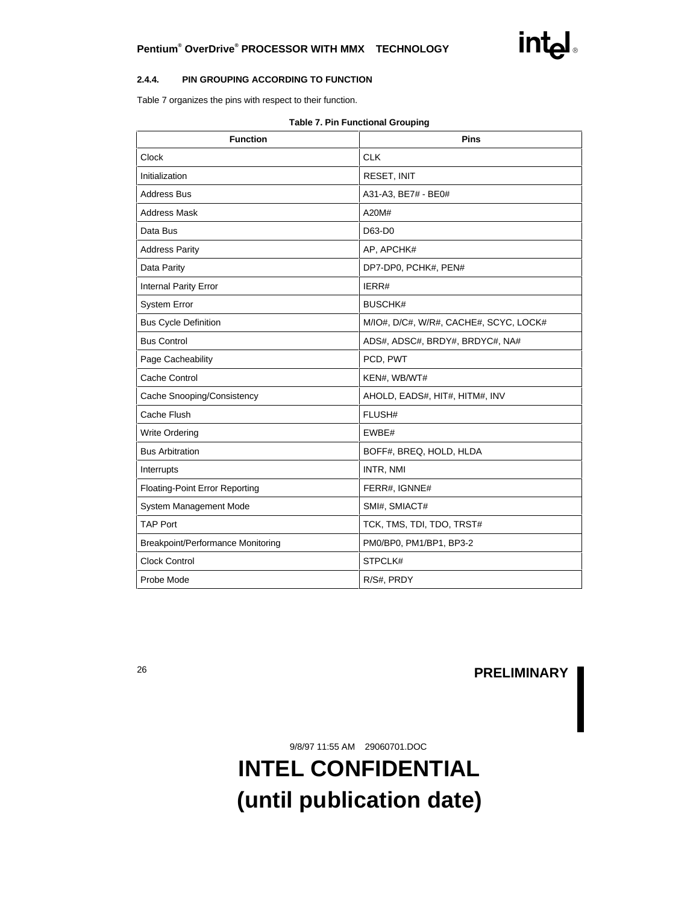### 2.4.4. PIN GROUPING ACCORDING TO FUNCTION

Table 7 organizes the pins with respect to their function.

**Table 7. Pin Functional Grouping**

| Function | Pins |
|---|---|
| Clock | CLK |
| Initialization | RESET, INIT |
| Address Bus | A31-A3, BE7# - BE0# |
| Address Mask | A20M# |
| Data Bus | D63-D0 |
| Address Parity | AP, APCHK# |
| Data Parity | DP7-DP0, PCHK#, PEN# |
| Internal Parity Error | IERR# |
| System Error | BUSCHK# |
| Bus Cycle Definition | M/IO#, D/C#, W/R#, CACHE#, SCYC, LOCK# |
| Bus Control | ADS#, ADSC#, BRDY#, BRDYC#, NA# |
| Page Cacheability | PCD, PWT |
| Cache Control | KEN#, WB/WT# |
| Cache Snooping/Consistency | AHOLD, EADS#, HIT#, HITM#, INV |
| Cache Flush | FLUSH# |
| Write Ordering | EWBE# |
| Bus Arbitration | BOFF#, BREQ, HOLD, HLDA |
| Interrupts | INTR, NMI |
| Floating-Point Error Reporting | FERR#, IGNNE# |
| System Management Mode | SMI#, SMIACT# |
| TAP Port | TCK, TMS, TDI, TDO, TRST# |
| Breakpoint/Performance Monitoring | PM0/BP0, PM1/BP1, BP3-2 |
| Clock Control | STPCLK# |
| Probe Mode | R/S#, PRDY |

PRELIMINARY

9/8/97 11:55 AM 29060701.DOC

**INTEL CONFIDENTIAL**
**(until publication date)**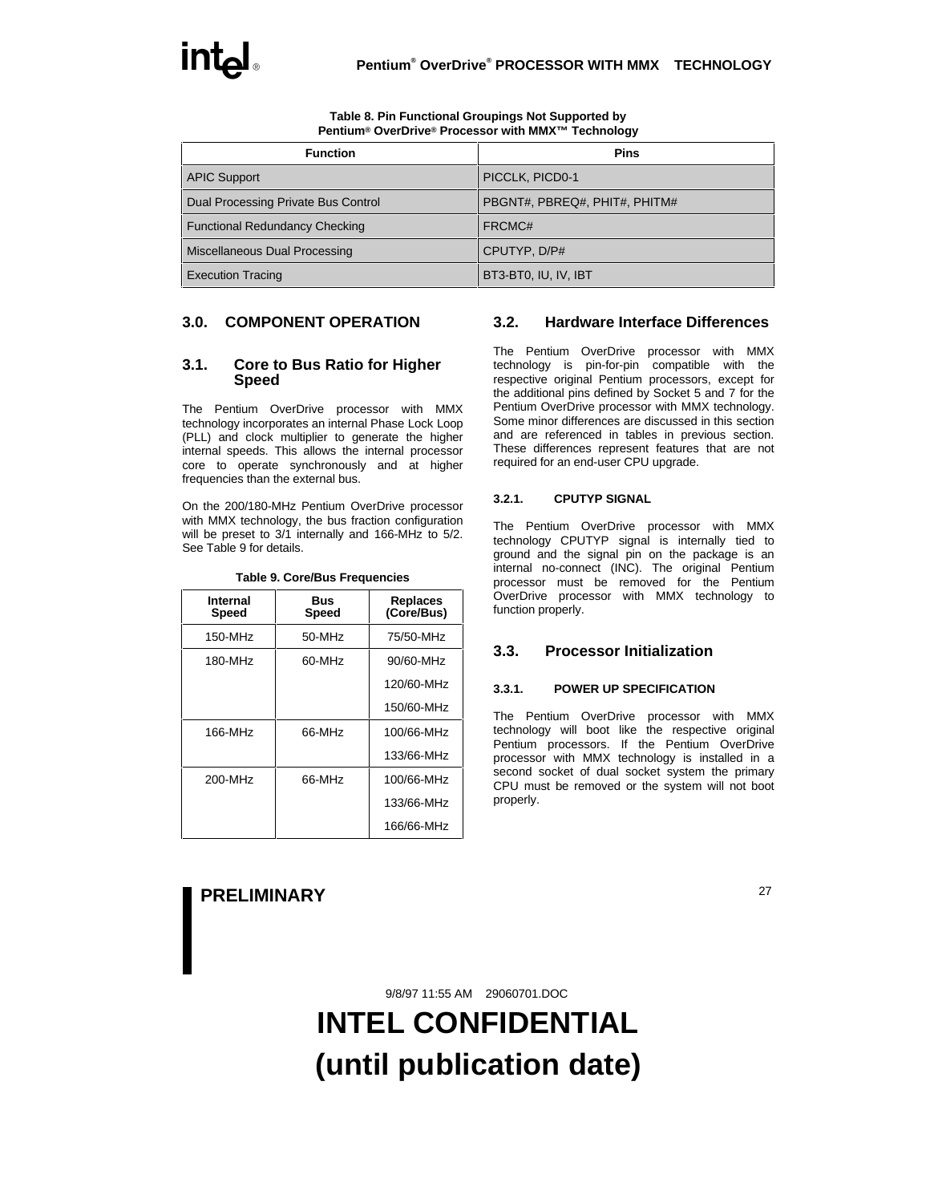**Table 8. Pin Functional Groupings Not Supported by Pentium® OverDrive® Processor with MMX™ Technology**

| Function | Pins |
|---|---|
| APIC Support | PICCLK, PICD0-1 |
| Dual Processing Private Bus Control | PBGNT#, PBREQ#, PHIT#, PHITM# |
| Functional Redundancy Checking | FRCMC# |
| Miscellaneous Dual Processing | CPUTYP, D/P# |
| Execution Tracing | BT3-BT0, IU, IV, IBT |

## 3.0. COMPONENT OPERATION

### 3.1. Core to Bus Ratio for Higher Speed

The Pentium OverDrive processor with MMX technology incorporates an internal Phase Lock Loop (PLL) and clock multiplier to generate the higher internal speeds. This allows the internal processor core to operate synchronously and at higher frequencies than the external bus.

On the 200/180-MHz Pentium OverDrive processor with MMX technology, the bus fraction configuration will be preset to 3/1 internally and 166-MHz to 5/2. See Table 9 for details.

**Table 9. Core/Bus Frequencies**

| Internal Speed | Bus Speed | Replaces (Core/Bus) |
|---|---|---|
| 150-MHz | 50-MHz | 75/50-MHz |
| 180-MHz | 60-MHz | 90/60-MHz |
| | | 120/60-MHz |
| | | 150/60-MHz |
| 166-MHz | 66-MHz | 100/66-MHz |
| | | 133/66-MHz |
| 200-MHz | 66-MHz | 100/66-MHz |
| | | 133/66-MHz |
| | | 166/66-MHz |

### 3.2. Hardware Interface Differences

The Pentium OverDrive processor with MMX technology is pin-for-pin compatible with the respective original Pentium processors, except for the additional pins defined by Socket 5 and 7 for the Pentium OverDrive processor with MMX technology. Some minor differences are discussed in this section and are referenced in tables in previous section. These differences represent features that are not required for an end-user CPU upgrade.

#### 3.2.1. CPUTYP SIGNAL

The Pentium OverDrive processor with MMX technology CPUTYP signal is internally tied to ground and the signal pin on the package is an internal no-connect (INC). The original Pentium processor must be removed for the Pentium OverDrive processor with MMX technology to function properly.

### 3.3. Processor Initialization

#### 3.3.1. POWER UP SPECIFICATION

The Pentium OverDrive processor with MMX technology will boot like the respective original Pentium processors. If the Pentium OverDrive processor with MMX technology is installed in a second socket of dual socket system the primary CPU must be removed or the system will not boot properly.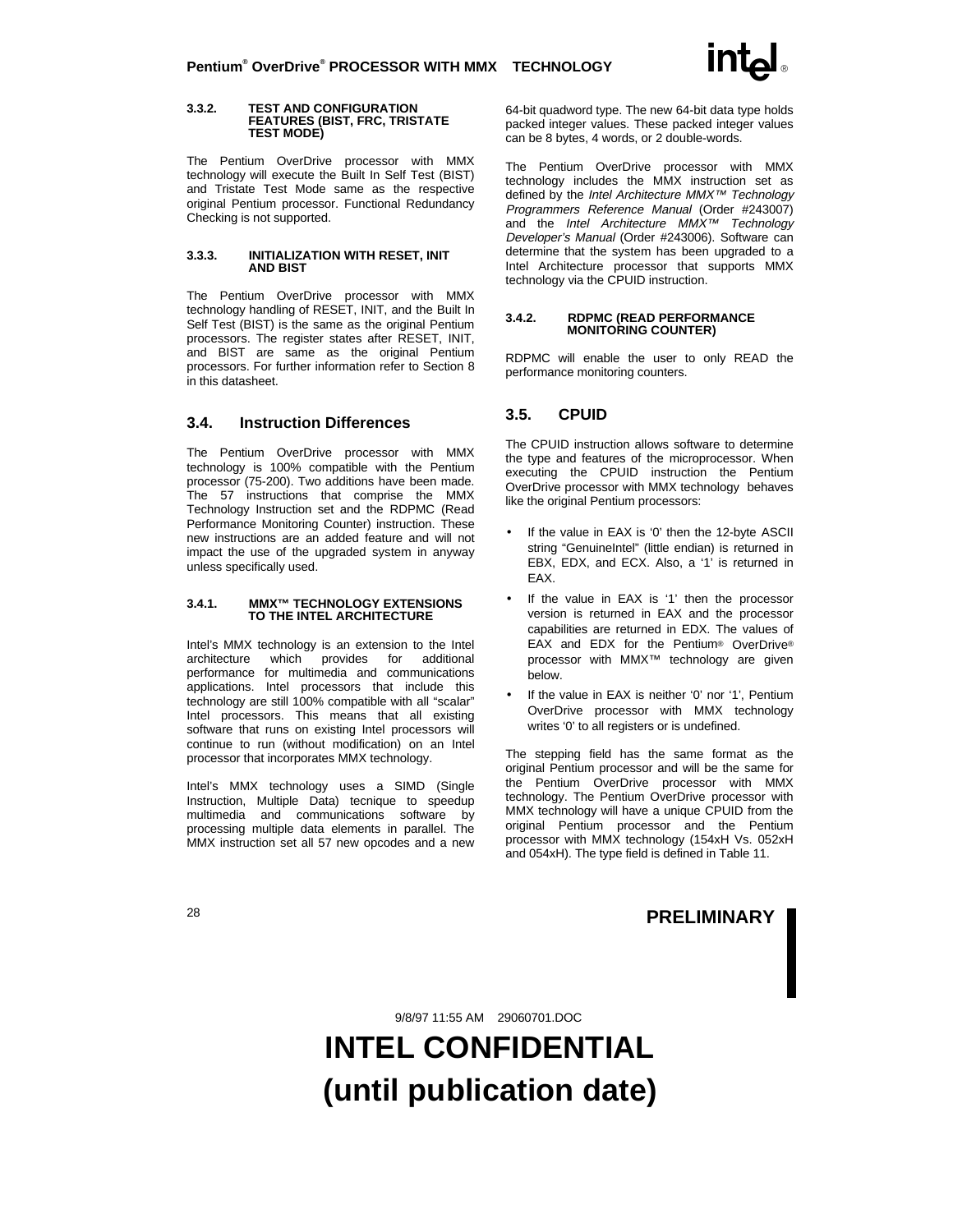#### 3.3.2. TEST AND CONFIGURATION FEATURES (BIST, FRC, TRISTATE TEST MODE)

The Pentium OverDrive processor with MMX technology will execute the Built In Self Test (BIST) and Tristate Test Mode same as the respective original Pentium processor. Functional Redundancy Checking is not supported.

#### 3.3.3. INITIALIZATION WITH RESET, INIT AND BIST

The Pentium OverDrive processor with MMX technology handling of RESET, INIT, and the Built In Self Test (BIST) is the same as the original Pentium processors. The register states after RESET, INIT, and BIST are same as the original Pentium processors. For further information refer to Section 8 in this datasheet.

## 3.4. Instruction Differences

The Pentium OverDrive processor with MMX technology is 100% compatible with the Pentium processor (75-200). Two additions have been made. The 57 instructions that comprise the MMX Technology Instruction set and the RDPMC (Read Performance Monitoring Counter) instruction. These new instructions are an added feature and will not impact the use of the upgraded system in anyway unless specifically used.

#### 3.4.1. MMX™ TECHNOLOGY EXTENSIONS TO THE INTEL ARCHITECTURE

Intel's MMX technology is an extension to the Intel architecture which provides for additional performance for multimedia and communications applications. Intel processors that include this technology are still 100% compatible with all "scalar" Intel processors. This means that all existing software that runs on existing Intel processors will continue to run (without modification) on an Intel processor that incorporates MMX technology.

Intel's MMX technology uses a SIMD (Single Instruction, Multiple Data) tecnique to speedup multimedia and communications software by processing multiple data elements in parallel. The MMX instruction set all 57 new opcodes and a new 64-bit quadword type. The new 64-bit data type holds packed integer values. These packed integer values can be 8 bytes, 4 words, or 2 double-words.

The Pentium OverDrive processor with MMX technology includes the MMX instruction set as defined by the *Intel Architecture MMX™ Technology Programmers Reference Manual* (Order #243007) and the *Intel Architecture MMX™ Technology Developer's Manual* (Order #243006). Software can determine that the system has been upgraded to a Intel Architecture processor that supports MMX technology via the CPUID instruction.

#### 3.4.2. RDPMC (READ PERFORMANCE MONITORING COUNTER)

RDPMC will enable the user to only READ the performance monitoring counters.

## 3.5. CPUID

The CPUID instruction allows software to determine the type and features of the microprocessor. When executing the CPUID instruction the Pentium OverDrive processor with MMX technology behaves like the original Pentium processors:

- If the value in EAX is '0' then the 12-byte ASCII string "GenuineIntel" (little endian) is returned in EBX, EDX, and ECX. Also, a '1' is returned in EAX.
- If the value in EAX is '1' then the processor version is returned in EAX and the processor capabilities are returned in EDX. The values of EAX and EDX for the Pentium® OverDrive® processor with MMX™ technology are given below.
- If the value in EAX is neither '0' nor '1', Pentium OverDrive processor with MMX technology writes '0' to all registers or is undefined.

The stepping field has the same format as the original Pentium processor and will be the same for the Pentium OverDrive processor with MMX technology. The Pentium OverDrive processor with MMX technology will have a unique CPUID from the original Pentium processor and the Pentium processor with MMX technology (154xH Vs. 052xH and 054xH). The type field is defined in Table 11.

9/8/97 11:55 AM 29060701.DOC

**INTEL CONFIDENTIAL**
**(until publication date)**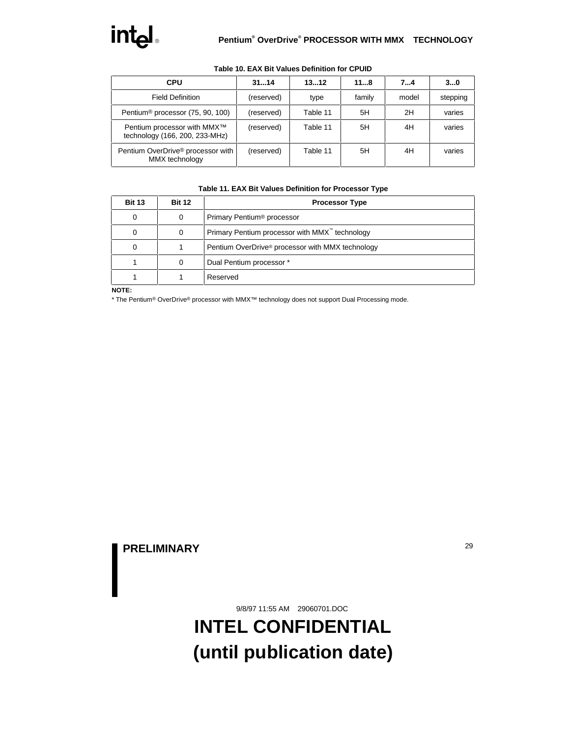**Table 10. EAX Bit Values Definition for CPUID**

| CPU | 31...14 | 13...12 | 11...8 | 7...4 | 3...0 |
|---|---|---|---|---|---|
| Field Definition | (reserved) | type | family | model | stepping |
| Pentium® processor (75, 90, 100) | (reserved) | Table 11 | 5H | 2H | varies |
| Pentium processor with MMX™ technology (166, 200, 233-MHz) | (reserved) | Table 11 | 5H | 4H | varies |
| Pentium OverDrive® processor with MMX technology | (reserved) | Table 11 | 5H | 4H | varies |

**Table 11. EAX Bit Values Definition for Processor Type**

| Bit 13 | Bit 12 | Processor Type |
|---|---|---|
| 0 | 0 | Primary Pentium® processor |
| 0 | 0 | Primary Pentium processor with MMX™ technology |
| 0 | 1 | Pentium OverDrive® processor with MMX technology |
| 1 | 0 | Dual Pentium processor * |
| 1 | 1 | Reserved |

**NOTE:**

* The Pentium® OverDrive® processor with MMX™ technology does not support Dual Processing mode.

**PRELIMINARY**

9/8/97 11:55 AM 29060701.DOC

# INTEL CONFIDENTIAL
# (until publication date)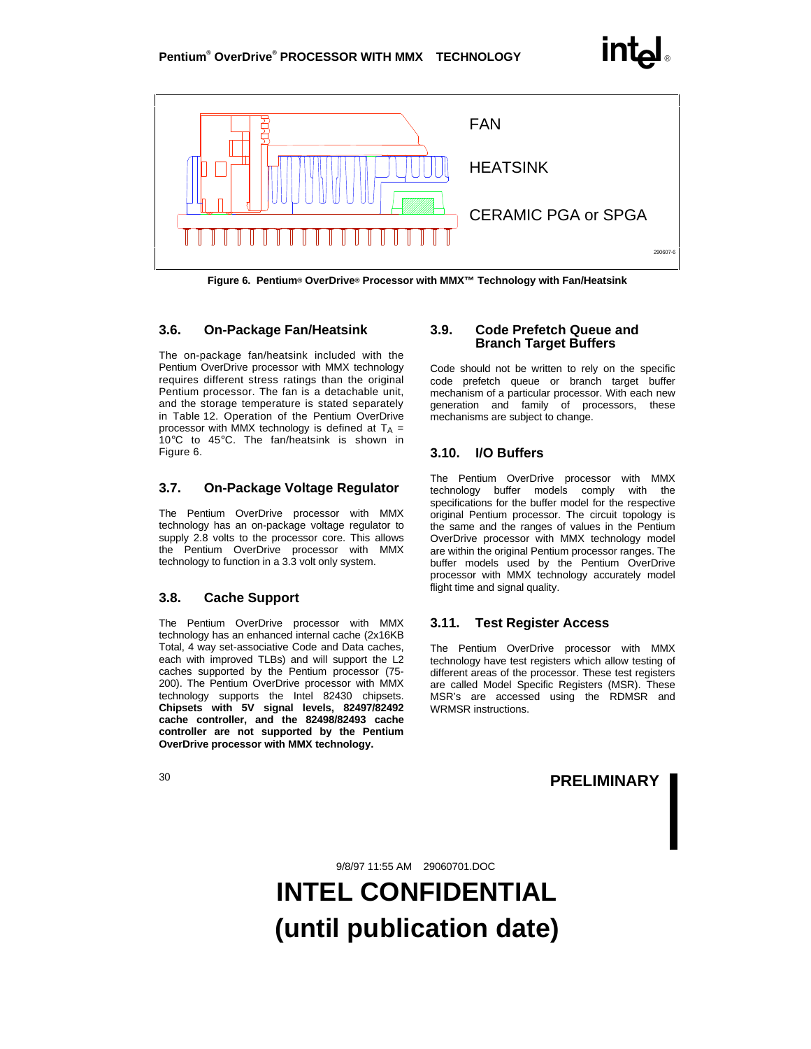FAN

HEATSINK

CERAMIC PGA or SPGA

290607-6

**Figure 6. Pentium® OverDrive® Processor with MMX™ Technology with Fan/Heatsink**

### 3.6. On-Package Fan/Heatsink

The on-package fan/heatsink included with the Pentium OverDrive processor with MMX technology requires different stress ratings than the original Pentium processor. The fan is a detachable unit, and the storage temperature is stated separately in Table 12. Operation of the Pentium OverDrive processor with MMX technology is defined at $T_A$ = 10°C to 45°C. The fan/heatsink is shown in Figure 6.

### 3.7. On-Package Voltage Regulator

The Pentium OverDrive processor with MMX technology has an on-package voltage regulator to supply 2.8 volts to the processor core. This allows the Pentium OverDrive processor with MMX technology to function in a 3.3 volt only system.

### 3.8. Cache Support

The Pentium OverDrive processor with MMX technology has an enhanced internal cache (2x16KB Total, 4 way set-associative Code and Data caches, each with improved TLBs) and will support the L2 caches supported by the Pentium processor (75-200). The Pentium OverDrive processor with MMX technology supports the Intel 82430 chipsets. **Chipsets with 5V signal levels, 82497/82492 cache controller, and the 82498/82493 cache controller are not supported by the Pentium OverDrive processor with MMX technology.**

### 3.9. Code Prefetch Queue and Branch Target Buffers

Code should not be written to rely on the specific code prefetch queue or branch target buffer mechanism of a particular processor. With each new generation and family of processors, these mechanisms are subject to change.

### 3.10. I/O Buffers

The Pentium OverDrive processor with MMX technology buffer models comply with the specifications for the buffer model for the respective original Pentium processor. The circuit topology is the same and the ranges of values in the Pentium OverDrive processor with MMX technology model are within the original Pentium processor ranges. The buffer models used by the Pentium OverDrive processor with MMX technology accurately model flight time and signal quality.

### 3.11. Test Register Access

The Pentium OverDrive processor with MMX technology have test registers which allow testing of different areas of the processor. These test registers are called Model Specific Registers (MSR). These MSR's are accessed using the RDMSR and WRMSR instructions.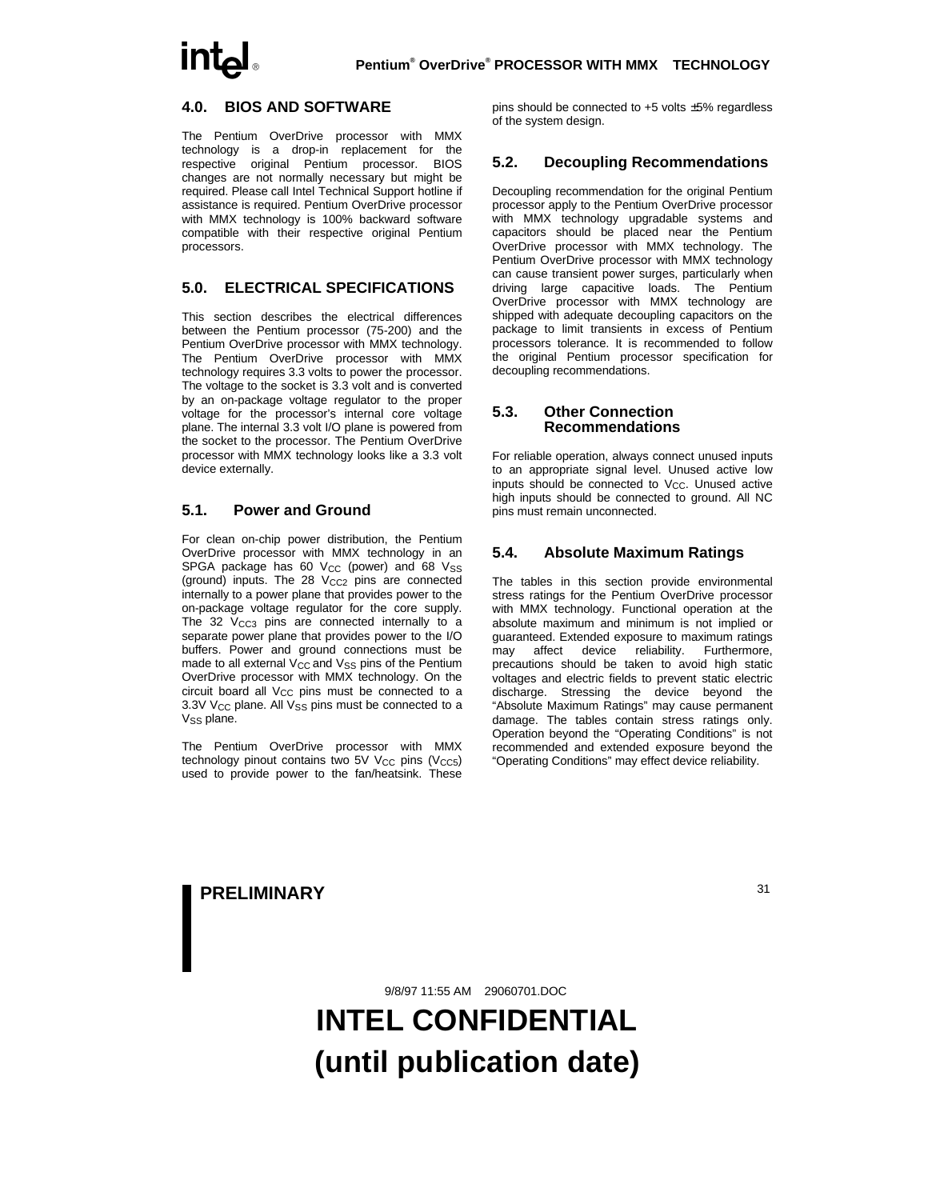## 4.0. BIOS AND SOFTWARE

The Pentium OverDrive processor with MMX technology is a drop-in replacement for the respective original Pentium processor. BIOS changes are not normally necessary but might be required. Please call Intel Technical Support hotline if assistance is required. Pentium OverDrive processor with MMX technology is 100% backward software compatible with their respective original Pentium processors.

## 5.0. ELECTRICAL SPECIFICATIONS

This section describes the electrical differences between the Pentium processor (75-200) and the Pentium OverDrive processor with MMX technology. The Pentium OverDrive processor with MMX technology requires 3.3 volts to power the processor. The voltage to the socket is 3.3 volt and is converted by an on-package voltage regulator to the proper voltage for the processor's internal core voltage plane. The internal 3.3 volt I/O plane is powered from the socket to the processor. The Pentium OverDrive processor with MMX technology looks like a 3.3 volt device externally.

### 5.1. Power and Ground

For clean on-chip power distribution, the Pentium OverDrive processor with MMX technology in an SPGA package has 60 $V_{CC}$ (power) and 68 $V_{SS}$ (ground) inputs. The 28 $V_{CC2}$ pins are connected internally to a power plane that provides power to the on-package voltage regulator for the core supply. The 32 $V_{CC3}$ pins are connected internally to a separate power plane that provides power to the I/O buffers. Power and ground connections must be made to all external $V_{CC}$ and $V_{SS}$ pins of the Pentium OverDrive processor with MMX technology. On the circuit board all $V_{CC}$ pins must be connected to a 3.3V $V_{CC}$ plane. All $V_{SS}$ pins must be connected to a $V_{SS}$ plane.

The Pentium OverDrive processor with MMX technology pinout contains two 5V $V_{CC}$ pins ($V_{CC5}$) used to provide power to the fan/heatsink. These pins should be connected to +5 volts ±5% regardless of the system design.

### 5.2. Decoupling Recommendations

Decoupling recommendation for the original Pentium processor apply to the Pentium OverDrive processor with MMX technology upgradable systems and capacitors should be placed near the Pentium OverDrive processor with MMX technology. The Pentium OverDrive processor with MMX technology can cause transient power surges, particularly when driving large capacitive loads. The Pentium OverDrive processor with MMX technology are shipped with adequate decoupling capacitors on the package to limit transients in excess of Pentium processors tolerance. It is recommended to follow the original Pentium processor specification for decoupling recommendations.

### 5.3. Other Connection Recommendations

For reliable operation, always connect unused inputs to an appropriate signal level. Unused active low inputs should be connected to $V_{CC}$. Unused active high inputs should be connected to ground. All NC pins must remain unconnected.

### 5.4. Absolute Maximum Ratings

The tables in this section provide environmental stress ratings for the Pentium OverDrive processor with MMX technology. Functional operation at the absolute maximum and minimum is not implied or guaranteed. Extended exposure to maximum ratings may affect device reliability. Furthermore, precautions should be taken to avoid high static voltages and electric fields to prevent static electric discharge. Stressing the device beyond the "Absolute Maximum Ratings" may cause permanent damage. The tables contain stress ratings only. Operation beyond the "Operating Conditions" is not recommended and extended exposure beyond the "Operating Conditions" may effect device reliability.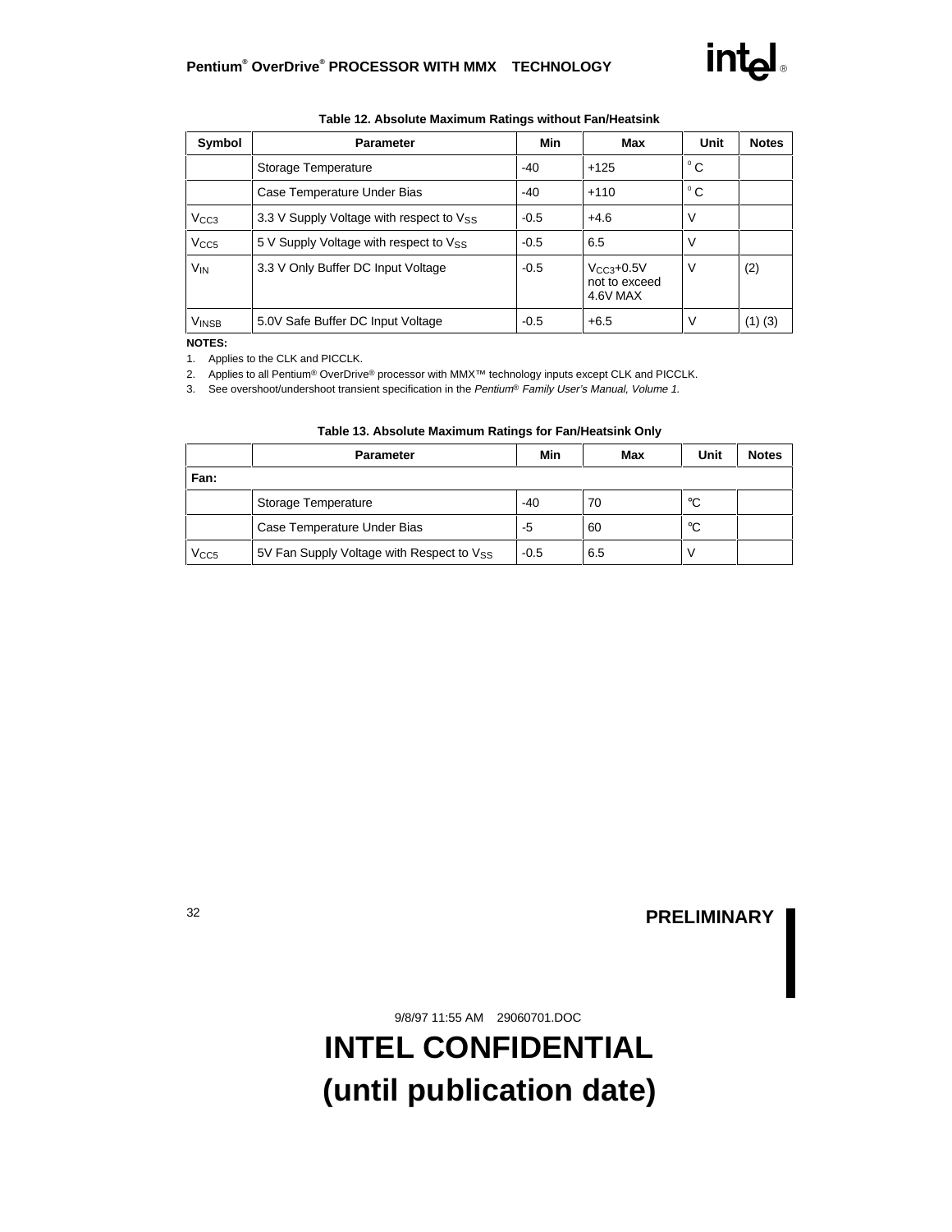**Table 12. Absolute Maximum Ratings without Fan/Heatsink**

| Symbol | Parameter | Min | Max | Unit | Notes |
|---|---|---|---|---|---|
| | Storage Temperature | -40 | +125 | °C | |
| | Case Temperature Under Bias | -40 | +110 | °C | |
| $V_{CC3}$ | 3.3 V Supply Voltage with respect to $V_{SS}$ | -0.5 | +4.6 | V | |
| $V_{CC5}$ | 5 V Supply Voltage with respect to $V_{SS}$ | -0.5 | 6.5 | V | |
| $V_{IN}$ | 3.3 V Only Buffer DC Input Voltage | -0.5 | $V_{CC3}$+0.5V not to exceed 4.6V MAX | V | (2) |
| $V_{INSB}$ | 5.0V Safe Buffer DC Input Voltage | -0.5 | +6.5 | V | (1) (3) |

**NOTES:**

1. Applies to the CLK and PICCLK.
2. Applies to all Pentium® OverDrive® processor with MMX™ technology inputs except CLK and PICCLK.
3. See overshoot/undershoot transient specification in the *Pentium® Family User's Manual, Volume 1.*

**Table 13. Absolute Maximum Ratings for Fan/Heatsink Only**

| | Parameter | Min | Max | Unit | Notes |
|---|---|---|---|---|---|
| **Fan:** | | | | | |
| | Storage Temperature | -40 | 70 | °C | |
| | Case Temperature Under Bias | -5 | 60 | °C | |
| $V_{CC5}$ | 5V Fan Supply Voltage with Respect to $V_{SS}$ | -0.5 | 6.5 | V | |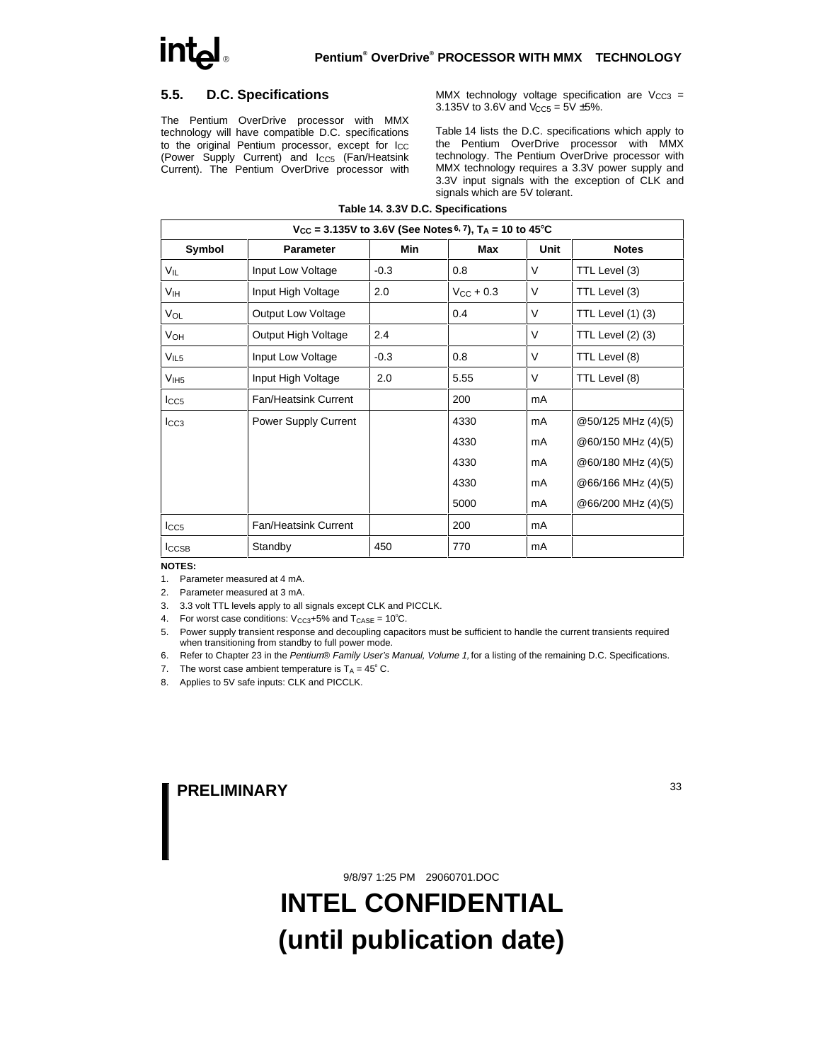## 5.5. D.C. Specifications

The Pentium OverDrive processor with MMX technology will have compatible D.C. specifications to the original Pentium processor, except for $I_{CC}$ (Power Supply Current) and $I_{CC5}$ (Fan/Heatsink Current). The Pentium OverDrive processor with MMX technology voltage specification are $V_{CC3}$ = 3.135V to 3.6V and $V_{CC5}$ = 5V ±5%.

Table 14 lists the D.C. specifications which apply to the Pentium OverDrive processor with MMX technology. The Pentium OverDrive processor with MMX technology requires a 3.3V power supply and 3.3V input signals with the exception of CLK and signals which are 5V tolerant.

**Table 14. 3.3V D.C. Specifications**

| $V_{CC}$ = 3.135V to 3.6V (See Notes 6, 7), $T_A$ = 10 to 45°C | | | | | |
|---|---|---|---|---|---|
| **Symbol** | **Parameter** | **Min** | **Max** | **Unit** | **Notes** |
| $V_{IL}$ | Input Low Voltage | -0.3 | 0.8 | V | TTL Level (3) |
| $V_{IH}$ | Input High Voltage | 2.0 | $V_{CC}$ + 0.3 | V | TTL Level (3) |
| $V_{OL}$ | Output Low Voltage | | 0.4 | V | TTL Level (1) (3) |
| $V_{OH}$ | Output High Voltage | 2.4 | | V | TTL Level (2) (3) |
| $V_{IL5}$ | Input Low Voltage | -0.3 | 0.8 | V | TTL Level (8) |
| $V_{IH5}$ | Input High Voltage | 2.0 | 5.55 | V | TTL Level (8) |
| $I_{CC5}$ | Fan/Heatsink Current | | 200 | mA | |
| $I_{CC3}$ | Power Supply Current | | 4330 | mA | @50/125 MHz (4)(5) |
| | | | 4330 | mA | @60/150 MHz (4)(5) |
| | | | 4330 | mA | @60/180 MHz (4)(5) |
| | | | 4330 | mA | @66/166 MHz (4)(5) |
| | | | 5000 | mA | @66/200 MHz (4)(5) |
| $I_{CC5}$ | Fan/Heatsink Current | | 200 | mA | |
| $I_{CCSB}$ | Standby | 450 | 770 | mA | |

**NOTES:**

1. Parameter measured at 4 mA.
2. Parameter measured at 3 mA.
3. 3.3 volt TTL levels apply to all signals except CLK and PICCLK.
4. For worst case conditions: $V_{CC3}$+5% and $T_{CASE}$ = 10°C.
5. Power supply transient response and decoupling capacitors must be sufficient to handle the current transients required when transitioning from standby to full power mode.
6. Refer to Chapter 23 in the *Pentium® Family User's Manual, Volume 1,* for a listing of the remaining D.C. Specifications.
7. The worst case ambient temperature is $T_A$ = 45° C.
8. Applies to 5V safe inputs: CLK and PICCLK.

**PRELIMINARY**

9/8/97 1:25 PM 29060701.DOC

# INTEL CONFIDENTIAL (until publication date)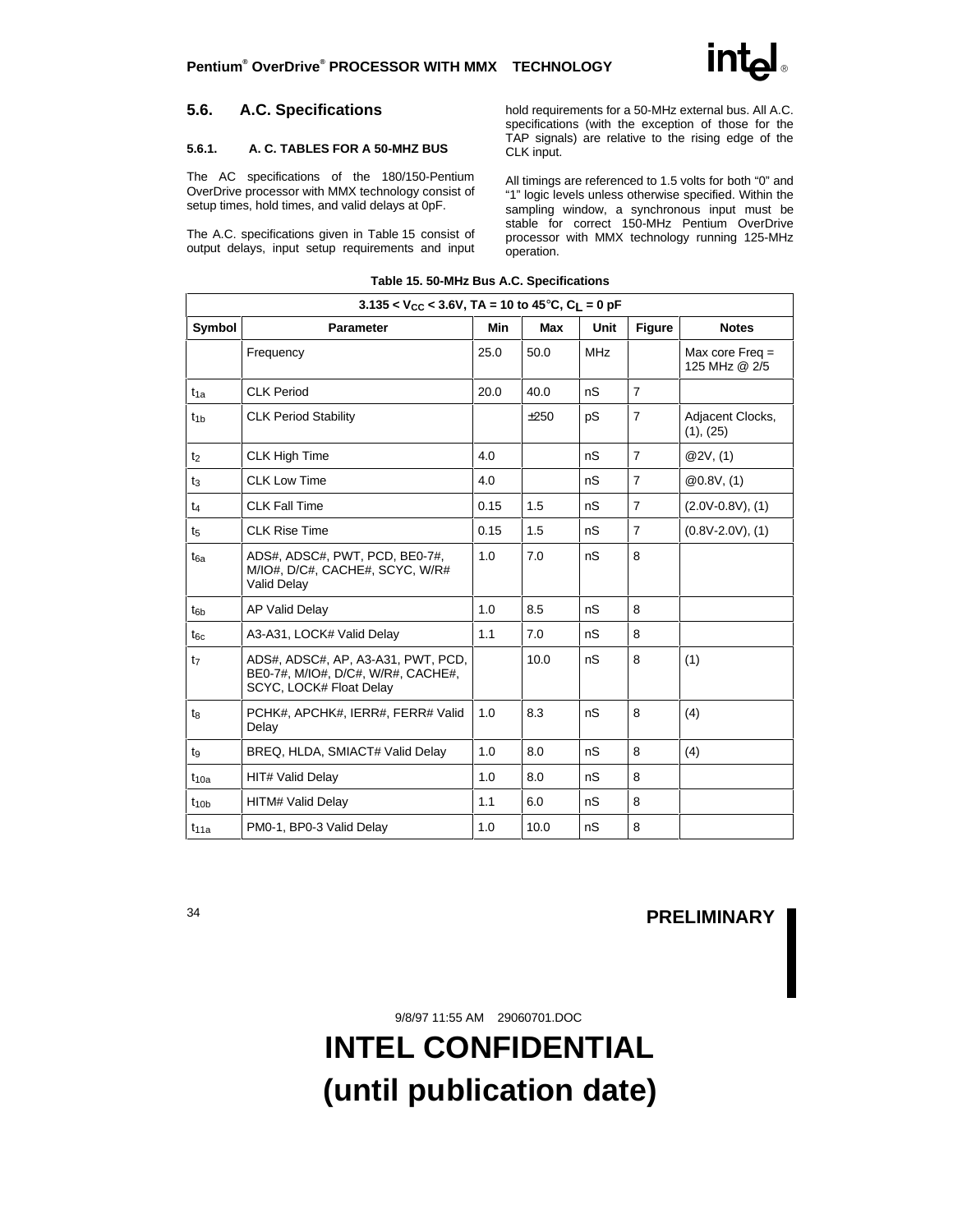## 5.6. A.C. Specifications

### 5.6.1. A. C. TABLES FOR A 50-MHZ BUS

The AC specifications of the 180/150-Pentium OverDrive processor with MMX technology consist of setup times, hold times, and valid delays at 0pF.

The A.C. specifications given in Table 15 consist of output delays, input setup requirements and input hold requirements for a 50-MHz external bus. All A.C. specifications (with the exception of those for the TAP signals) are relative to the rising edge of the CLK input.

All timings are referenced to 1.5 volts for both "0" and "1" logic levels unless otherwise specified. Within the sampling window, a synchronous input must be stable for correct 150-MHz Pentium OverDrive processor with MMX technology running 125-MHz operation.

**Table 15. 50-MHz Bus A.C. Specifications**

| $3.135 < V_{CC} < 3.6V$, TA = 10 to 45°C, $C_L$ = 0 pF | | | | | | |
|---|---|---|---|---|---|---|
| **Symbol** | **Parameter** | **Min** | **Max** | **Unit** | **Figure** | **Notes** |
| | Frequency | 25.0 | 50.0 | MHz | | Max core Freq = 125 MHz @ 2/5 |
| $t_{1a}$ | CLK Period | 20.0 | 40.0 | nS | 7 | |
| $t_{1b}$ | CLK Period Stability | | ±250 | pS | 7 | Adjacent Clocks, (1), (25) |
| $t_2$ | CLK High Time | 4.0 | | nS | 7 | @2V, (1) |
| $t_3$ | CLK Low Time | 4.0 | | nS | 7 | @0.8V, (1) |
| $t_4$ | CLK Fall Time | 0.15 | 1.5 | nS | 7 | (2.0V-0.8V), (1) |
| $t_5$ | CLK Rise Time | 0.15 | 1.5 | nS | 7 | (0.8V-2.0V), (1) |
| $t_{6a}$ | ADS#, ADSC#, PWT, PCD, BE0-7#, M/IO#, D/C#, CACHE#, SCYC, W/R# Valid Delay | 1.0 | 7.0 | nS | 8 | |
| $t_{6b}$ | AP Valid Delay | 1.0 | 8.5 | nS | 8 | |
| $t_{6c}$ | A3-A31, LOCK# Valid Delay | 1.1 | 7.0 | nS | 8 | |
| $t_7$ | ADS#, ADSC#, AP, A3-A31, PWT, PCD, BE0-7#, M/IO#, D/C#, W/R#, CACHE#, SCYC, LOCK# Float Delay | | 10.0 | nS | 8 | (1) |
| $t_8$ | PCHK#, APCHK#, IERR#, FERR# Valid Delay | 1.0 | 8.3 | nS | 8 | (4) |
| $t_9$ | BREQ, HLDA, SMIACT# Valid Delay | 1.0 | 8.0 | nS | 8 | (4) |
| $t_{10a}$ | HIT# Valid Delay | 1.0 | 8.0 | nS | 8 | |
| $t_{10b}$ | HITM# Valid Delay | 1.1 | 6.0 | nS | 8 | |
| $t_{11a}$ | PM0-1, BP0-3 Valid Delay | 1.0 | 10.0 | nS | 8 | |

PRELIMINARY

9/8/97 11:55 AM 29060701.DOC

**INTEL CONFIDENTIAL**
**(until publication date)**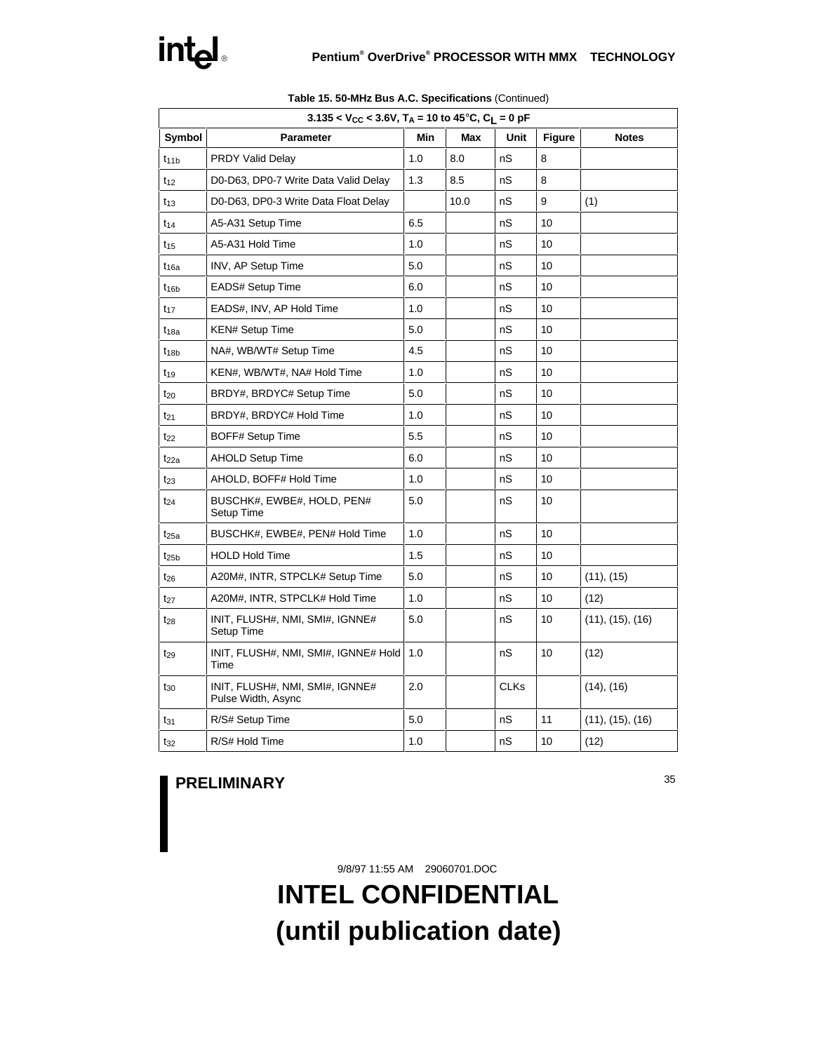**Table 15. 50-MHz Bus A.C. Specifications** (Continued)

| 3.135 < $V_{CC}$ < 3.6V, $T_A$ = 10 to 45°C, $C_L$ = 0 pF | | | | | | |
|---|---|---|---|---|---|---|
| **Symbol** | **Parameter** | **Min** | **Max** | **Unit** | **Figure** | **Notes** |
| $t_{11b}$ | PRDY Valid Delay | 1.0 | 8.0 | nS | 8 | |
| $t_{12}$ | D0-D63, DP0-7 Write Data Valid Delay | 1.3 | 8.5 | nS | 8 | |
| $t_{13}$ | D0-D63, DP0-3 Write Data Float Delay | | 10.0 | nS | 9 | (1) |
| $t_{14}$ | A5-A31 Setup Time | 6.5 | | nS | 10 | |
| $t_{15}$ | A5-A31 Hold Time | 1.0 | | nS | 10 | |
| $t_{16a}$ | INV, AP Setup Time | 5.0 | | nS | 10 | |
| $t_{16b}$ | EADS# Setup Time | 6.0 | | nS | 10 | |
| $t_{17}$ | EADS#, INV, AP Hold Time | 1.0 | | nS | 10 | |
| $t_{18a}$ | KEN# Setup Time | 5.0 | | nS | 10 | |
| $t_{18b}$ | NA#, WB/WT# Setup Time | 4.5 | | nS | 10 | |
| $t_{19}$ | KEN#, WB/WT#, NA# Hold Time | 1.0 | | nS | 10 | |
| $t_{20}$ | BRDY#, BRDYC# Setup Time | 5.0 | | nS | 10 | |
| $t_{21}$ | BRDY#, BRDYC# Hold Time | 1.0 | | nS | 10 | |
| $t_{22}$ | BOFF# Setup Time | 5.5 | | nS | 10 | |
| $t_{22a}$ | AHOLD Setup Time | 6.0 | | nS | 10 | |
| $t_{23}$ | AHOLD, BOFF# Hold Time | 1.0 | | nS | 10 | |
| $t_{24}$ | BUSCHK#, EWBE#, HOLD, PEN# Setup Time | 5.0 | | nS | 10 | |
| $t_{25a}$ | BUSCHK#, EWBE#, PEN# Hold Time | 1.0 | | nS | 10 | |
| $t_{25b}$ | HOLD Hold Time | 1.5 | | nS | 10 | |
| $t_{26}$ | A20M#, INTR, STPCLK# Setup Time | 5.0 | | nS | 10 | (11), (15) |
| $t_{27}$ | A20M#, INTR, STPCLK# Hold Time | 1.0 | | nS | 10 | (12) |
| $t_{28}$ | INIT, FLUSH#, NMI, SMI#, IGNNE# Setup Time | 5.0 | | nS | 10 | (11), (15), (16) |
| $t_{29}$ | INIT, FLUSH#, NMI, SMI#, IGNNE# Hold Time | 1.0 | | nS | 10 | (12) |
| $t_{30}$ | INIT, FLUSH#, NMI, SMI#, IGNNE# Pulse Width, Async | 2.0 | | CLKs | | (14), (16) |
| $t_{31}$ | R/S# Setup Time | 5.0 | | nS | 11 | (11), (15), (16) |
| $t_{32}$ | R/S# Hold Time | 1.0 | | nS | 10 | (12) |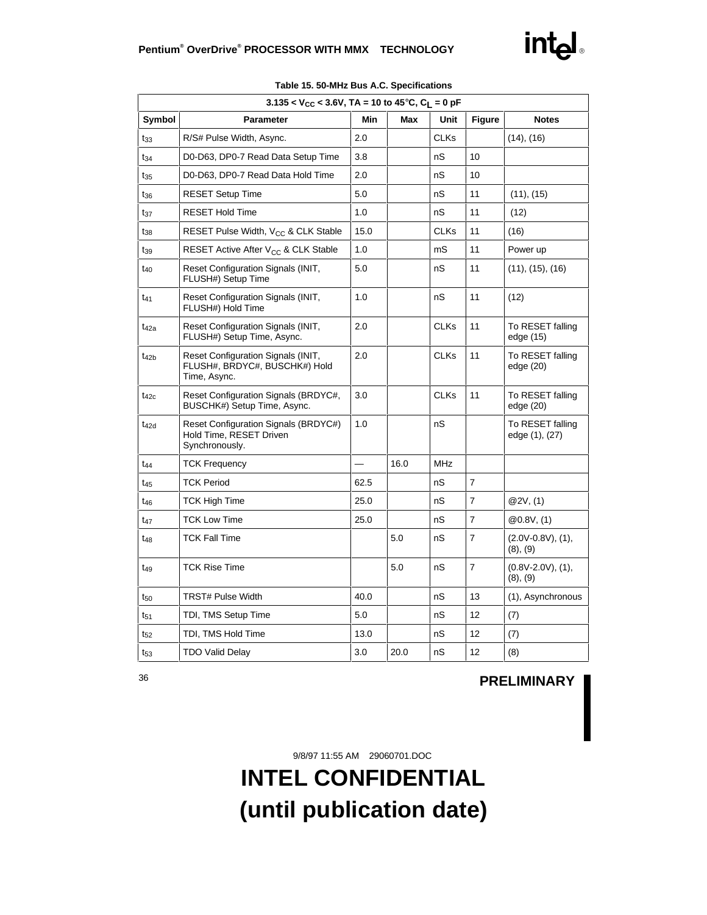**Table 15. 50-MHz Bus A.C. Specifications**

| 3.135 < $V_{CC}$ < 3.6V, TA = 10 to 45°C, $C_L$ = 0 pF | | | | | | |
|---|---|---|---|---|---|---|
| **Symbol** | **Parameter** | **Min** | **Max** | **Unit** | **Figure** | **Notes** |
| $t_{33}$ | R/S# Pulse Width, Async. | 2.0 | | CLKs | | (14), (16) |
| $t_{34}$ | D0-D63, DP0-7 Read Data Setup Time | 3.8 | | nS | 10 | |
| $t_{35}$ | D0-D63, DP0-7 Read Data Hold Time | 2.0 | | nS | 10 | |
| $t_{36}$ | RESET Setup Time | 5.0 | | nS | 11 | (11), (15) |
| $t_{37}$ | RESET Hold Time | 1.0 | | nS | 11 | (12) |
| $t_{38}$ | RESET Pulse Width, $V_{CC}$ & CLK Stable | 15.0 | | CLKs | 11 | (16) |
| $t_{39}$ | RESET Active After $V_{CC}$ & CLK Stable | 1.0 | | mS | 11 | Power up |
| $t_{40}$ | Reset Configuration Signals (INIT, FLUSH#) Setup Time | 5.0 | | nS | 11 | (11), (15), (16) |
| $t_{41}$ | Reset Configuration Signals (INIT, FLUSH#) Hold Time | 1.0 | | nS | 11 | (12) |
| $t_{42a}$ | Reset Configuration Signals (INIT, FLUSH#) Setup Time, Async. | 2.0 | | CLKs | 11 | To RESET falling edge (15) |
| $t_{42b}$ | Reset Configuration Signals (INIT, FLUSH#, BRDYC#, BUSCHK#) Hold Time, Async. | 2.0 | | CLKs | 11 | To RESET falling edge (20) |
| $t_{42c}$ | Reset Configuration Signals (BRDYC#, BUSCHK#) Setup Time, Async. | 3.0 | | CLKs | 11 | To RESET falling edge (20) |
| $t_{42d}$ | Reset Configuration Signals (BRDYC#) Hold Time, RESET Driven Synchronously. | 1.0 | | nS | | To RESET falling edge (1), (27) |
| $t_{44}$ | TCK Frequency | — | 16.0 | MHz | | |
| $t_{45}$ | TCK Period | 62.5 | | nS | 7 | |
| $t_{46}$ | TCK High Time | 25.0 | | nS | 7 | @2V, (1) |
| $t_{47}$ | TCK Low Time | 25.0 | | nS | 7 | @0.8V, (1) |
| $t_{48}$ | TCK Fall Time | | 5.0 | nS | 7 | (2.0V-0.8V), (1), (8), (9) |
| $t_{49}$ | TCK Rise Time | | 5.0 | nS | 7 | (0.8V-2.0V), (1), (8), (9) |
| $t_{50}$ | TRST# Pulse Width | 40.0 | | nS | 13 | (1), Asynchronous |
| $t_{51}$ | TDI, TMS Setup Time | 5.0 | | nS | 12 | (7) |
| $t_{52}$ | TDI, TMS Hold Time | 13.0 | | nS | 12 | (7) |
| $t_{53}$ | TDO Valid Delay | 3.0 | 20.0 | nS | 12 | (8) |

**PRELIMINARY**

9/8/97 11:55 AM 29060701.DOC

**INTEL CONFIDENTIAL**
**(until publication date)**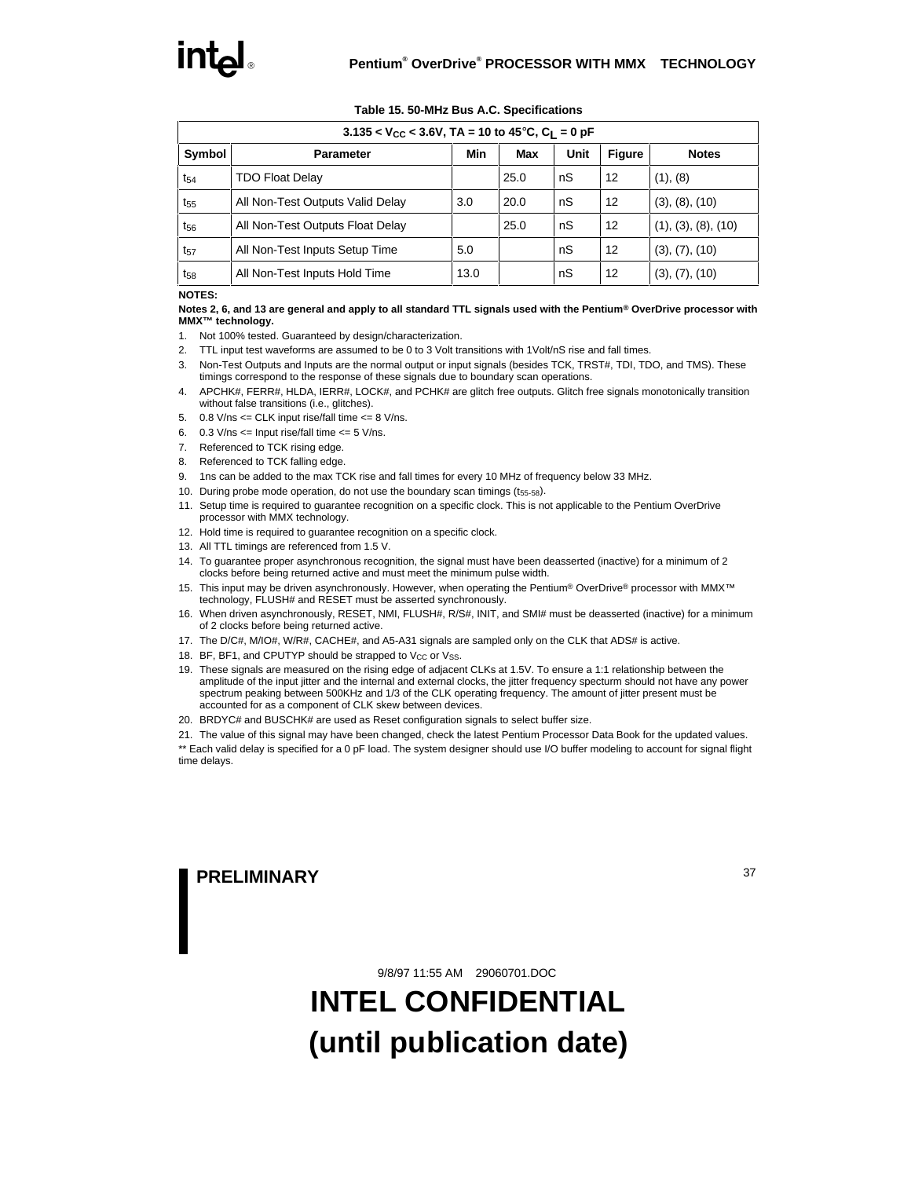**Table 15. 50-MHz Bus A.C. Specifications**

| $3.135 < V_{CC} < 3.6V$, TA = 10 to 45°C, $C_L = 0$ pF | | | | | | |
|---|---|---|---|---|---|---|
| **Symbol** | **Parameter** | **Min** | **Max** | **Unit** | **Figure** | **Notes** |
| $t_{54}$ | TDO Float Delay | | 25.0 | nS | 12 | (1), (8) |
| $t_{55}$ | All Non-Test Outputs Valid Delay | 3.0 | 20.0 | nS | 12 | (3), (8), (10) |
| $t_{56}$ | All Non-Test Outputs Float Delay | | 25.0 | nS | 12 | (1), (3), (8), (10) |
| $t_{57}$ | All Non-Test Inputs Setup Time | 5.0 | | nS | 12 | (3), (7), (10) |
| $t_{58}$ | All Non-Test Inputs Hold Time | 13.0 | | nS | 12 | (3), (7), (10) |

**NOTES:**

**Notes 2, 6, and 13 are general and apply to all standard TTL signals used with the Pentium® OverDrive processor with MMX™ technology.**

1. Not 100% tested. Guaranteed by design/characterization.
2. TTL input test waveforms are assumed to be 0 to 3 Volt transitions with 1Volt/nS rise and fall times.
3. Non-Test Outputs and Inputs are the normal output or input signals (besides TCK, TRST#, TDI, TDO, and TMS). These timings correspond to the response of these signals due to boundary scan operations.
4. APCHK#, FERR#, HLDA, IERR#, LOCK#, and PCHK# are glitch free outputs. Glitch free signals monotonically transition without false transitions (i.e., glitches).
5. 0.8 V/ns <= CLK input rise/fall time <= 8 V/ns.
6. 0.3 V/ns <= Input rise/fall time <= 5 V/ns.
7. Referenced to TCK rising edge.
8. Referenced to TCK falling edge.
9. 1ns can be added to the max TCK rise and fall times for every 10 MHz of frequency below 33 MHz.
10. During probe mode operation, do not use the boundary scan timings ($t_{55-58}$).
11. Setup time is required to guarantee recognition on a specific clock. This is not applicable to the Pentium OverDrive processor with MMX technology.
12. Hold time is required to guarantee recognition on a specific clock.
13. All TTL timings are referenced from 1.5 V.
14. To guarantee proper asynchronous recognition, the signal must have been deasserted (inactive) for a minimum of 2 clocks before being returned active and must meet the minimum pulse width.
15. This input may be driven asynchronously. However, when operating the Pentium® OverDrive® processor with MMX™ technology, FLUSH# and RESET must be asserted synchronously.
16. When driven asynchronously, RESET, NMI, FLUSH#, R/S#, INIT, and SMI# must be deasserted (inactive) for a minimum of 2 clocks before being returned active.
17. The D/C#, M/IO#, W/R#, CACHE#, and A5-A31 signals are sampled only on the CLK that ADS# is active.
18. BF, BF1, and CPUTYP should be strapped to $V_{CC}$ or $V_{SS}$.
19. These signals are measured on the rising edge of adjacent CLKs at 1.5V. To ensure a 1:1 relationship between the amplitude of the input jitter and the internal and external clocks, the jitter frequency specturm should not have any power spectrum peaking between 500KHz and 1/3 of the CLK operating frequency. The amount of jitter present must be accounted for as a component of CLK skew between devices.
20. BRDYC# and BUSCHK# are used as Reset configuration signals to select buffer size.
21. The value of this signal may have been changed, check the latest Pentium Processor Data Book for the updated values.

** Each valid delay is specified for a 0 pF load. The system designer should use I/O buffer modeling to account for signal flight time delays.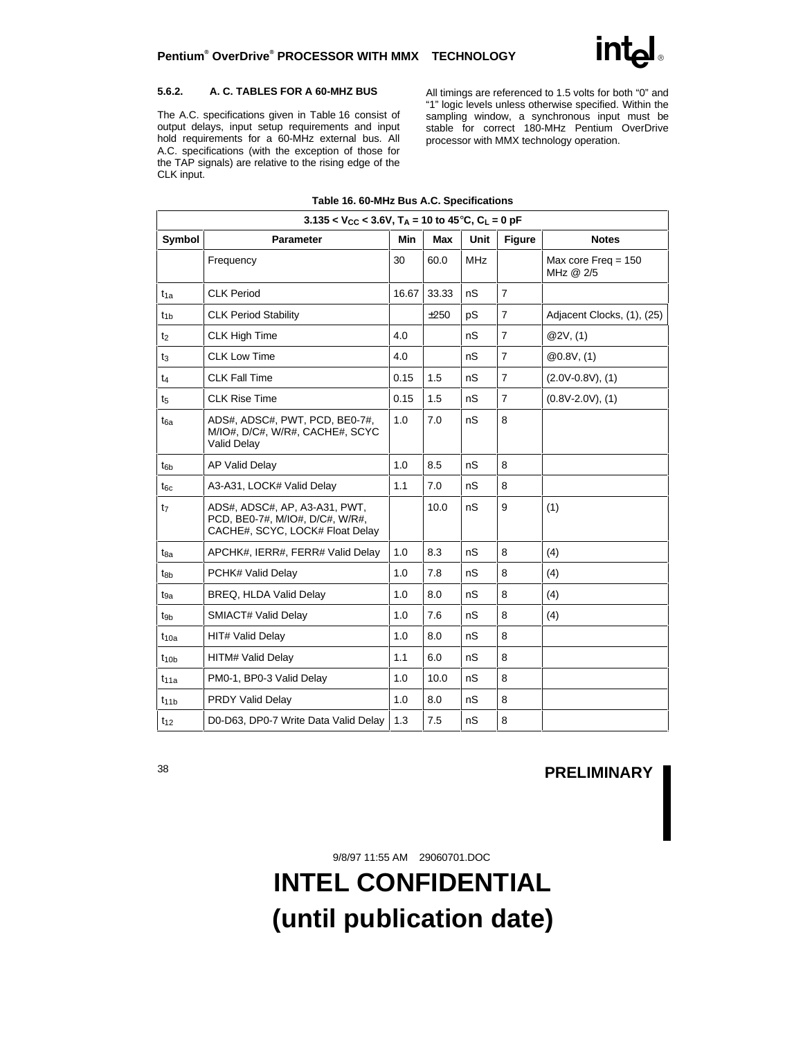### 5.6.2. A. C. TABLES FOR A 60-MHZ BUS

The A.C. specifications given in Table 16 consist of output delays, input setup requirements and input hold requirements for a 60-MHz external bus. All A.C. specifications (with the exception of those for the TAP signals) are relative to the rising edge of the CLK input.

All timings are referenced to 1.5 volts for both "0" and "1" logic levels unless otherwise specified. Within the sampling window, a synchronous input must be stable for correct 180-MHz Pentium OverDrive processor with MMX technology operation.

**Table 16. 60-MHz Bus A.C. Specifications**

| $3.135 < V_{CC} < 3.6V$, $T_A = 10$ to $45°C$, $C_L = 0$ pF | | | | | | |
|---|---|---|---|---|---|---|
| **Symbol** | **Parameter** | **Min** | **Max** | **Unit** | **Figure** | **Notes** |
| | Frequency | 30 | 60.0 | MHz | | Max core Freq = 150 MHz @ 2/5 |
| $t_{1a}$ | CLK Period | 16.67 | 33.33 | nS | 7 | |
| $t_{1b}$ | CLK Period Stability | | ±250 | pS | 7 | Adjacent Clocks, (1), (25) |
| $t_2$ | CLK High Time | 4.0 | | nS | 7 | @2V, (1) |
| $t_3$ | CLK Low Time | 4.0 | | nS | 7 | @0.8V, (1) |
| $t_4$ | CLK Fall Time | 0.15 | 1.5 | nS | 7 | (2.0V-0.8V), (1) |
| $t_5$ | CLK Rise Time | 0.15 | 1.5 | nS | 7 | (0.8V-2.0V), (1) |
| $t_{6a}$ | ADS#, ADSC#, PWT, PCD, BE0-7#, M/IO#, D/C#, W/R#, CACHE#, SCYC Valid Delay | 1.0 | 7.0 | nS | 8 | |
| $t_{6b}$ | AP Valid Delay | 1.0 | 8.5 | nS | 8 | |
| $t_{6c}$ | A3-A31, LOCK# Valid Delay | 1.1 | 7.0 | nS | 8 | |
| $t_7$ | ADS#, ADSC#, AP, A3-A31, PWT, PCD, BE0-7#, M/IO#, D/C#, W/R#, CACHE#, SCYC, LOCK# Float Delay | | 10.0 | nS | 9 | (1) |
| $t_{8a}$ | APCHK#, IERR#, FERR# Valid Delay | 1.0 | 8.3 | nS | 8 | (4) |
| $t_{8b}$ | PCHK# Valid Delay | 1.0 | 7.8 | nS | 8 | (4) |
| $t_{9a}$ | BREQ, HLDA Valid Delay | 1.0 | 8.0 | nS | 8 | (4) |
| $t_{9b}$ | SMIACT# Valid Delay | 1.0 | 7.6 | nS | 8 | (4) |
| $t_{10a}$ | HIT# Valid Delay | 1.0 | 8.0 | nS | 8 | |
| $t_{10b}$ | HITM# Valid Delay | 1.1 | 6.0 | nS | 8 | |
| $t_{11a}$ | PM0-1, BP0-3 Valid Delay | 1.0 | 10.0 | nS | 8 | |
| $t_{11b}$ | PRDY Valid Delay | 1.0 | 8.0 | nS | 8 | |
| $t_{12}$ | D0-D63, DP0-7 Write Data Valid Delay | 1.3 | 7.5 | nS | 8 | |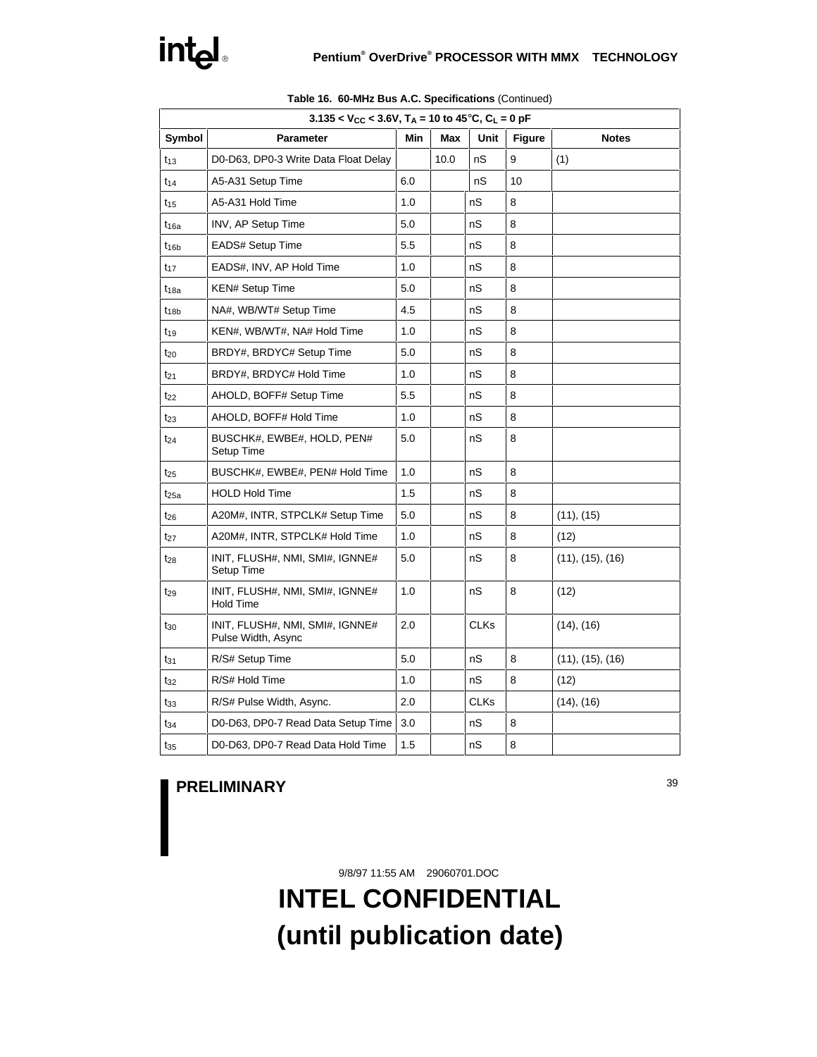**Table 16. 60-MHz Bus A.C. Specifications** (Continued)

| 3.135 < $V_{CC}$ < 3.6V, $T_A$ = 10 to 45°C, $C_L$ = 0 pF | | | | | | |
|---|---|---|---|---|---|---|
| **Symbol** | **Parameter** | **Min** | **Max** | **Unit** | **Figure** | **Notes** |
| $t_{13}$ | D0-D63, DP0-3 Write Data Float Delay | | 10.0 | nS | 9 | (1) |
| $t_{14}$ | A5-A31 Setup Time | 6.0 | | nS | 10 | |
| $t_{15}$ | A5-A31 Hold Time | 1.0 | | nS | 8 | |
| $t_{16a}$ | INV, AP Setup Time | 5.0 | | nS | 8 | |
| $t_{16b}$ | EADS# Setup Time | 5.5 | | nS | 8 | |
| $t_{17}$ | EADS#, INV, AP Hold Time | 1.0 | | nS | 8 | |
| $t_{18a}$ | KEN# Setup Time | 5.0 | | nS | 8 | |
| $t_{18b}$ | NA#, WB/WT# Setup Time | 4.5 | | nS | 8 | |
| $t_{19}$ | KEN#, WB/WT#, NA# Hold Time | 1.0 | | nS | 8 | |
| $t_{20}$ | BRDY#, BRDYC# Setup Time | 5.0 | | nS | 8 | |
| $t_{21}$ | BRDY#, BRDYC# Hold Time | 1.0 | | nS | 8 | |
| $t_{22}$ | AHOLD, BOFF# Setup Time | 5.5 | | nS | 8 | |
| $t_{23}$ | AHOLD, BOFF# Hold Time | 1.0 | | nS | 8 | |
| $t_{24}$ | BUSCHK#, EWBE#, HOLD, PEN# Setup Time | 5.0 | | nS | 8 | |
| $t_{25}$ | BUSCHK#, EWBE#, PEN# Hold Time | 1.0 | | nS | 8 | |
| $t_{25a}$ | HOLD Hold Time | 1.5 | | nS | 8 | |
| $t_{26}$ | A20M#, INTR, STPCLK# Setup Time | 5.0 | | nS | 8 | (11), (15) |
| $t_{27}$ | A20M#, INTR, STPCLK# Hold Time | 1.0 | | nS | 8 | (12) |
| $t_{28}$ | INIT, FLUSH#, NMI, SMI#, IGNNE# Setup Time | 5.0 | | nS | 8 | (11), (15), (16) |
| $t_{29}$ | INIT, FLUSH#, NMI, SMI#, IGNNE# Hold Time | 1.0 | | nS | 8 | (12) |
| $t_{30}$ | INIT, FLUSH#, NMI, SMI#, IGNNE# Pulse Width, Async | 2.0 | | CLKs | | (14), (16) |
| $t_{31}$ | R/S# Setup Time | 5.0 | | nS | 8 | (11), (15), (16) |
| $t_{32}$ | R/S# Hold Time | 1.0 | | nS | 8 | (12) |
| $t_{33}$ | R/S# Pulse Width, Async. | 2.0 | | CLKs | | (14), (16) |
| $t_{34}$ | D0-D63, DP0-7 Read Data Setup Time | 3.0 | | nS | 8 | |
| $t_{35}$ | D0-D63, DP0-7 Read Data Hold Time | 1.5 | | nS | 8 | |

**PRELIMINARY**

9/8/97 11:55 AM 29060701.DOC

# INTEL CONFIDENTIAL
# (until publication date)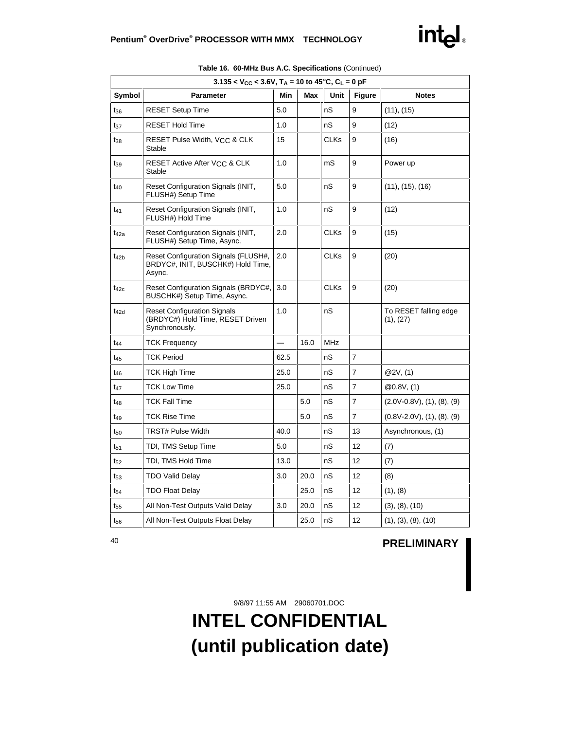**Table 16. 60-MHz Bus A.C. Specifications** (Continued)

| $3.135 < V_{CC} < 3.6V$, $T_A = 10$ to $45°C$, $C_L = 0$ pF | | | | | | |
|---|---|---|---|---|---|---|
| **Symbol** | **Parameter** | **Min** | **Max** | **Unit** | **Figure** | **Notes** |
| $t_{36}$ | RESET Setup Time | 5.0 | | nS | 9 | (11), (15) |
| $t_{37}$ | RESET Hold Time | 1.0 | | nS | 9 | (12) |
| $t_{38}$ | RESET Pulse Width, $V_{CC}$ & CLK Stable | 15 | | CLKs | 9 | (16) |
| $t_{39}$ | RESET Active After $V_{CC}$ & CLK Stable | 1.0 | | mS | 9 | Power up |
| $t_{40}$ | Reset Configuration Signals (INIT, FLUSH#) Setup Time | 5.0 | | nS | 9 | (11), (15), (16) |
| $t_{41}$ | Reset Configuration Signals (INIT, FLUSH#) Hold Time | 1.0 | | nS | 9 | (12) |
| $t_{42a}$ | Reset Configuration Signals (INIT, FLUSH#) Setup Time, Async. | 2.0 | | CLKs | 9 | (15) |
| $t_{42b}$ | Reset Configuration Signals (FLUSH#, BRDYC#, INIT, BUSCHK#) Hold Time, Async. | 2.0 | | CLKs | 9 | (20) |
| $t_{42c}$ | Reset Configuration Signals (BRDYC#, BUSCHK#) Setup Time, Async. | 3.0 | | CLKs | 9 | (20) |
| $t_{42d}$ | Reset Configuration Signals (BRDYC#) Hold Time, RESET Driven Synchronously. | 1.0 | | nS | | To RESET falling edge (1), (27) |
| $t_{44}$ | TCK Frequency | — | 16.0 | MHz | | |
| $t_{45}$ | TCK Period | 62.5 | | nS | 7 | |
| $t_{46}$ | TCK High Time | 25.0 | | nS | 7 | @2V, (1) |
| $t_{47}$ | TCK Low Time | 25.0 | | nS | 7 | @0.8V, (1) |
| $t_{48}$ | TCK Fall Time | | 5.0 | nS | 7 | (2.0V-0.8V), (1), (8), (9) |
| $t_{49}$ | TCK Rise Time | | 5.0 | nS | 7 | (0.8V-2.0V), (1), (8), (9) |
| $t_{50}$ | TRST# Pulse Width | 40.0 | | nS | 13 | Asynchronous, (1) |
| $t_{51}$ | TDI, TMS Setup Time | 5.0 | | nS | 12 | (7) |
| $t_{52}$ | TDI, TMS Hold Time | 13.0 | | nS | 12 | (7) |
| $t_{53}$ | TDO Valid Delay | 3.0 | 20.0 | nS | 12 | (8) |
| $t_{54}$ | TDO Float Delay | | 25.0 | nS | 12 | (1), (8) |
| $t_{55}$ | All Non-Test Outputs Valid Delay | 3.0 | 20.0 | nS | 12 | (3), (8), (10) |
| $t_{56}$ | All Non-Test Outputs Float Delay | | 25.0 | nS | 12 | (1), (3), (8), (10) |

**PRELIMINARY**

9/8/97 11:55 AM 29060701.DOC

**INTEL CONFIDENTIAL**
**(until publication date)**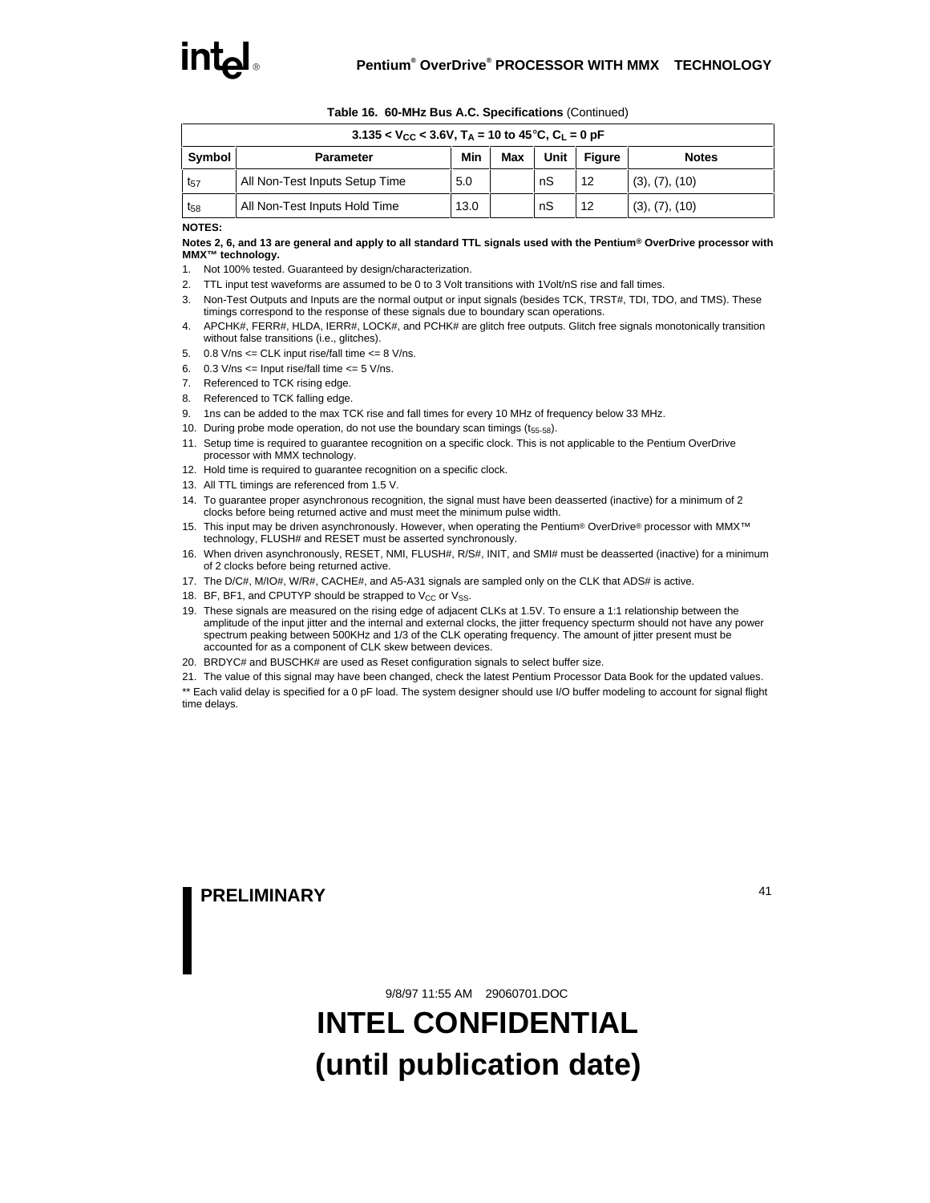**Table 16. 60-MHz Bus A.C. Specifications** (Continued)

| 3.135 < $V_{CC}$ < 3.6V, $T_A$ = 10 to 45°C, $C_L$ = 0 pF | | | | | | |
|---|---|---|---|---|---|---|
| **Symbol** | **Parameter** | **Min** | **Max** | **Unit** | **Figure** | **Notes** |
| $t_{57}$ | All Non-Test Inputs Setup Time | 5.0 | | nS | 12 | (3), (7), (10) |
| $t_{58}$ | All Non-Test Inputs Hold Time | 13.0 | | nS | 12 | (3), (7), (10) |

**NOTES:**

**Notes 2, 6, and 13 are general and apply to all standard TTL signals used with the Pentium® OverDrive processor with MMX™ technology.**

1. Not 100% tested. Guaranteed by design/characterization.
2. TTL input test waveforms are assumed to be 0 to 3 Volt transitions with 1Volt/nS rise and fall times.
3. Non-Test Outputs and Inputs are the normal output or input signals (besides TCK, TRST#, TDI, TDO, and TMS). These timings correspond to the response of these signals due to boundary scan operations.
4. APCHK#, FERR#, HLDA, IERR#, LOCK#, and PCHK# are glitch free outputs. Glitch free signals monotonically transition without false transitions (i.e., glitches).
5. 0.8 V/ns <= CLK input rise/fall time <= 8 V/ns.
6. 0.3 V/ns <= Input rise/fall time <= 5 V/ns.
7. Referenced to TCK rising edge.
8. Referenced to TCK falling edge.
9. 1ns can be added to the max TCK rise and fall times for every 10 MHz of frequency below 33 MHz.
10. During probe mode operation, do not use the boundary scan timings ($t_{55\text{-}58}$).
11. Setup time is required to guarantee recognition on a specific clock. This is not applicable to the Pentium OverDrive processor with MMX technology.
12. Hold time is required to guarantee recognition on a specific clock.
13. All TTL timings are referenced from 1.5 V.
14. To guarantee proper asynchronous recognition, the signal must have been deasserted (inactive) for a minimum of 2 clocks before being returned active and must meet the minimum pulse width.
15. This input may be driven asynchronously. However, when operating the Pentium® OverDrive® processor with MMX™ technology, FLUSH# and RESET must be asserted synchronously.
16. When driven asynchronously, RESET, NMI, FLUSH#, R/S#, INIT, and SMI# must be deasserted (inactive) for a minimum of 2 clocks before being returned active.
17. The D/C#, M/IO#, W/R#, CACHE#, and A5-A31 signals are sampled only on the CLK that ADS# is active.
18. BF, BF1, and CPUTYP should be strapped to $V_{CC}$ or $V_{SS}$.
19. These signals are measured on the rising edge of adjacent CLKs at 1.5V. To ensure a 1:1 relationship between the amplitude of the input jitter and the internal and external clocks, the jitter frequency specturm should not have any power spectrum peaking between 500KHz and 1/3 of the CLK operating frequency. The amount of jitter present must be accounted for as a component of CLK skew between devices.
20. BRDYC# and BUSCHK# are used as Reset configuration signals to select buffer size.
21. The value of this signal may have been changed, check the latest Pentium Processor Data Book for the updated values.

** Each valid delay is specified for a 0 pF load. The system designer should use I/O buffer modeling to account for signal flight time delays.

**PRELIMINARY**

9/8/97 11:55 AM 29060701.DOC

**INTEL CONFIDENTIAL**
**(until publication date)**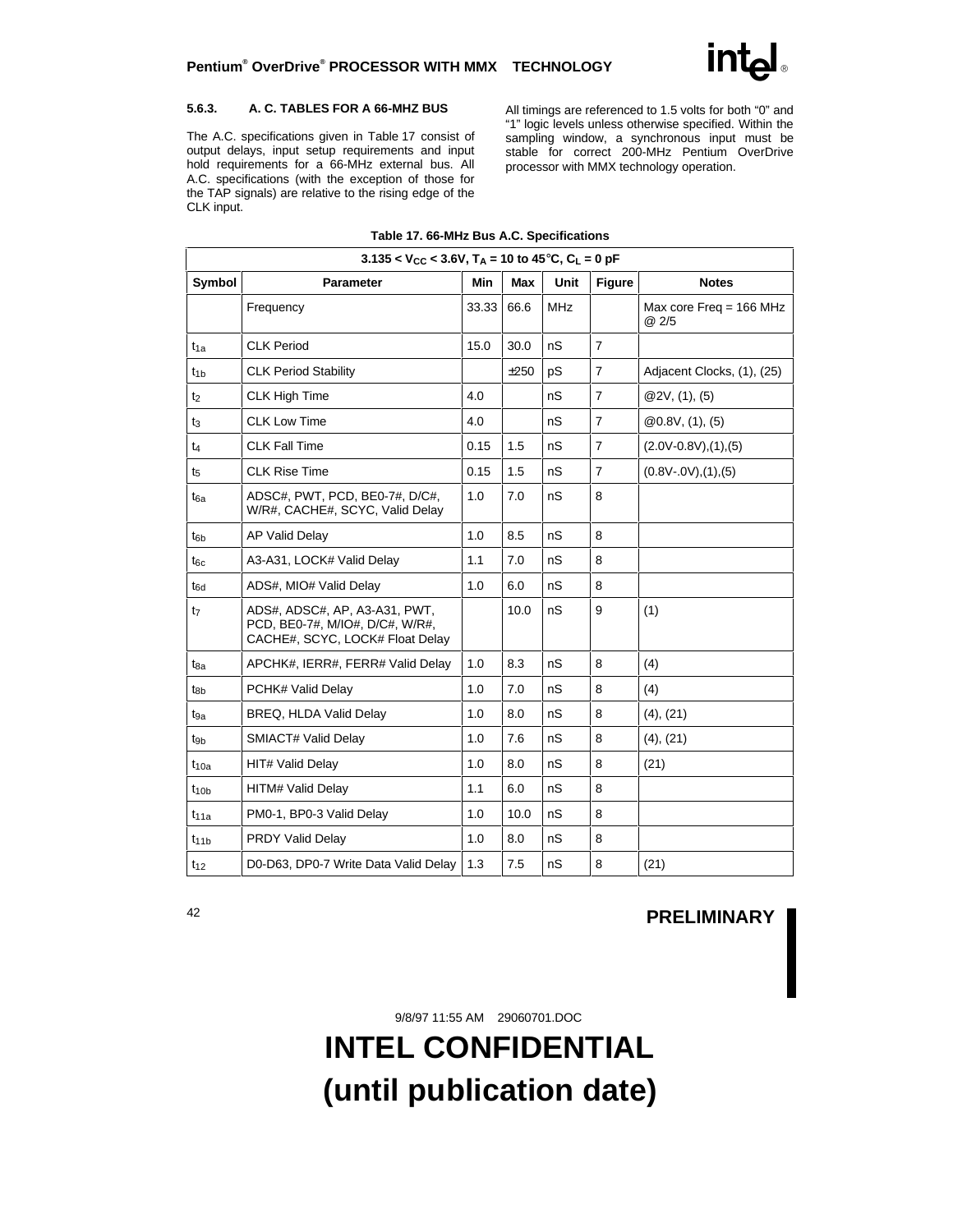### 5.6.3. A. C. TABLES FOR A 66-MHZ BUS

The A.C. specifications given in Table 17 consist of output delays, input setup requirements and input hold requirements for a 66-MHz external bus. All A.C. specifications (with the exception of those for the TAP signals) are relative to the rising edge of the CLK input.

All timings are referenced to 1.5 volts for both "0" and "1" logic levels unless otherwise specified. Within the sampling window, a synchronous input must be stable for correct 200-MHz Pentium OverDrive processor with MMX technology operation.

**Table 17. 66-MHz Bus A.C. Specifications**

| $3.135 < V_{CC} < 3.6V$, $T_A$ = 10 to 45°C, $C_L$ = 0 pF | | | | | | |
|---|---|---|---|---|---|---|
| **Symbol** | **Parameter** | **Min** | **Max** | **Unit** | **Figure** | **Notes** |
| | Frequency | 33.33 | 66.6 | MHz | | Max core Freq = 166 MHz @ 2/5 |
| $t_{1a}$ | CLK Period | 15.0 | 30.0 | nS | 7 | |
| $t_{1b}$ | CLK Period Stability | | ±250 | pS | 7 | Adjacent Clocks, (1), (25) |
| $t_2$ | CLK High Time | 4.0 | | nS | 7 | @2V, (1), (5) |
| $t_3$ | CLK Low Time | 4.0 | | nS | 7 | @0.8V, (1), (5) |
| $t_4$ | CLK Fall Time | 0.15 | 1.5 | nS | 7 | (2.0V-0.8V),(1),(5) |
| $t_5$ | CLK Rise Time | 0.15 | 1.5 | nS | 7 | (0.8V-.0V),(1),(5) |
| $t_{6a}$ | ADSC#, PWT, PCD, BE0-7#, D/C#, W/R#, CACHE#, SCYC, Valid Delay | 1.0 | 7.0 | nS | 8 | |
| $t_{6b}$ | AP Valid Delay | 1.0 | 8.5 | nS | 8 | |
| $t_{6c}$ | A3-A31, LOCK# Valid Delay | 1.1 | 7.0 | nS | 8 | |
| $t_{6d}$ | ADS#, MIO# Valid Delay | 1.0 | 6.0 | nS | 8 | |
| $t_7$ | ADS#, ADSC#, AP, A3-A31, PWT, PCD, BE0-7#, M/IO#, D/C#, W/R#, CACHE#, SCYC, LOCK# Float Delay | | 10.0 | nS | 9 | (1) |
| $t_{8a}$ | APCHK#, IERR#, FERR# Valid Delay | 1.0 | 8.3 | nS | 8 | (4) |
| $t_{8b}$ | PCHK# Valid Delay | 1.0 | 7.0 | nS | 8 | (4) |
| $t_{9a}$ | BREQ, HLDA Valid Delay | 1.0 | 8.0 | nS | 8 | (4), (21) |
| $t_{9b}$ | SMIACT# Valid Delay | 1.0 | 7.6 | nS | 8 | (4), (21) |
| $t_{10a}$ | HIT# Valid Delay | 1.0 | 8.0 | nS | 8 | (21) |
| $t_{10b}$ | HITM# Valid Delay | 1.1 | 6.0 | nS | 8 | |
| $t_{11a}$ | PM0-1, BP0-3 Valid Delay | 1.0 | 10.0 | nS | 8 | |
| $t_{11b}$ | PRDY Valid Delay | 1.0 | 8.0 | nS | 8 | |
| $t_{12}$ | D0-D63, DP0-7 Write Data Valid Delay | 1.3 | 7.5 | nS | 8 | (21) |

**PRELIMINARY**

9/8/97 11:55 AM 29060701.DOC

**INTEL CONFIDENTIAL**
**(until publication date)**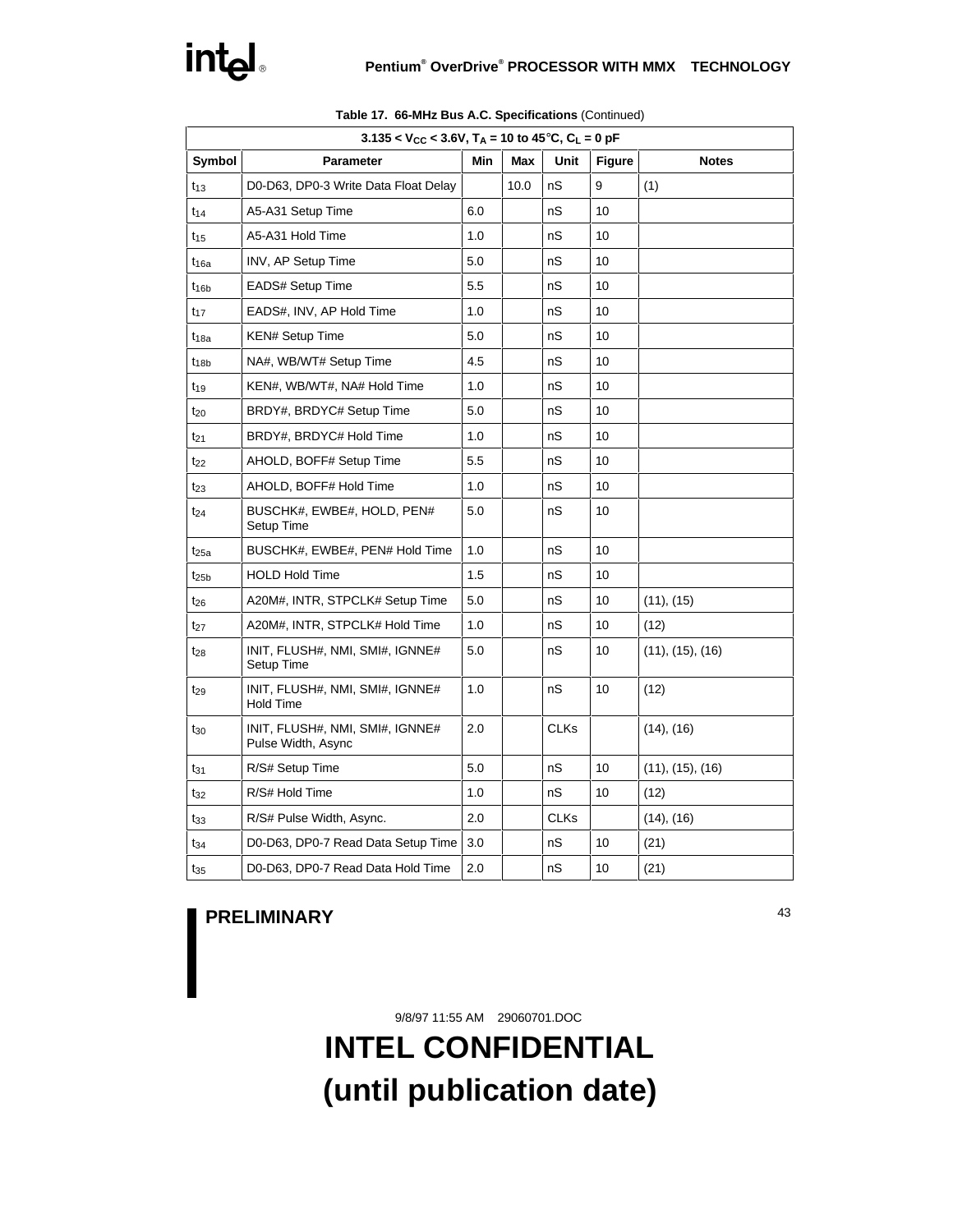**Table 17. 66-MHz Bus A.C. Specifications** (Continued)

| 3.135 < $V_{CC}$ < 3.6V, $T_A$ = 10 to 45°C, $C_L$ = 0 pF | | | | | | |
|---|---|---|---|---|---|---|
| **Symbol** | **Parameter** | **Min** | **Max** | **Unit** | **Figure** | **Notes** |
| $t_{13}$ | D0-D63, DP0-3 Write Data Float Delay | | 10.0 | nS | 9 | (1) |
| $t_{14}$ | A5-A31 Setup Time | 6.0 | | nS | 10 | |
| $t_{15}$ | A5-A31 Hold Time | 1.0 | | nS | 10 | |
| $t_{16a}$ | INV, AP Setup Time | 5.0 | | nS | 10 | |
| $t_{16b}$ | EADS# Setup Time | 5.5 | | nS | 10 | |
| $t_{17}$ | EADS#, INV, AP Hold Time | 1.0 | | nS | 10 | |
| $t_{18a}$ | KEN# Setup Time | 5.0 | | nS | 10 | |
| $t_{18b}$ | NA#, WB/WT# Setup Time | 4.5 | | nS | 10 | |
| $t_{19}$ | KEN#, WB/WT#, NA# Hold Time | 1.0 | | nS | 10 | |
| $t_{20}$ | BRDY#, BRDYC# Setup Time | 5.0 | | nS | 10 | |
| $t_{21}$ | BRDY#, BRDYC# Hold Time | 1.0 | | nS | 10 | |
| $t_{22}$ | AHOLD, BOFF# Setup Time | 5.5 | | nS | 10 | |
| $t_{23}$ | AHOLD, BOFF# Hold Time | 1.0 | | nS | 10 | |
| $t_{24}$ | BUSCHK#, EWBE#, HOLD, PEN# Setup Time | 5.0 | | nS | 10 | |
| $t_{25a}$ | BUSCHK#, EWBE#, PEN# Hold Time | 1.0 | | nS | 10 | |
| $t_{25b}$ | HOLD Hold Time | 1.5 | | nS | 10 | |
| $t_{26}$ | A20M#, INTR, STPCLK# Setup Time | 5.0 | | nS | 10 | (11), (15) |
| $t_{27}$ | A20M#, INTR, STPCLK# Hold Time | 1.0 | | nS | 10 | (12) |
| $t_{28}$ | INIT, FLUSH#, NMI, SMI#, IGNNE# Setup Time | 5.0 | | nS | 10 | (11), (15), (16) |
| $t_{29}$ | INIT, FLUSH#, NMI, SMI#, IGNNE# Hold Time | 1.0 | | nS | 10 | (12) |
| $t_{30}$ | INIT, FLUSH#, NMI, SMI#, IGNNE# Pulse Width, Async | 2.0 | | CLKs | | (14), (16) |
| $t_{31}$ | R/S# Setup Time | 5.0 | | nS | 10 | (11), (15), (16) |
| $t_{32}$ | R/S# Hold Time | 1.0 | | nS | 10 | (12) |
| $t_{33}$ | R/S# Pulse Width, Async. | 2.0 | | CLKs | | (14), (16) |
| $t_{34}$ | D0-D63, DP0-7 Read Data Setup Time | 3.0 | | nS | 10 | (21) |
| $t_{35}$ | D0-D63, DP0-7 Read Data Hold Time | 2.0 | | nS | 10 | (21) |

**PRELIMINARY**

9/8/97 11:55 AM 29060701.DOC

**INTEL CONFIDENTIAL**
**(until publication date)**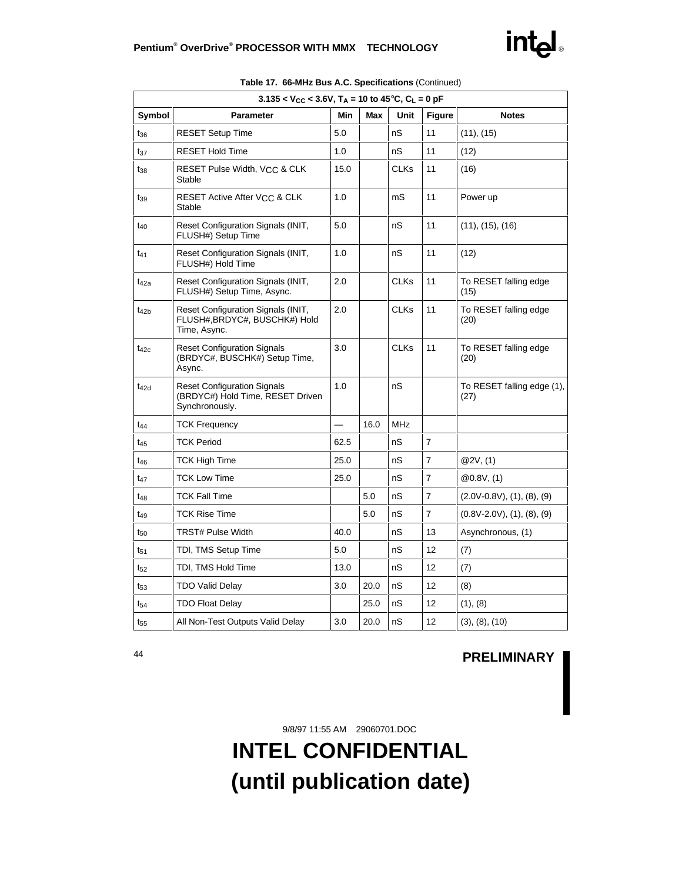**Table 17. 66-MHz Bus A.C. Specifications** (Continued)

| 3.135 < $V_{CC}$ < 3.6V, $T_A$ = 10 to 45°C, $C_L$ = 0 pF | | | | | | |
|---|---|---|---|---|---|---|
| **Symbol** | **Parameter** | **Min** | **Max** | **Unit** | **Figure** | **Notes** |
| $t_{36}$ | RESET Setup Time | 5.0 | | nS | 11 | (11), (15) |
| $t_{37}$ | RESET Hold Time | 1.0 | | nS | 11 | (12) |
| $t_{38}$ | RESET Pulse Width, $V_{CC}$ & CLK Stable | 15.0 | | CLKs | 11 | (16) |
| $t_{39}$ | RESET Active After $V_{CC}$ & CLK Stable | 1.0 | | mS | 11 | Power up |
| $t_{40}$ | Reset Configuration Signals (INIT, FLUSH#) Setup Time | 5.0 | | nS | 11 | (11), (15), (16) |
| $t_{41}$ | Reset Configuration Signals (INIT, FLUSH#) Hold Time | 1.0 | | nS | 11 | (12) |
| $t_{42a}$ | Reset Configuration Signals (INIT, FLUSH#) Setup Time, Async. | 2.0 | | CLKs | 11 | To RESET falling edge (15) |
| $t_{42b}$ | Reset Configuration Signals (INIT, FLUSH#,BRDYC#, BUSCHK#) Hold Time, Async. | 2.0 | | CLKs | 11 | To RESET falling edge (20) |
| $t_{42c}$ | Reset Configuration Signals (BRDYC#, BUSCHK#) Setup Time, Async. | 3.0 | | CLKs | 11 | To RESET falling edge (20) |
| $t_{42d}$ | Reset Configuration Signals (BRDYC#) Hold Time, RESET Driven Synchronously. | 1.0 | | nS | | To RESET falling edge (1), (27) |
| $t_{44}$ | TCK Frequency | — | 16.0 | MHz | | |
| $t_{45}$ | TCK Period | 62.5 | | nS | 7 | |
| $t_{46}$ | TCK High Time | 25.0 | | nS | 7 | @2V, (1) |
| $t_{47}$ | TCK Low Time | 25.0 | | nS | 7 | @0.8V, (1) |
| $t_{48}$ | TCK Fall Time | | 5.0 | nS | 7 | (2.0V-0.8V), (1), (8), (9) |
| $t_{49}$ | TCK Rise Time | | 5.0 | nS | 7 | (0.8V-2.0V), (1), (8), (9) |
| $t_{50}$ | TRST# Pulse Width | 40.0 | | nS | 13 | Asynchronous, (1) |
| $t_{51}$ | TDI, TMS Setup Time | 5.0 | | nS | 12 | (7) |
| $t_{52}$ | TDI, TMS Hold Time | 13.0 | | nS | 12 | (7) |
| $t_{53}$ | TDO Valid Delay | 3.0 | 20.0 | nS | 12 | (8) |
| $t_{54}$ | TDO Float Delay | | 25.0 | nS | 12 | (1), (8) |
| $t_{55}$ | All Non-Test Outputs Valid Delay | 3.0 | 20.0 | nS | 12 | (3), (8), (10) |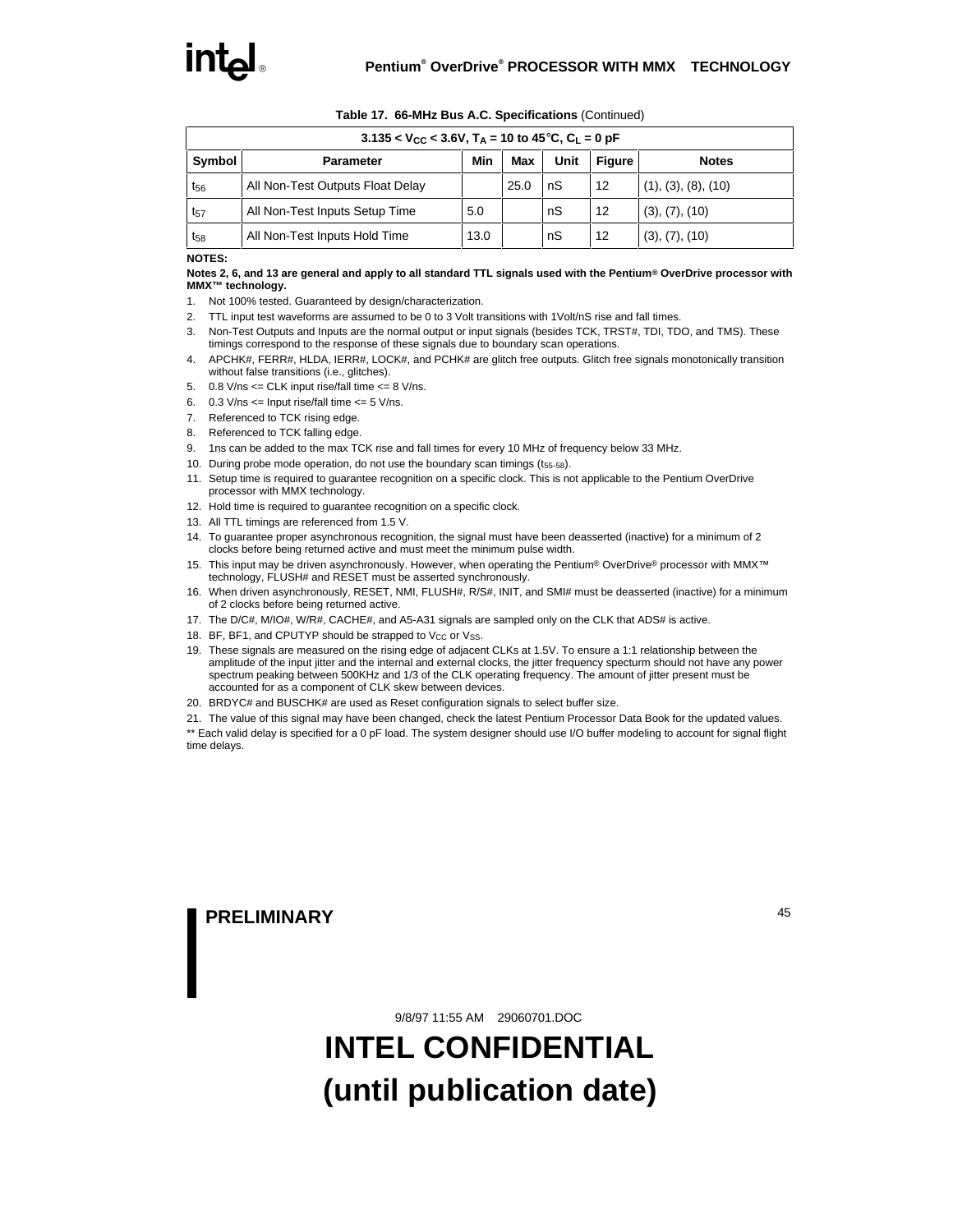**Table 17. 66-MHz Bus A.C. Specifications** (Continued)

| $3.135 < V_{CC} < 3.6V$, $T_A$ = 10 to 45°C, $C_L$ = 0 pF | | | | | | |
|---|---|---|---|---|---|---|
| **Symbol** | **Parameter** | **Min** | **Max** | **Unit** | **Figure** | **Notes** |
| $t_{56}$ | All Non-Test Outputs Float Delay | | 25.0 | nS | 12 | (1), (3), (8), (10) |
| $t_{57}$ | All Non-Test Inputs Setup Time | 5.0 | | nS | 12 | (3), (7), (10) |
| $t_{58}$ | All Non-Test Inputs Hold Time | 13.0 | | nS | 12 | (3), (7), (10) |

**NOTES:**

**Notes 2, 6, and 13 are general and apply to all standard TTL signals used with the Pentium® OverDrive processor with MMX™ technology.**

1. Not 100% tested. Guaranteed by design/characterization.
2. TTL input test waveforms are assumed to be 0 to 3 Volt transitions with 1Volt/nS rise and fall times.
3. Non-Test Outputs and Inputs are the normal output or input signals (besides TCK, TRST#, TDI, TDO, and TMS). These timings correspond to the response of these signals due to boundary scan operations.
4. APCHK#, FERR#, HLDA, IERR#, LOCK#, and PCHK# are glitch free outputs. Glitch free signals monotonically transition without false transitions (i.e., glitches).
5. 0.8 V/ns <= CLK input rise/fall time <= 8 V/ns.
6. 0.3 V/ns <= Input rise/fall time <= 5 V/ns.
7. Referenced to TCK rising edge.
8. Referenced to TCK falling edge.
9. 1ns can be added to the max TCK rise and fall times for every 10 MHz of frequency below 33 MHz.
10. During probe mode operation, do not use the boundary scan timings ($t_{55-58}$).
11. Setup time is required to guarantee recognition on a specific clock. This is not applicable to the Pentium OverDrive processor with MMX technology.
12. Hold time is required to guarantee recognition on a specific clock.
13. All TTL timings are referenced from 1.5 V.
14. To guarantee proper asynchronous recognition, the signal must have been deasserted (inactive) for a minimum of 2 clocks before being returned active and must meet the minimum pulse width.
15. This input may be driven asynchronously. However, when operating the Pentium® OverDrive® processor with MMX™ technology, FLUSH# and RESET must be asserted synchronously.
16. When driven asynchronously, RESET, NMI, FLUSH#, R/S#, INIT, and SMI# must be deasserted (inactive) for a minimum of 2 clocks before being returned active.
17. The D/C#, M/IO#, W/R#, CACHE#, and A5-A31 signals are sampled only on the CLK that ADS# is active.
18. BF, BF1, and CPUTYP should be strapped to $V_{CC}$ or $V_{SS}$.
19. These signals are measured on the rising edge of adjacent CLKs at 1.5V. To ensure a 1:1 relationship between the amplitude of the input jitter and the internal and external clocks, the jitter frequency specturm should not have any power spectrum peaking between 500KHz and 1/3 of the CLK operating frequency. The amount of jitter present must be accounted for as a component of CLK skew between devices.
20. BRDYC# and BUSCHK# are used as Reset configuration signals to select buffer size.
21. The value of this signal may have been changed, check the latest Pentium Processor Data Book for the updated values.

** Each valid delay is specified for a 0 pF load. The system designer should use I/O buffer modeling to account for signal flight time delays.

**PRELIMINARY**

9/8/97 11:55 AM 29060701.DOC

**INTEL CONFIDENTIAL**
**(until publication date)**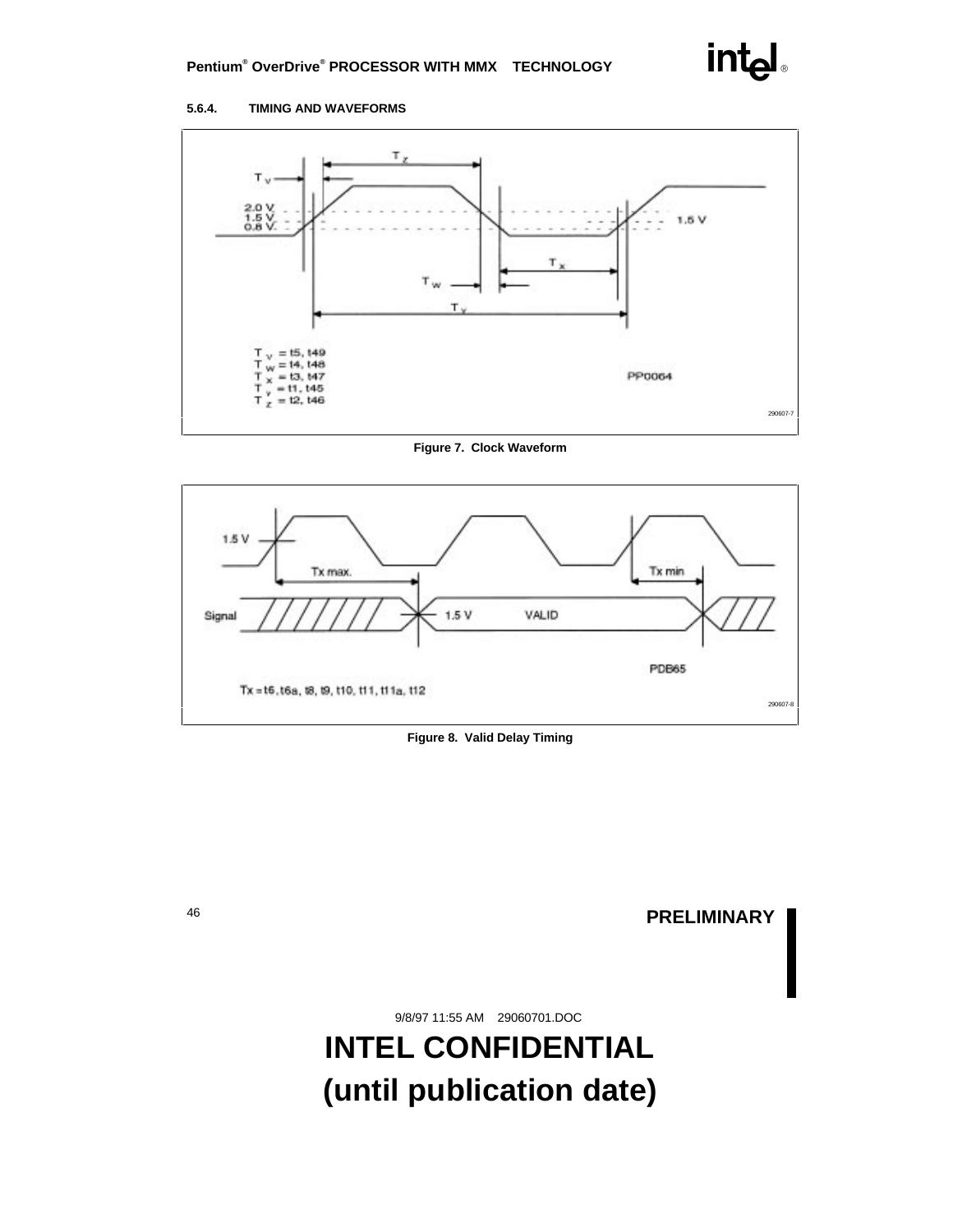#### 5.6.4. TIMING AND WAVEFORMS

$T_v$ = t5, t49
$T_w$ = t4, t48
$T_x$ = t3, t47
$T_y$ = t1, t45
$T_z$ = t2, t46

Figure 7. Clock Waveform

Tx = t6, t6a, t8, t9, t10, t11, t11a, t12

Figure 8. Valid Delay Timing

9/8/97 11:55 AM 29060701.DOC

**INTEL CONFIDENTIAL**
**(until publication date)**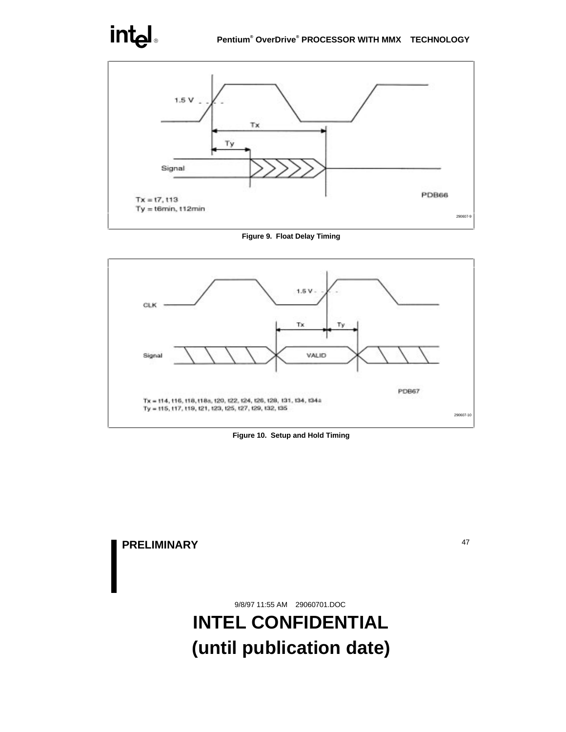1.5 V

Tx

Ty

Signal

Tx = t7, t13

Ty = t6min, t12min

PDB66

290607-9

Figure 9. Float Delay Timing

CLK

1.5 V

Tx

Ty

Signal

VALID

PDB67

Tx = t14, t16, t18, t18a, t20, t22, t24, t26, t28, t31, t34, t34a

Ty = t15, t17, t19, t21, t23, t25, t27, t29, t32, t35

290607-10

Figure 10. Setup and Hold Timing

PRELIMINARY

9/8/97 11:55 AM 29060701.DOC

INTEL CONFIDENTIAL

(until publication date)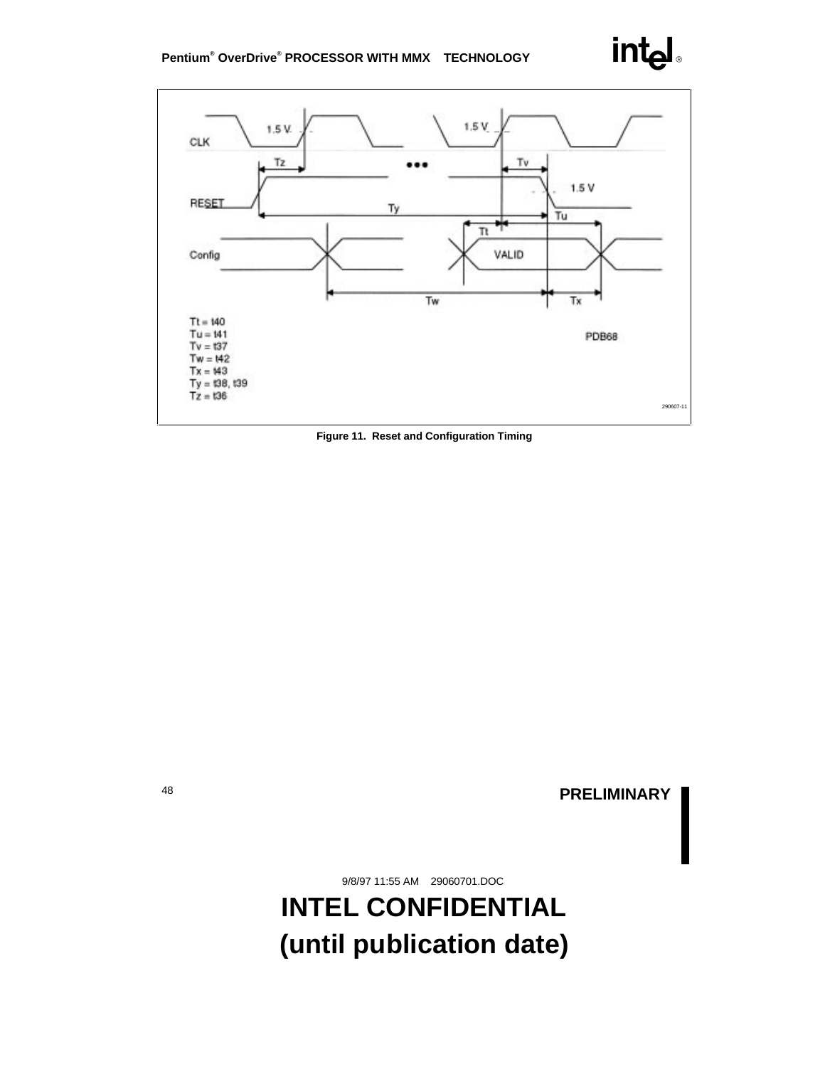CLK

1.5 V

1.5 V

Tz

Tv

RESET

1.5 V

Ty

Tu

Tt

Config

VALID

Tw

Tx

Tt = t40
Tu = t41
Tv = t37
Tw = t42
Tx = t43
Ty = t38, t39
Tz = t36

PDB68

290607-11

**Figure 11. Reset and Configuration Timing**

PRELIMINARY

9/8/97 11:55 AM 29060701.DOC

**INTEL CONFIDENTIAL**
**(until publication date)**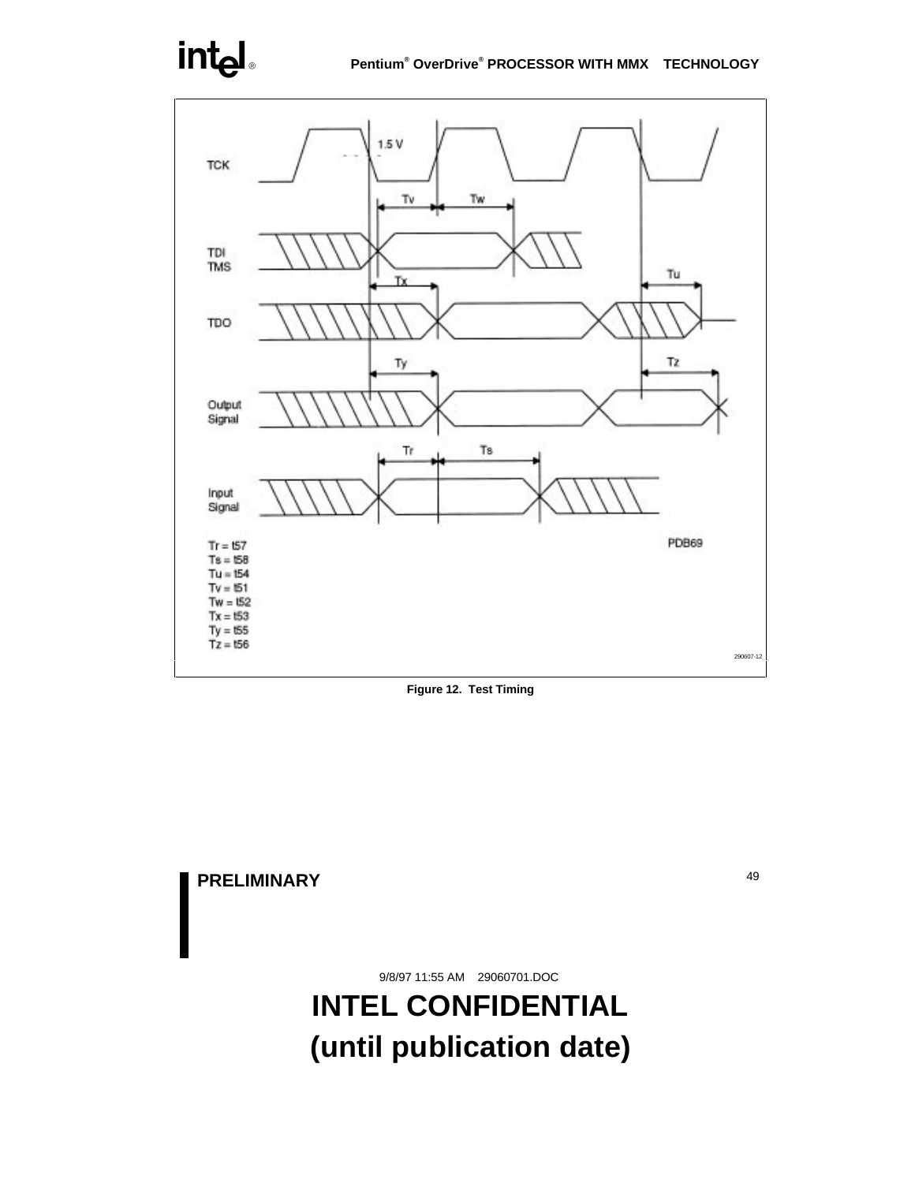TCK

1.5 V

Tv

Tw

TDI
TMS

Tx

Tu

TDO

Ty

Tz

Output
Signal

Tr

Ts

Input
Signal

PDB69

Tr = t57
Ts = t58
Tu = t54
Tv = t51
Tw = t52
Tx = t53
Ty = t55
Tz = t56

290607-12

**Figure 12. Test Timing**

**PRELIMINARY**

9/8/97 11:55 AM 29060701.DOC

**INTEL CONFIDENTIAL**
**(until publication date)**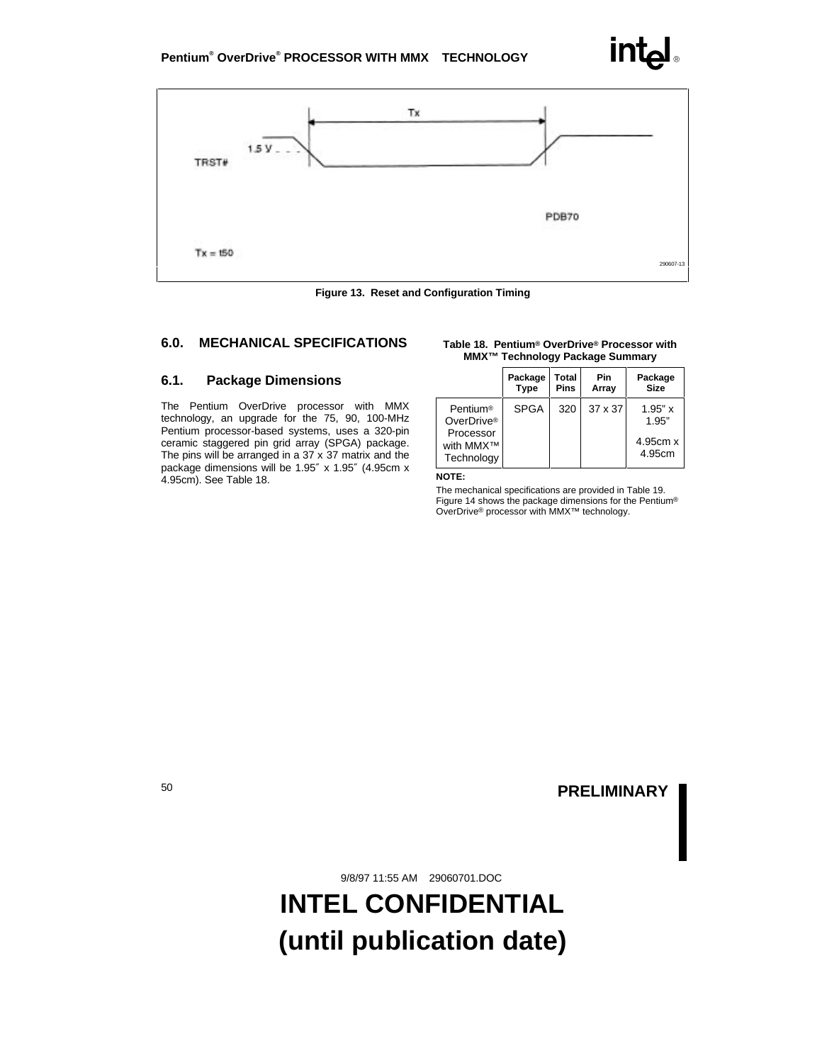Tx

1.5 V

TRST#

PDB70

Tx = t50

290607-13

**Figure 13. Reset and Configuration Timing**

## 6.0. MECHANICAL SPECIFICATIONS

### 6.1. Package Dimensions

The Pentium OverDrive processor with MMX technology, an upgrade for the 75, 90, 100-MHz Pentium processor-based systems, uses a 320-pin ceramic staggered pin grid array (SPGA) package. The pins will be arranged in a 37 x 37 matrix and the package dimensions will be 1.95″ x 1.95″ (4.95cm x 4.95cm). See Table 18.

**Table 18. Pentium® OverDrive® Processor with MMX™ Technology Package Summary**

| | Package Type | Total Pins | Pin Array | Package Size |
|---|---|---|---|---|
| Pentium® OverDrive® Processor with MMX™ Technology | SPGA | 320 | 37 x 37 | 1.95" x 1.95"<br>4.95cm x 4.95cm |

**NOTE:**

The mechanical specifications are provided in Table 19. Figure 14 shows the package dimensions for the Pentium® OverDrive® processor with MMX™ technology.

**PRELIMINARY**

9/8/97 11:55 AM 29060701.DOC

**INTEL CONFIDENTIAL**
**(until publication date)**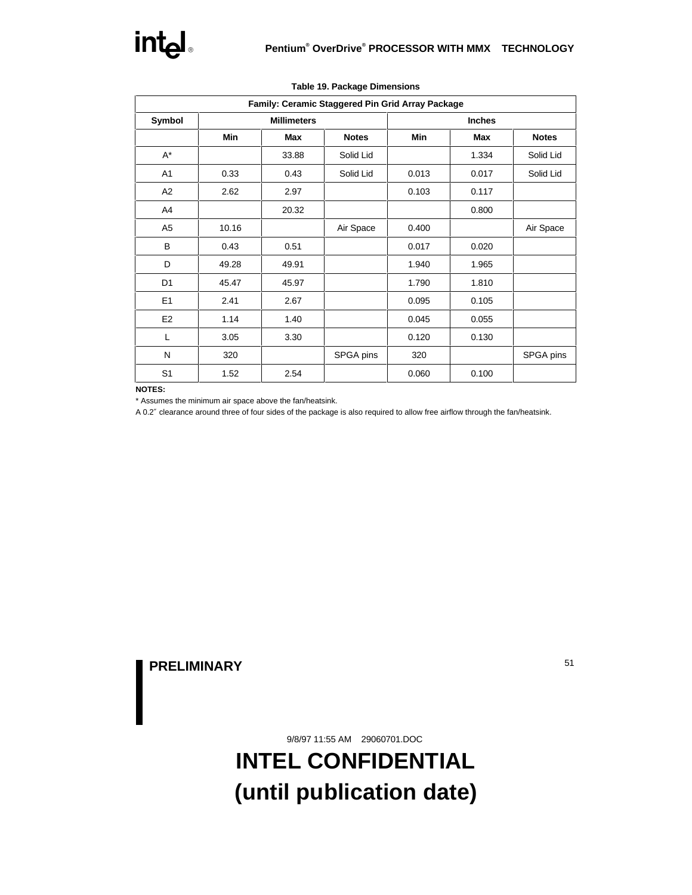**Table 19. Package Dimensions**

| Family: Ceramic Staggered Pin Grid Array Package | | | | | | |
|---|---|---|---|---|---|---|
| **Symbol** | **Millimeters** | | | **Inches** | | |
| | **Min** | **Max** | **Notes** | **Min** | **Max** | **Notes** |
| A* | | 33.88 | Solid Lid | | 1.334 | Solid Lid |
| A1 | 0.33 | 0.43 | Solid Lid | 0.013 | 0.017 | Solid Lid |
| A2 | 2.62 | 2.97 | | 0.103 | 0.117 | |
| A4 | | 20.32 | | | 0.800 | |
| A5 | 10.16 | | Air Space | 0.400 | | Air Space |
| B | 0.43 | 0.51 | | 0.017 | 0.020 | |
| D | 49.28 | 49.91 | | 1.940 | 1.965 | |
| D1 | 45.47 | 45.97 | | 1.790 | 1.810 | |
| E1 | 2.41 | 2.67 | | 0.095 | 0.105 | |
| E2 | 1.14 | 1.40 | | 0.045 | 0.055 | |
| L | 3.05 | 3.30 | | 0.120 | 0.130 | |
| N | 320 | | SPGA pins | 320 | | SPGA pins |
| S1 | 1.52 | 2.54 | | 0.060 | 0.100 | |

**NOTES:**

* Assumes the minimum air space above the fan/heatsink.

A 0.2″ clearance around three of four sides of the package is also required to allow free airflow through the fan/heatsink.

**PRELIMINARY**

9/8/97 11:55 AM 29060701.DOC

**INTEL CONFIDENTIAL**
**(until publication date)**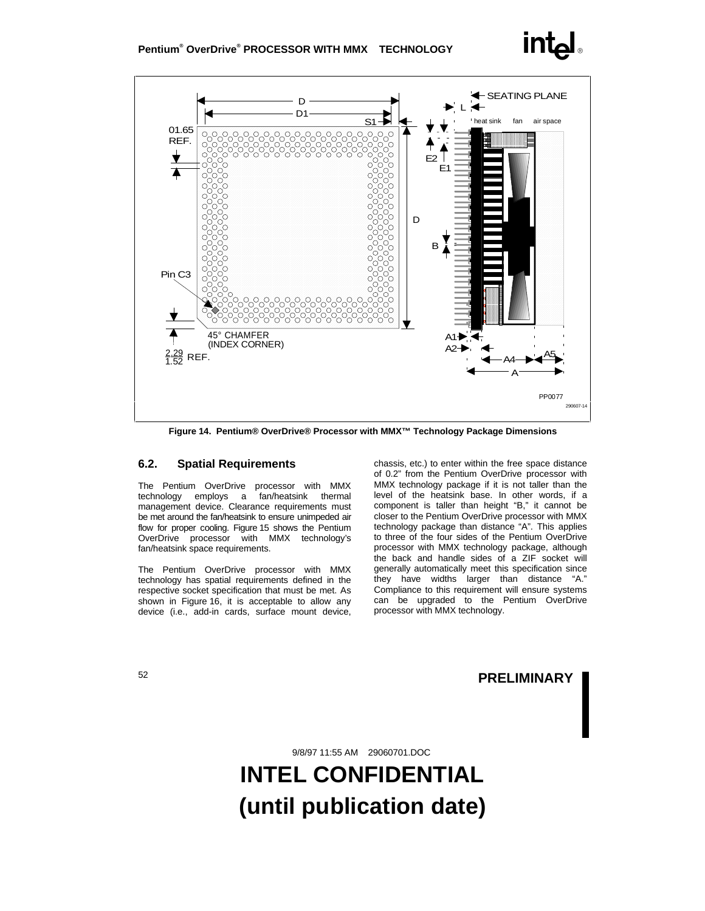D

D1

S1

SEATING PLANE

L

heat sink fan air space

01.65 REF.

E2

E1

D

B

Pin C3

45° CHAMFER (INDEX CORNER)

2.29 / 1.52 REF.

A1

A2

A4

A5

A

PP0077

290607-14

**Figure 14. Pentium® OverDrive® Processor with MMX™ Technology Package Dimensions**

## 6.2. Spatial Requirements

The Pentium OverDrive processor with MMX technology employs a fan/heatsink thermal management device. Clearance requirements must be met around the fan/heatsink to ensure unimpeded air flow for proper cooling. Figure 15 shows the Pentium OverDrive processor with MMX technology's fan/heatsink space requirements.

The Pentium OverDrive processor with MMX technology has spatial requirements defined in the respective socket specification that must be met. As shown in Figure 16, it is acceptable to allow any device (i.e., add-in cards, surface mount device, chassis, etc.) to enter within the free space distance of 0.2" from the Pentium OverDrive processor with MMX technology package if it is not taller than the level of the heatsink base. In other words, if a component is taller than height "B," it cannot be closer to the Pentium OverDrive processor with MMX technology package than distance "A." This applies to three of the four sides of the Pentium OverDrive processor with MMX technology package, although the back and handle sides of a ZIF socket will generally automatically meet this specification since they have widths larger than distance "A." Compliance to this requirement will ensure systems can be upgraded to the Pentium OverDrive processor with MMX technology.

**PRELIMINARY**

9/8/97 11:55 AM 29060701.DOC

**INTEL CONFIDENTIAL**
**(until publication date)**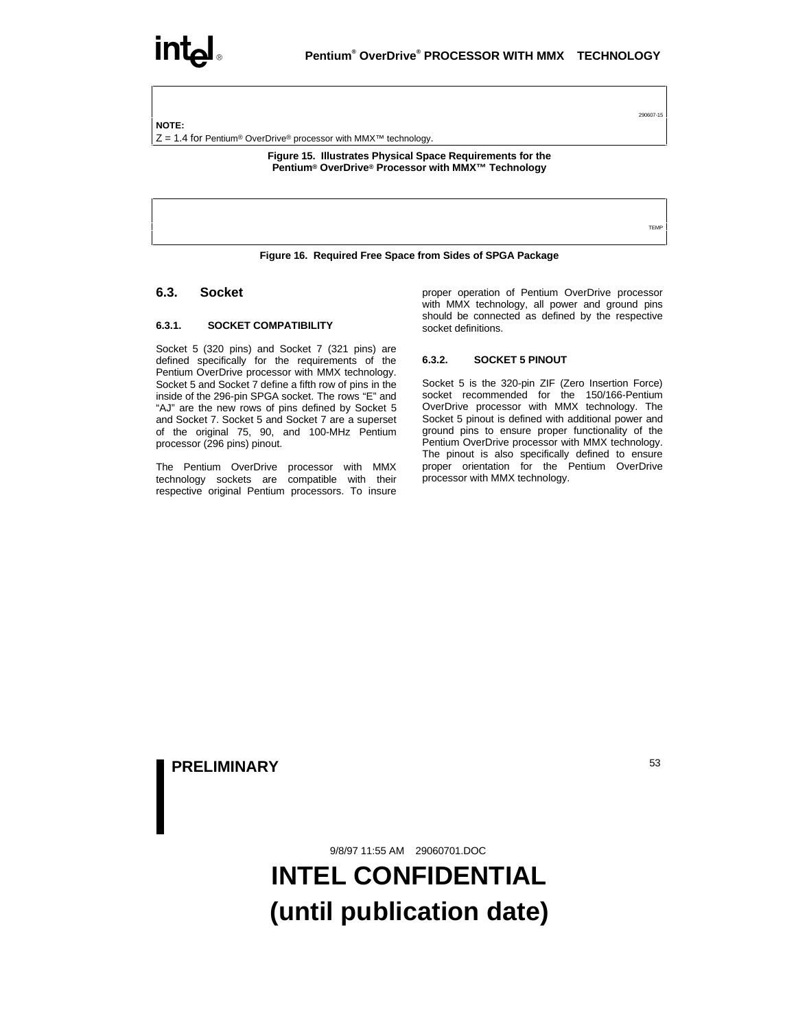290607-15

**NOTE:**

Z = 1.4 for Pentium® OverDrive® processor with MMX™ technology.

**Figure 15. Illustrates Physical Space Requirements for the Pentium® OverDrive® Processor with MMX™ Technology**

TEMP

**Figure 16. Required Free Space from Sides of SPGA Package**

## 6.3. Socket

### 6.3.1. SOCKET COMPATIBILITY

Socket 5 (320 pins) and Socket 7 (321 pins) are defined specifically for the requirements of the Pentium OverDrive processor with MMX technology. Socket 5 and Socket 7 define a fifth row of pins in the inside of the 296-pin SPGA socket. The rows "E" and "AJ" are the new rows of pins defined by Socket 5 and Socket 7. Socket 5 and Socket 7 are a superset of the original 75, 90, and 100-MHz Pentium processor (296 pins) pinout.

The Pentium OverDrive processor with MMX technology sockets are compatible with their respective original Pentium processors. To insure proper operation of Pentium OverDrive processor with MMX technology, all power and ground pins should be connected as defined by the respective socket definitions.

### 6.3.2. SOCKET 5 PINOUT

Socket 5 is the 320-pin ZIF (Zero Insertion Force) socket recommended for the 150/166-Pentium OverDrive processor with MMX technology. The Socket 5 pinout is defined with additional power and ground pins to ensure proper functionality of the Pentium OverDrive processor with MMX technology. The pinout is also specifically defined to ensure proper orientation for the Pentium OverDrive processor with MMX technology.

**PRELIMINARY**

9/8/97 11:55 AM 29060701.DOC

**INTEL CONFIDENTIAL (until publication date)**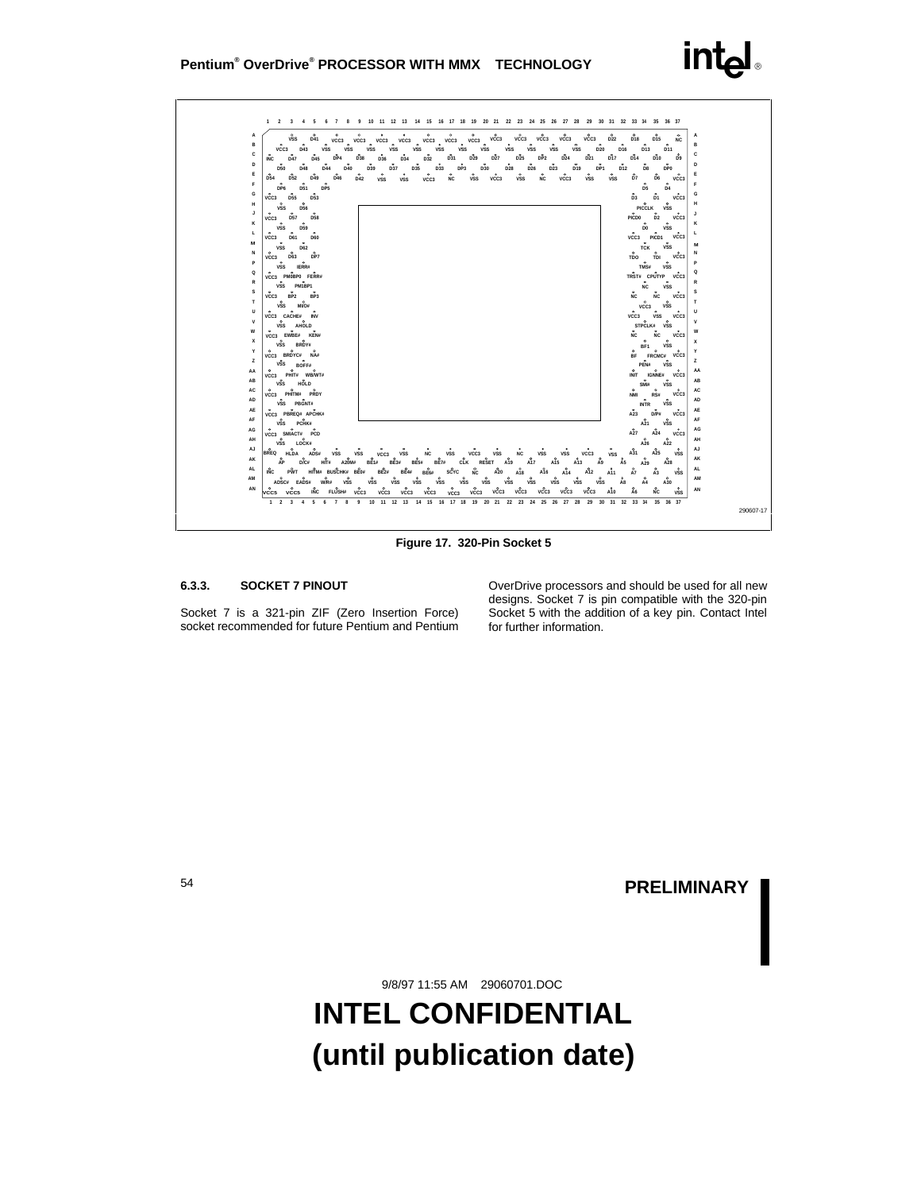Figure 17. 320-Pin Socket 5

### 6.3.3. SOCKET 7 PINOUT

Socket 7 is a 321-pin ZIF (Zero Insertion Force) socket recommended for future Pentium and Pentium OverDrive processors and should be used for all new designs. Socket 7 is pin compatible with the 320-pin Socket 5 with the addition of a key pin. Contact Intel for further information.

9/8/97 11:55 AM 29060701.DOC

**INTEL CONFIDENTIAL**
**(until publication date)**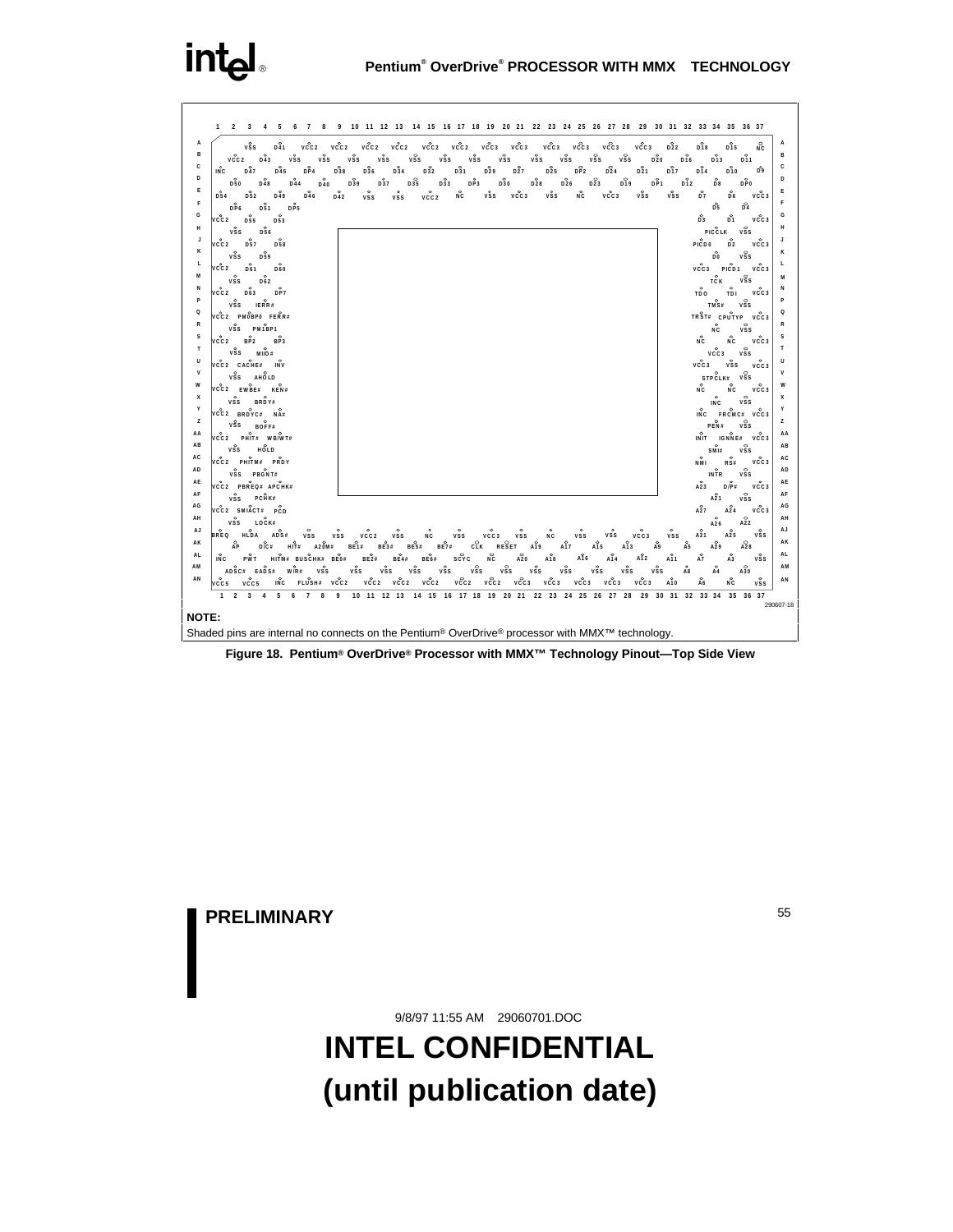1 2 3 4 5 6 7 8 9 10 11 12 13 14 15 16 17 18 19 20 21 22 23 24 25 26 27 28 29 30 31 32 33 34 35 36 37

A VSS D41 VCC2 VCC2 VCC2 VCC2 VCC2 VCC2 VCC3 VCC3 VCC3 VCC3 VCC3 VCC3 D22 D18 D15 NC

B VCC2 D43 VSS VSS VSS VSS VSS VSS VSS VSS VSS VSS VSS VSS D20 D16 D13 D11

C INC D47 D45 DP4 D38 D36 D34 D32 D31 D29 D27 D25 DP2 D24 D21 D17 D14 D10 D9

D D50 D48 D44 D40 D39 D37 D35 D33 DP3 D30 D28 D26 D23 D19 DP1 D12 D8 DP0

E D54 D52 D49 D46 D42 VSS VSS VCC2 NC VSS VCC3 VSS NC VCC3 VSS VSS D7 D6 VCC3

F DP6 D51 DP5 D5 D4

G VCC2 D55 D53 D3 D1 VCC3

H VSS D56 PICCLK VSS

J VCC2 D57 D58 PICD0 D2 VCC3

K VSS D59 D0 VSS

L VCC2 D61 D60 VCC3 PICD1 VCC3

M VSS D62 TCK VSS

N VCC2 D63 DP7 TDO TDI VCC3

P VSS IERR# TMS# VSS

Q VCC2 PM0BP0 FERR# TRST# CPUTYP VCC3

R VSS PM1BP1 NC VSS

S VCC2 BP2 BP3 NC NC VCC3

T VSS MIIO# VCC3 VSS

U VCC2 CACHE# INV VCC3 VSS VCC3

V VSS AHOLD STPCLK# VSS

W VCC2 EWBE# KEN# NC NC VCC3

X VSS BRDY# INC VSS

Y VCC2 BRDYC# NA# INC FRCMC# VCC3

Z VSS BOFF# PEN# VSS

AA VCC2 PHIT# WB/WT# INIT IGNNE# VCC3

AB VSS HOLD SMI# VSS

AC VCC2 PHITM# PRDY NMI RS# VCC3

AD VSS PBGNT# INTR VSS

AE VCC2 PBREQ# APCHK# A23 D/P# VCC3

AF VSS PCHK# A21 VSS

AG VCC2 SMIACT# PCD A27 A24 VCC3

AH VSS LOCK# A26 A22

AJ BREQ HLDA ADS# VSS VSS VCC2 VSS NC VSS VCC3 VSS NC VSS VSS VCC3 VSS A31 A25 VSS

AK AP D/C# HIT# A20M# BE1# BE3# BE5# BE7# CLK RESET A19 A17 A15 A13 A9 A5 A29 A28

AL INC PWT HITM# BUSCHK# BE0# BE2# BE4# BE6# SCYC NC A20 A18 A16 A14 A12 A11 A7 A3 VSS

AM ADSC# EADS# W/R# VSS VSS VSS VSS VSS VSS VSS VSS VSS VSS VSS VSS A8 A4 A30

AN VCC5 VCC5 INC FLUSH# VCC2 VCC2 VCC2 VCC2 VCC2 VCC2 VCC3 VCC3 VCC3 VCC3 VCC3 A10 A6 NC VSS

290607-18

**NOTE:**
Shaded pins are internal no connects on the Pentium® OverDrive® processor with MMX™ technology.

**Figure 18. Pentium® OverDrive® Processor with MMX™ Technology Pinout—Top Side View**

**PRELIMINARY**

9/8/97 11:55 AM 29060701.DOC

# INTEL CONFIDENTIAL
# (until publication date)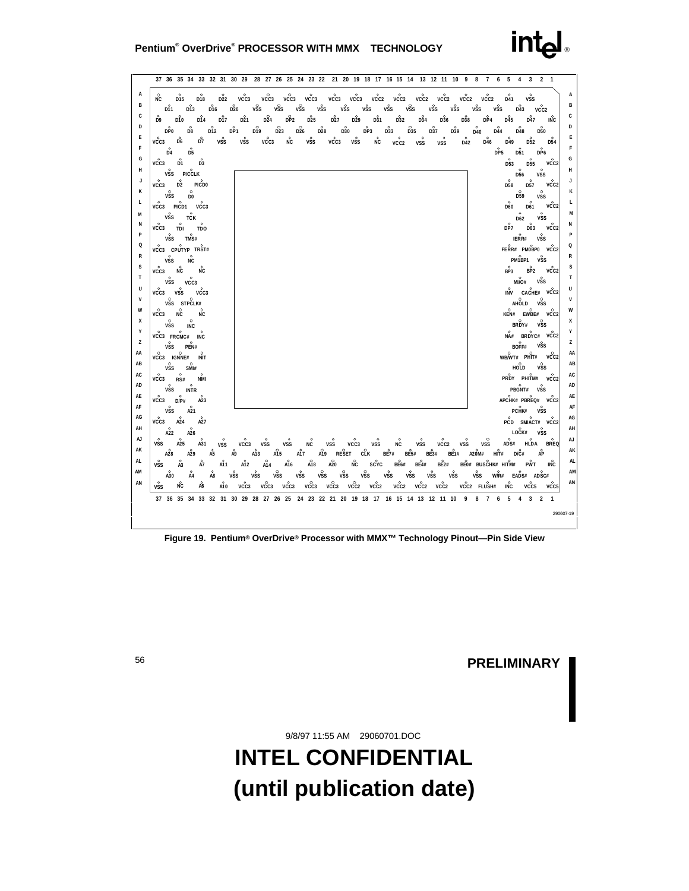Figure 19. Pentium® OverDrive® Processor with MMX™ Technology Pinout—Pin Side View

9/8/97 11:55 AM 29060701.DOC

# INTEL CONFIDENTIAL
# (until publication date)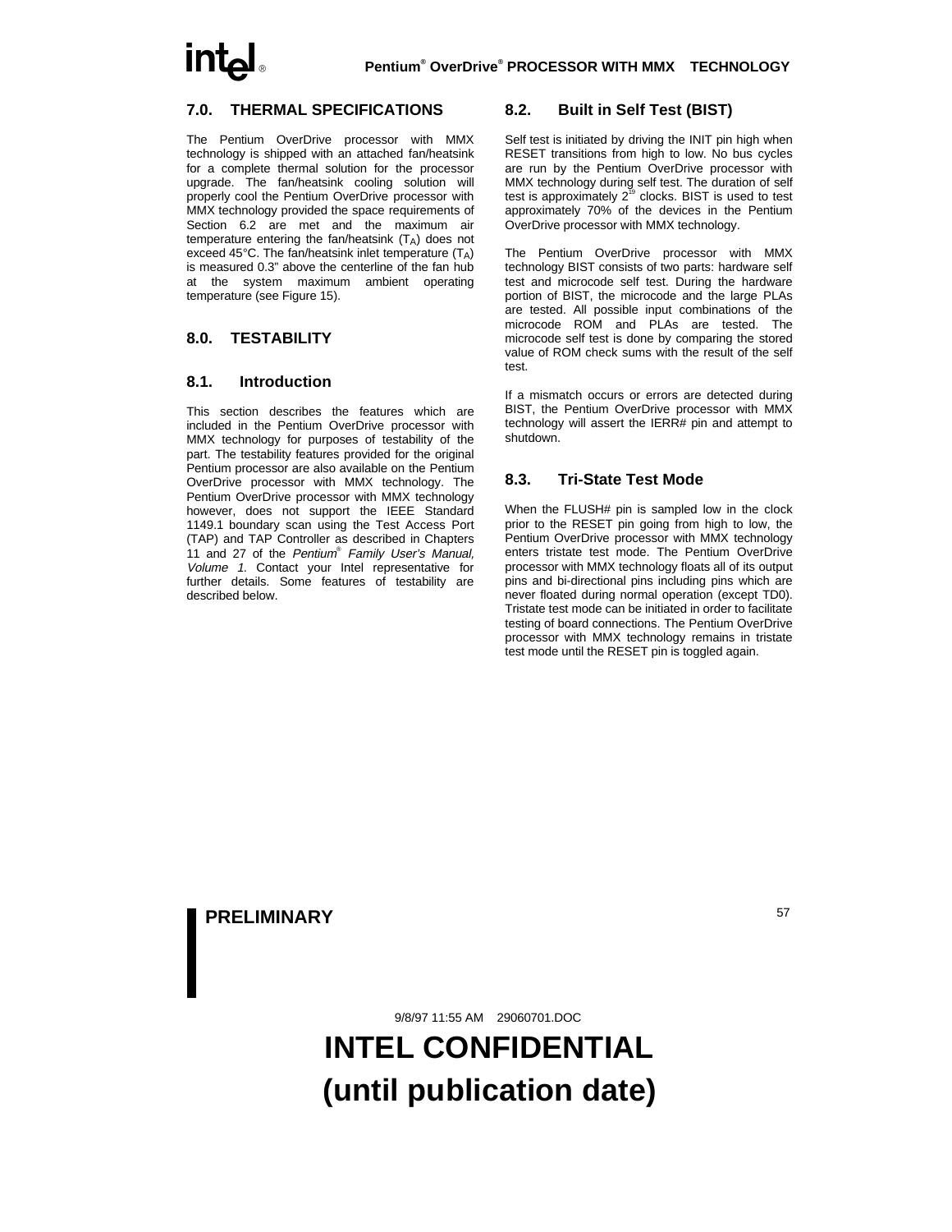## 7.0. THERMAL SPECIFICATIONS

The Pentium OverDrive processor with MMX technology is shipped with an attached fan/heatsink for a complete thermal solution for the processor upgrade. The fan/heatsink cooling solution will properly cool the Pentium OverDrive processor with MMX technology provided the space requirements of Section 6.2 are met and the maximum air temperature entering the fan/heatsink ($T_A$) does not exceed 45°C. The fan/heatsink inlet temperature ($T_A$) is measured 0.3" above the centerline of the fan hub at the system maximum ambient operating temperature (see Figure 15).

## 8.0. TESTABILITY

### 8.1. Introduction

This section describes the features which are included in the Pentium OverDrive processor with MMX technology for purposes of testability of the part. The testability features provided for the original Pentium processor are also available on the Pentium OverDrive processor with MMX technology. The Pentium OverDrive processor with MMX technology however, does not support the IEEE Standard 1149.1 boundary scan using the Test Access Port (TAP) and TAP Controller as described in Chapters 11 and 27 of the *Pentium® Family User's Manual, Volume 1.* Contact your Intel representative for further details. Some features of testability are described below.

### 8.2. Built in Self Test (BIST)

Self test is initiated by driving the INIT pin high when RESET transitions from high to low. No bus cycles are run by the Pentium OverDrive processor with MMX technology during self test. The duration of self test is approximately $2^{19}$ clocks. BIST is used to test approximately 70% of the devices in the Pentium OverDrive processor with MMX technology.

The Pentium OverDrive processor with MMX technology BIST consists of two parts: hardware self test and microcode self test. During the hardware portion of BIST, the microcode and the large PLAs are tested. All possible input combinations of the microcode ROM and PLAs are tested. The microcode self test is done by comparing the stored value of ROM check sums with the result of the self test.

If a mismatch occurs or errors are detected during BIST, the Pentium OverDrive processor with MMX technology will assert the IERR# pin and attempt to shutdown.

### 8.3. Tri-State Test Mode

When the FLUSH# pin is sampled low in the clock prior to the RESET pin going from high to low, the Pentium OverDrive processor with MMX technology enters tristate test mode. The Pentium OverDrive processor with MMX technology floats all of its output pins and bi-directional pins including pins which are never floated during normal operation (except TD0). Tristate test mode can be initiated in order to facilitate testing of board connections. The Pentium OverDrive processor with MMX technology remains in tristate test mode until the RESET pin is toggled again.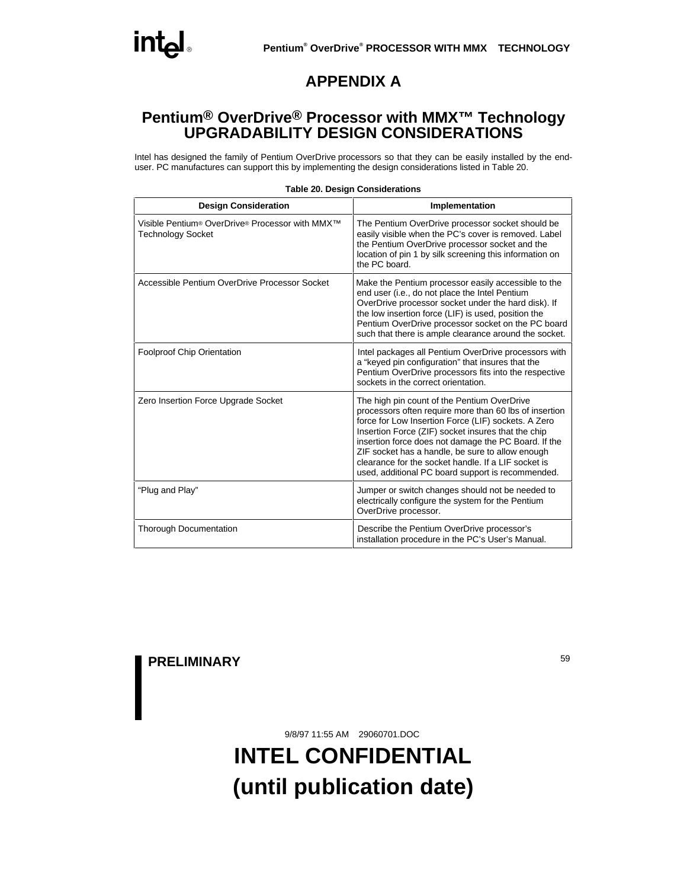# APPENDIX A

## Pentium® OverDrive® Processor with MMX™ Technology UPGRADABILITY DESIGN CONSIDERATIONS

Intel has designed the family of Pentium OverDrive processors so that they can be easily installed by the end-user. PC manufactures can support this by implementing the design considerations listed in Table 20.

**Table 20. Design Considerations**

| Design Consideration | Implementation |
|---|---|
| Visible Pentium® OverDrive® Processor with MMX™ Technology Socket | The Pentium OverDrive processor socket should be easily visible when the PC's cover is removed. Label the Pentium OverDrive processor socket and the location of pin 1 by silk screening this information on the PC board. |
| Accessible Pentium OverDrive Processor Socket | Make the Pentium processor easily accessible to the end user (i.e., do not place the Intel Pentium OverDrive processor socket under the hard disk). If the low insertion force (LIF) is used, position the Pentium OverDrive processor socket on the PC board such that there is ample clearance around the socket. |
| Foolproof Chip Orientation | Intel packages all Pentium OverDrive processors with a "keyed pin configuration" that insures that the Pentium OverDrive processors fits into the respective sockets in the correct orientation. |
| Zero Insertion Force Upgrade Socket | The high pin count of the Pentium OverDrive processors often require more than 60 lbs of insertion force for Low Insertion Force (LIF) sockets. A Zero Insertion Force (ZIF) socket insures that the chip insertion force does not damage the PC Board. If the ZIF socket has a handle, be sure to allow enough clearance for the socket handle. If a LIF socket is used, additional PC board support is recommended. |
| "Plug and Play" | Jumper or switch changes should not be needed to electrically configure the system for the Pentium OverDrive processor. |
| Thorough Documentation | Describe the Pentium OverDrive processor's installation procedure in the PC's User's Manual. |

**PRELIMINARY**

9/8/97 11:55 AM 29060701.DOC

**INTEL CONFIDENTIAL (until publication date)**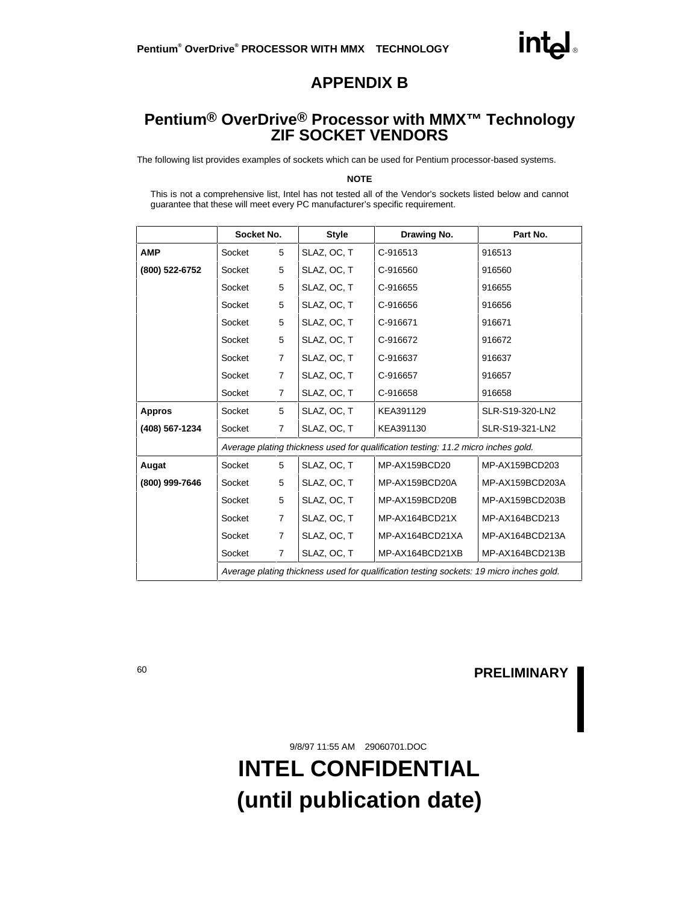# APPENDIX B

## Pentium® OverDrive® Processor with MMX™ Technology ZIF SOCKET VENDORS

The following list provides examples of sockets which can be used for Pentium processor-based systems.

**NOTE**

This is not a comprehensive list, Intel has not tested all of the Vendor's sockets listed below and cannot guarantee that these will meet every PC manufacturer's specific requirement.

| | Socket No. | | Style | Drawing No. | Part No. |
|---|---|---|---|---|---|
| **AMP** | Socket | 5 | SLAZ, OC, T | C-916513 | 916513 |
| **(800) 522-6752** | Socket | 5 | SLAZ, OC, T | C-916560 | 916560 |
| | Socket | 5 | SLAZ, OC, T | C-916655 | 916655 |
| | Socket | 5 | SLAZ, OC, T | C-916656 | 916656 |
| | Socket | 5 | SLAZ, OC, T | C-916671 | 916671 |
| | Socket | 5 | SLAZ, OC, T | C-916672 | 916672 |
| | Socket | 7 | SLAZ, OC, T | C-916637 | 916637 |
| | Socket | 7 | SLAZ, OC, T | C-916657 | 916657 |
| | Socket | 7 | SLAZ, OC, T | C-916658 | 916658 |
| **Appros** | Socket | 5 | SLAZ, OC, T | KEA391129 | SLR-S19-320-LN2 |
| **(408) 567-1234** | Socket | 7 | SLAZ, OC, T | KEA391130 | SLR-S19-321-LN2 |
| | *Average plating thickness used for qualification testing: 11.2 micro inches gold.* | | | | |
| **Augat** | Socket | 5 | SLAZ, OC, T | MP-AX159BCD20 | MP-AX159BCD203 |
| **(800) 999-7646** | Socket | 5 | SLAZ, OC, T | MP-AX159BCD20A | MP-AX159BCD203A |
| | Socket | 5 | SLAZ, OC, T | MP-AX159BCD20B | MP-AX159BCD203B |
| | Socket | 7 | SLAZ, OC, T | MP-AX164BCD21X | MP-AX164BCD213 |
| | Socket | 7 | SLAZ, OC, T | MP-AX164BCD21XA | MP-AX164BCD213A |
| | Socket | 7 | SLAZ, OC, T | MP-AX164BCD21XB | MP-AX164BCD213B |
| | *Average plating thickness used for qualification testing sockets: 19 micro inches gold.* | | | | |

PRELIMINARY

9/8/97 11:55 AM 29060701.DOC

INTEL CONFIDENTIAL
(until publication date)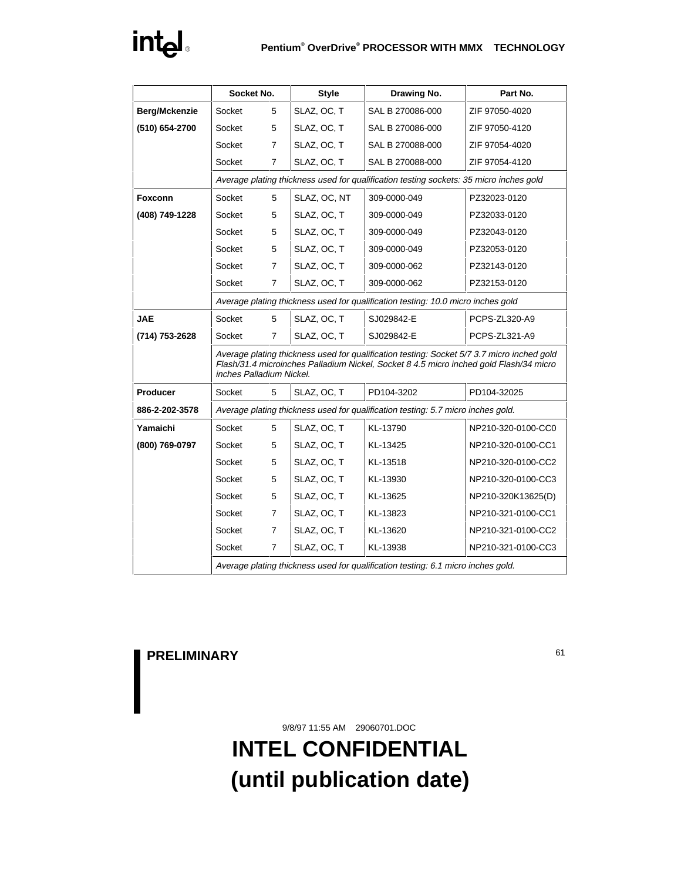| | Socket No. | | Style | Drawing No. | Part No. |
|---|---|---|---|---|---|
| **Berg/Mckenzie** | Socket | 5 | SLAZ, OC, T | SAL B 270086-000 | ZIF 97050-4020 |
| **(510) 654-2700** | Socket | 5 | SLAZ, OC, T | SAL B 270086-000 | ZIF 97050-4120 |
| | Socket | 7 | SLAZ, OC, T | SAL B 270088-000 | ZIF 97054-4020 |
| | Socket | 7 | SLAZ, OC, T | SAL B 270088-000 | ZIF 97054-4120 |
| | *Average plating thickness used for qualification testing sockets: 35 micro inches gold* | | | | |
| **Foxconn** | Socket | 5 | SLAZ, OC, NT | 309-0000-049 | PZ32023-0120 |
| **(408) 749-1228** | Socket | 5 | SLAZ, OC, T | 309-0000-049 | PZ32033-0120 |
| | Socket | 5 | SLAZ, OC, T | 309-0000-049 | PZ32043-0120 |
| | Socket | 5 | SLAZ, OC, T | 309-0000-049 | PZ32053-0120 |
| | Socket | 7 | SLAZ, OC, T | 309-0000-062 | PZ32143-0120 |
| | Socket | 7 | SLAZ, OC, T | 309-0000-062 | PZ32153-0120 |
| | *Average plating thickness used for qualification testing: 10.0 micro inches gold* | | | | |
| **JAE** | Socket | 5 | SLAZ, OC, T | SJ029842-E | PCPS-ZL320-A9 |
| **(714) 753-2628** | Socket | 7 | SLAZ, OC, T | SJ029842-E | PCPS-ZL321-A9 |
| | *Average plating thickness used for qualification testing: Socket 5/7 3.7 micro inched gold Flash/31.4 microinches Palladium Nickel, Socket 8 4.5 micro inched gold Flash/34 micro inches Palladium Nickel.* | | | | |
| **Producer** | Socket | 5 | SLAZ, OC, T | PD104-3202 | PD104-32025 |
| **886-2-202-3578** | *Average plating thickness used for qualification testing: 5.7 micro inches gold.* | | | | |
| **Yamaichi** | Socket | 5 | SLAZ, OC, T | KL-13790 | NP210-320-0100-CC0 |
| **(800) 769-0797** | Socket | 5 | SLAZ, OC, T | KL-13425 | NP210-320-0100-CC1 |
| | Socket | 5 | SLAZ, OC, T | KL-13518 | NP210-320-0100-CC2 |
| | Socket | 5 | SLAZ, OC, T | KL-13930 | NP210-320-0100-CC3 |
| | Socket | 5 | SLAZ, OC, T | KL-13625 | NP210-320K13625(D) |
| | Socket | 7 | SLAZ, OC, T | KL-13823 | NP210-321-0100-CC1 |
| | Socket | 7 | SLAZ, OC, T | KL-13620 | NP210-321-0100-CC2 |
| | Socket | 7 | SLAZ, OC, T | KL-13938 | NP210-321-0100-CC3 |
| | *Average plating thickness used for qualification testing: 6.1 micro inches gold.* | | | | |

**PRELIMINARY**

9/8/97 11:55 AM 29060701.DOC

**INTEL CONFIDENTIAL (until publication date)**